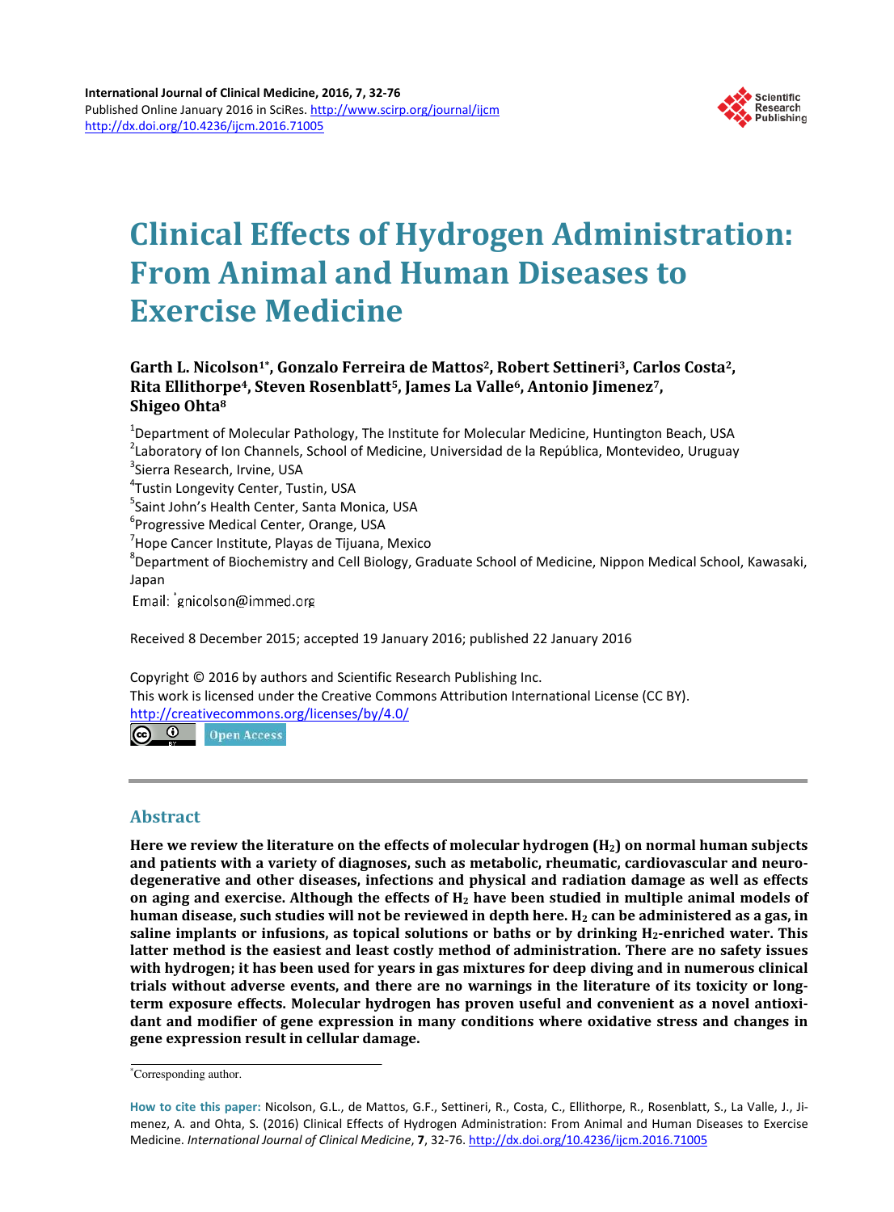# Clinical Effects of Hydrogen Administration: From Animal and Human Diseases to Exercise Medicine

**Garth L. Nicolson[1*], Gonzalo Ferreira de Mattos[2], Robert Settineri[3], Carlos Costa[2], Rita Ellithorpe[4], Steven Rosenblatt[5], James La Valle[6], Antonio Jimenez[7], Shigeo Ohta[8]**

[1]Department of Molecular Pathology, The Institute for Molecular Medicine, Huntington Beach, USA
[2]Laboratory of Ion Channels, School of Medicine, Universidad de la República, Montevideo, Uruguay
[3]Sierra Research, Irvine, USA
[4]Tustin Longevity Center, Tustin, USA
[5]Saint John's Health Center, Santa Monica, USA
[6]Progressive Medical Center, Orange, USA
[7]Hope Cancer Institute, Playas de Tijuana, Mexico
[8]Department of Biochemistry and Cell Biology, Graduate School of Medicine, Nippon Medical School, Kawasaki, Japan

Email: [*]gnicolson@immed.org

Received 8 December 2015; accepted 19 January 2016; published 22 January 2016

Copyright © 2016 by authors and Scientific Research Publishing Inc.
This work is licensed under the Creative Commons Attribution International License (CC BY).
http://creativecommons.org/licenses/by/4.0/

Open Access

## Abstract

**Here we review the literature on the effects of molecular hydrogen ($H_2$) on normal human subjects and patients with a variety of diagnoses, such as metabolic, rheumatic, cardiovascular and neurodegenerative and other diseases, infections and physical and radiation damage as well as effects on aging and exercise. Although the effects of $H_2$ have been studied in multiple animal models of human disease, such studies will not be reviewed in depth here. $H_2$ can be administered as a gas, in saline implants or infusions, as topical solutions or baths or by drinking $H_2$-enriched water. This latter method is the easiest and least costly method of administration. There are no safety issues with hydrogen; it has been used for years in gas mixtures for deep diving and in numerous clinical trials without adverse events, and there are no warnings in the literature of its toxicity or long-term exposure effects. Molecular hydrogen has proven useful and convenient as a novel antioxidant and modifier of gene expression in many conditions where oxidative stress and changes in gene expression result in cellular damage.**

[*]Corresponding author.

**How to cite this paper:** Nicolson, G.L., de Mattos, G.F., Settineri, R., Costa, C., Ellithorpe, R., Rosenblatt, S., La Valle, J., Jimenez, A. and Ohta, S. (2016) Clinical Effects of Hydrogen Administration: From Animal and Human Diseases to Exercise Medicine. *International Journal of Clinical Medicine*, **7**, 32-76. http://dx.doi.org/10.4236/ijcm.2016.71005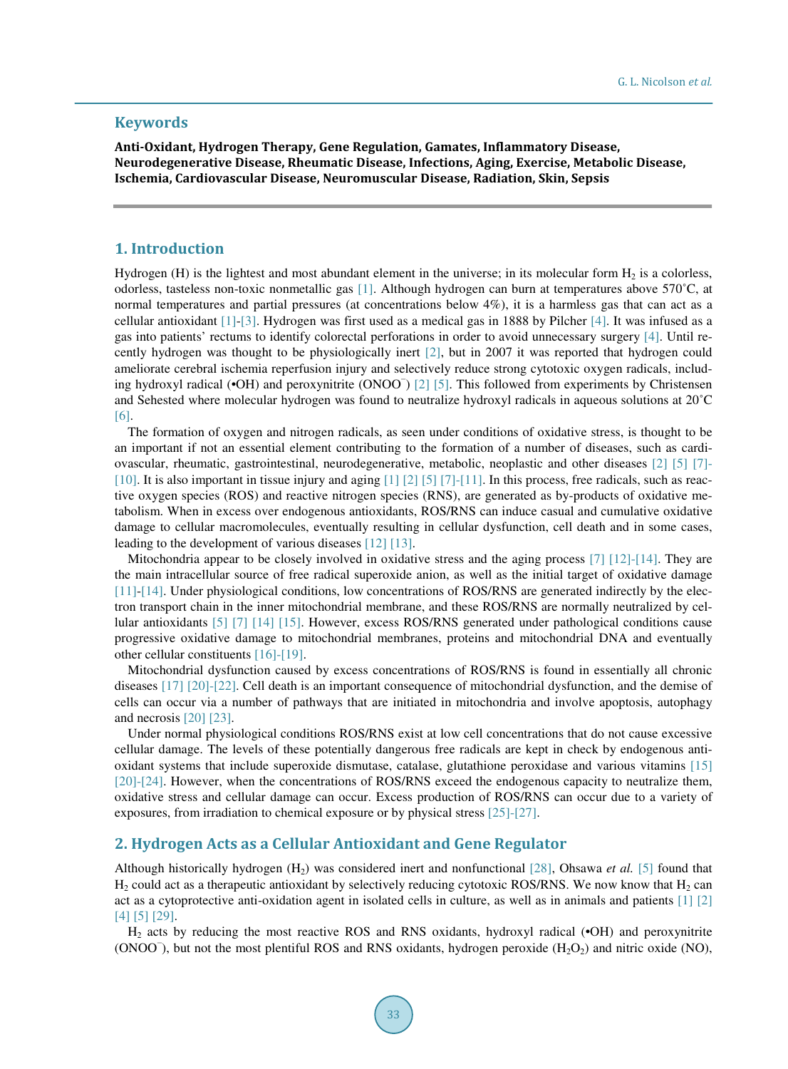## Keywords

**Anti-Oxidant, Hydrogen Therapy, Gene Regulation, Gametes, Inflammatory Disease, Neurodegenerative Disease, Rheumatic Disease, Infections, Aging, Exercise, Metabolic Disease, Ischemia, Cardiovascular Disease, Neuromuscular Disease, Radiation, Skin, Sepsis**

## 1. Introduction

Hydrogen (H) is the lightest and most abundant element in the universe; in its molecular form $H_2$ is a colorless, odorless, tasteless non-toxic nonmetallic gas [1]. Although hydrogen can burn at temperatures above 570˚C, at normal temperatures and partial pressures (at concentrations below 4%), it is a harmless gas that can act as a cellular antioxidant [1]-[3]. Hydrogen was first used as a medical gas in 1888 by Pilcher [4]. It was infused as a gas into patients' rectums to identify colorectal perforations in order to avoid unnecessary surgery [4]. Until recently hydrogen was thought to be physiologically inert [2], but in 2007 it was reported that hydrogen could ameliorate cerebral ischemia reperfusion injury and selectively reduce strong cytotoxic oxygen radicals, including hydroxyl radical (•OH) and peroxynitrite ($ONOO^-$) [2] [5]. This followed from experiments by Christensen and Sehested where molecular hydrogen was found to neutralize hydroxyl radicals in aqueous solutions at 20˚C [6].

The formation of oxygen and nitrogen radicals, as seen under conditions of oxidative stress, is thought to be an important if not an essential element contributing to the formation of a number of diseases, such as cardiovascular, rheumatic, gastrointestinal, neurodegenerative, metabolic, neoplastic and other diseases [2] [5] [7]-[10]. It is also important in tissue injury and aging [1] [2] [5] [7]-[11]. In this process, free radicals, such as reactive oxygen species (ROS) and reactive nitrogen species (RNS), are generated as by-products of oxidative metabolism. When in excess over endogenous antioxidants, ROS/RNS can induce casual and cumulative oxidative damage to cellular macromolecules, eventually resulting in cellular dysfunction, cell death and in some cases, leading to the development of various diseases [12] [13].

Mitochondria appear to be closely involved in oxidative stress and the aging process [7] [12]-[14]. They are the main intracellular source of free radical superoxide anion, as well as the initial target of oxidative damage [11]-[14]. Under physiological conditions, low concentrations of ROS/RNS are generated indirectly by the electron transport chain in the inner mitochondrial membrane, and these ROS/RNS are normally neutralized by cellular antioxidants [5] [7] [14] [15]. However, excess ROS/RNS generated under pathological conditions cause progressive oxidative damage to mitochondrial membranes, proteins and mitochondrial DNA and eventually other cellular constituents [16]-[19].

Mitochondrial dysfunction caused by excess concentrations of ROS/RNS is found in essentially all chronic diseases [17] [20]-[22]. Cell death is an important consequence of mitochondrial dysfunction, and the demise of cells can occur via a number of pathways that are initiated in mitochondria and involve apoptosis, autophagy and necrosis [20] [23].

Under normal physiological conditions ROS/RNS exist at low cell concentrations that do not cause excessive cellular damage. The levels of these potentially dangerous free radicals are kept in check by endogenous antioxidant systems that include superoxide dismutase, catalase, glutathione peroxidase and various vitamins [15] [20]-[24]. However, when the concentrations of ROS/RNS exceed the endogenous capacity to neutralize them, oxidative stress and cellular damage can occur. Excess production of ROS/RNS can occur due to a variety of exposures, from irradiation to chemical exposure or by physical stress [25]-[27].

## 2. Hydrogen Acts as a Cellular Antioxidant and Gene Regulator

Although historically hydrogen ($H_2$) was considered inert and nonfunctional [28], Ohsawa *et al.* [5] found that $H_2$ could act as a therapeutic antioxidant by selectively reducing cytotoxic ROS/RNS. We now know that $H_2$ can act as a cytoprotective anti-oxidation agent in isolated cells in culture, as well as in animals and patients [1] [2] [4] [5] [29].

$H_2$ acts by reducing the most reactive ROS and RNS oxidants, hydroxyl radical (•OH) and peroxynitrite ($ONOO^-$), but not the most plentiful ROS and RNS oxidants, hydrogen peroxide ($H_2O_2$) and nitric oxide (NO),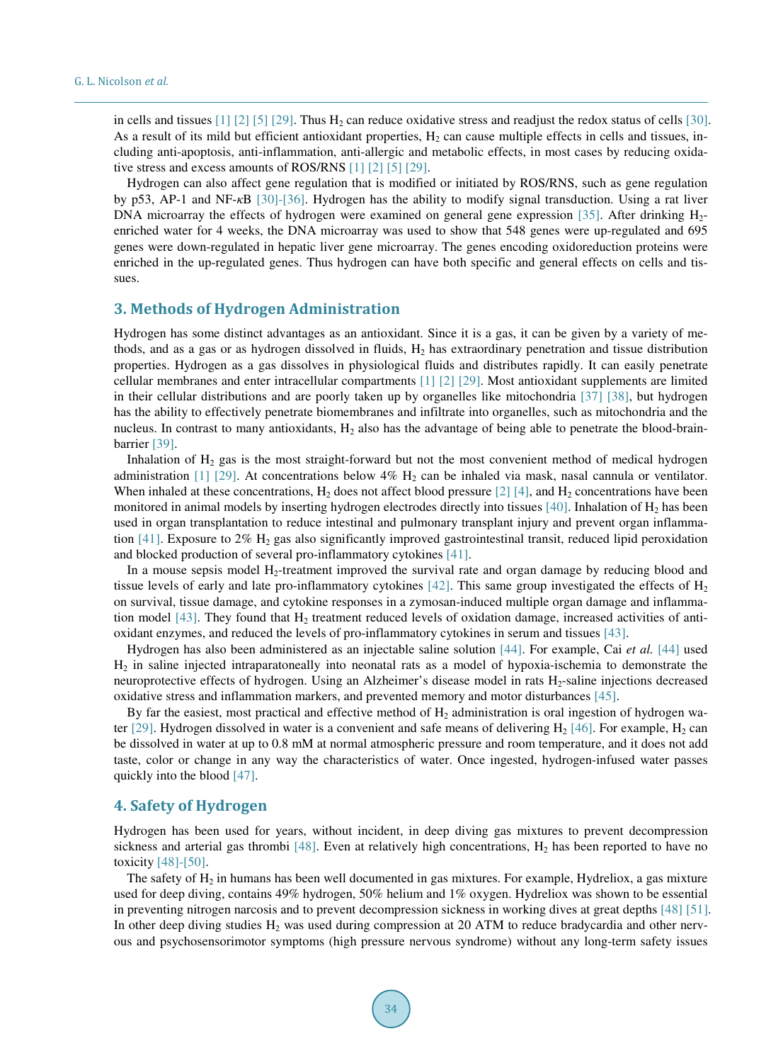in cells and tissues [1] [2] [5] [29]. Thus $H_2$ can reduce oxidative stress and readjust the redox status of cells [30]. As a result of its mild but efficient antioxidant properties, $H_2$ can cause multiple effects in cells and tissues, including anti-apoptosis, anti-inflammation, anti-allergic and metabolic effects, in most cases by reducing oxidative stress and excess amounts of ROS/RNS [1] [2] [5] [29].

Hydrogen can also affect gene regulation that is modified or initiated by ROS/RNS, such as gene regulation by p53, AP-1 and NF-*κ*B [30]-[36]. Hydrogen has the ability to modify signal transduction. Using a rat liver DNA microarray the effects of hydrogen were examined on general gene expression [35]. After drinking $H_2$-enriched water for 4 weeks, the DNA microarray was used to show that 548 genes were up-regulated and 695 genes were down-regulated in hepatic liver gene microarray. The genes encoding oxidoreduction proteins were enriched in the up-regulated genes. Thus hydrogen can have both specific and general effects on cells and tissues.

## 3. Methods of Hydrogen Administration

Hydrogen has some distinct advantages as an antioxidant. Since it is a gas, it can be given by a variety of methods, and as a gas or as hydrogen dissolved in fluids, $H_2$ has extraordinary penetration and tissue distribution properties. Hydrogen as a gas dissolves in physiological fluids and distributes rapidly. It can easily penetrate cellular membranes and enter intracellular compartments [1] [2] [29]. Most antioxidant supplements are limited in their cellular distributions and are poorly taken up by organelles like mitochondria [37] [38], but hydrogen has the ability to effectively penetrate biomembranes and infiltrate into organelles, such as mitochondria and the nucleus. In contrast to many antioxidants, $H_2$ also has the advantage of being able to penetrate the blood-brain-barrier [39].

Inhalation of $H_2$ gas is the most straight-forward but not the most convenient method of medical hydrogen administration [1] [29]. At concentrations below 4% $H_2$ can be inhaled via mask, nasal cannula or ventilator. When inhaled at these concentrations, $H_2$ does not affect blood pressure [2] [4], and $H_2$ concentrations have been monitored in animal models by inserting hydrogen electrodes directly into tissues [40]. Inhalation of $H_2$ has been used in organ transplantation to reduce intestinal and pulmonary transplant injury and prevent organ inflammation [41]. Exposure to 2% $H_2$ gas also significantly improved gastrointestinal transit, reduced lipid peroxidation and blocked production of several pro-inflammatory cytokines [41].

In a mouse sepsis model $H_2$-treatment improved the survival rate and organ damage by reducing blood and tissue levels of early and late pro-inflammatory cytokines [42]. This same group investigated the effects of $H_2$ on survival, tissue damage, and cytokine responses in a zymosan-induced multiple organ damage and inflammation model [43]. They found that $H_2$ treatment reduced levels of oxidation damage, increased activities of antioxidant enzymes, and reduced the levels of pro-inflammatory cytokines in serum and tissues [43].

Hydrogen has also been administered as an injectable saline solution [44]. For example, Cai *et al.* [44] used $H_2$ in saline injected intraparatoneally into neonatal rats as a model of hypoxia-ischemia to demonstrate the neuroprotective effects of hydrogen. Using an Alzheimer's disease model in rats $H_2$-saline injections decreased oxidative stress and inflammation markers, and prevented memory and motor disturbances [45].

By far the easiest, most practical and effective method of $H_2$ administration is oral ingestion of hydrogen water [29]. Hydrogen dissolved in water is a convenient and safe means of delivering $H_2$ [46]. For example, $H_2$ can be dissolved in water at up to 0.8 mM at normal atmospheric pressure and room temperature, and it does not add taste, color or change in any way the characteristics of water. Once ingested, hydrogen-infused water passes quickly into the blood [47].

## 4. Safety of Hydrogen

Hydrogen has been used for years, without incident, in deep diving gas mixtures to prevent decompression sickness and arterial gas thrombi [48]. Even at relatively high concentrations, $H_2$ has been reported to have no toxicity [48]-[50].

The safety of $H_2$ in humans has been well documented in gas mixtures. For example, Hydreliox, a gas mixture used for deep diving, contains 49% hydrogen, 50% helium and 1% oxygen. Hydreliox was shown to be essential in preventing nitrogen narcosis and to prevent decompression sickness in working dives at great depths [48] [51]. In other deep diving studies $H_2$ was used during compression at 20 ATM to reduce bradycardia and other nervous and psychosensorimotor symptoms (high pressure nervous syndrome) without any long-term safety issues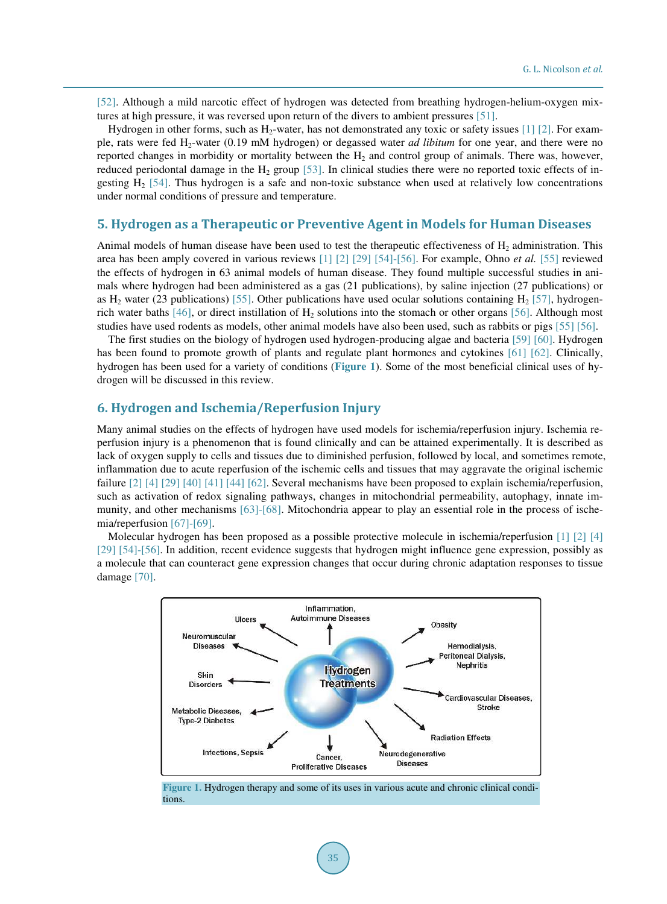[52]. Although a mild narcotic effect of hydrogen was detected from breathing hydrogen-helium-oxygen mixtures at high pressure, it was reversed upon return of the divers to ambient pressures [51].

Hydrogen in other forms, such as $H_2$-water, has not demonstrated any toxic or safety issues [1] [2]. For example, rats were fed $H_2$-water (0.19 mM hydrogen) or degassed water *ad libitum* for one year, and there were no reported changes in morbidity or mortality between the $H_2$ and control group of animals. There was, however, reduced periodontal damage in the $H_2$ group [53]. In clinical studies there were no reported toxic effects of ingesting $H_2$ [54]. Thus hydrogen is a safe and non-toxic substance when used at relatively low concentrations under normal conditions of pressure and temperature.

## 5. Hydrogen as a Therapeutic or Preventive Agent in Models for Human Diseases

Animal models of human disease have been used to test the therapeutic effectiveness of $H_2$ administration. This area has been amply covered in various reviews [1] [2] [29] [54]-[56]. For example, Ohno *et al.* [55] reviewed the effects of hydrogen in 63 animal models of human disease. They found multiple successful studies in animals where hydrogen had been administered as a gas (21 publications), by saline injection (27 publications) or as $H_2$ water (23 publications) [55]. Other publications have used ocular solutions containing $H_2$ [57], hydrogen-rich water baths [46], or direct instillation of $H_2$ solutions into the stomach or other organs [56]. Although most studies have used rodents as models, other animal models have also been used, such as rabbits or pigs [55] [56].

The first studies on the biology of hydrogen used hydrogen-producing algae and bacteria [59] [60]. Hydrogen has been found to promote growth of plants and regulate plant hormones and cytokines [61] [62]. Clinically, hydrogen has been used for a variety of conditions (**Figure 1**). Some of the most beneficial clinical uses of hydrogen will be discussed in this review.

## 6. Hydrogen and Ischemia/Reperfusion Injury

Many animal studies on the effects of hydrogen have used models for ischemia/reperfusion injury. Ischemia reperfusion injury is a phenomenon that is found clinically and can be attained experimentally. It is described as lack of oxygen supply to cells and tissues due to diminished perfusion, followed by local, and sometimes remote, inflammation due to acute reperfusion of the ischemic cells and tissues that may aggravate the original ischemic failure [2] [4] [29] [40] [41] [44] [62]. Several mechanisms have been proposed to explain ischemia/reperfusion, such as activation of redox signaling pathways, changes in mitochondrial permeability, autophagy, innate immunity, and other mechanisms [63]-[68]. Mitochondria appear to play an essential role in the process of ischemia/reperfusion [67]-[69].

Molecular hydrogen has been proposed as a possible protective molecule in ischemia/reperfusion [1] [2] [4] [29] [54]-[56]. In addition, recent evidence suggests that hydrogen might influence gene expression, possibly as a molecule that can counteract gene expression changes that occur during chronic adaptation responses to tissue damage [70].

Hydrogen Treatments: Inflammation, Autoimmune Diseases; Obesity; Hemodialysis, Peritoneal Dialysis, Nephritis; Cardiovascular Diseases, Stroke; Radiation Effects; Neurodegenerative Diseases; Cancer, Proliferative Diseases; Infections, Sepsis; Metabolic Diseases, Type-2 Diabetes; Skin Disorders; Neuromuscular Diseases; Ulcers

**Figure 1.** Hydrogen therapy and some of its uses in various acute and chronic clinical conditions.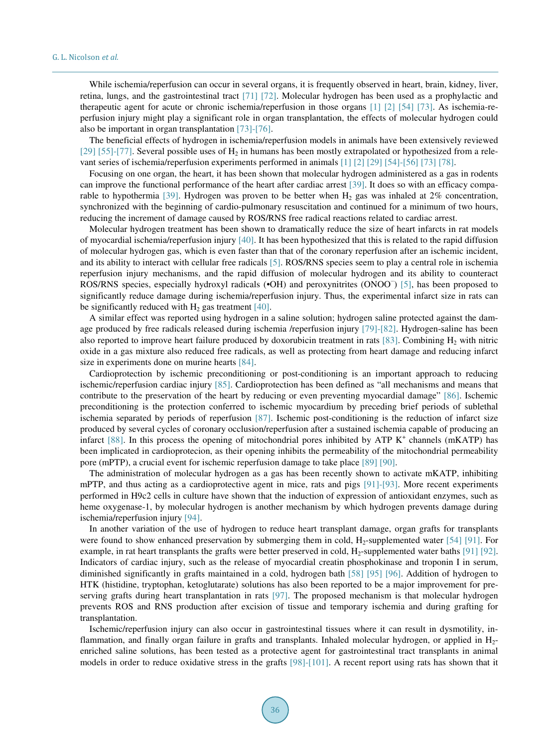While ischemia/reperfusion can occur in several organs, it is frequently observed in heart, brain, kidney, liver, retina, lungs, and the gastrointestinal tract [71] [72]. Molecular hydrogen has been used as a prophylactic and therapeutic agent for acute or chronic ischemia/reperfusion in those organs [1] [2] [54] [73]. As ischemia-reperfusion injury might play a significant role in organ transplantation, the effects of molecular hydrogen could also be important in organ transplantation [73]-[76].

The beneficial effects of hydrogen in ischemia/reperfusion models in animals have been extensively reviewed [29] [55]-[77]. Several possible uses of $H_2$ in humans has been mostly extrapolated or hypothesized from a relevant series of ischemia/reperfusion experiments performed in animals [1] [2] [29] [54]-[56] [73] [78].

Focusing on one organ, the heart, it has been shown that molecular hydrogen administered as a gas in rodents can improve the functional performance of the heart after cardiac arrest [39]. It does so with an efficacy comparable to hypothermia [39]. Hydrogen was proven to be better when $H_2$ gas was inhaled at 2% concentration, synchronized with the beginning of cardio-pulmonary resuscitation and continued for a minimum of two hours, reducing the increment of damage caused by ROS/RNS free radical reactions related to cardiac arrest.

Molecular hydrogen treatment has been shown to dramatically reduce the size of heart infarcts in rat models of myocardial ischemia/reperfusion injury [40]. It has been hypothesized that this is related to the rapid diffusion of molecular hydrogen gas, which is even faster than that of the coronary reperfusion after an ischemic incident, and its ability to interact with cellular free radicals [5]. ROS/RNS species seem to play a central role in ischemia reperfusion injury mechanisms, and the rapid diffusion of molecular hydrogen and its ability to counteract ROS/RNS species, especially hydroxyl radicals (•OH) and peroxynitrites ($ONOO^-$) [5], has been proposed to significantly reduce damage during ischemia/reperfusion injury. Thus, the experimental infarct size in rats can be significantly reduced with $H_2$ gas treatment [40].

A similar effect was reported using hydrogen in a saline solution; hydrogen saline protected against the damage produced by free radicals released during ischemia /reperfusion injury [79]-[82]. Hydrogen-saline has been also reported to improve heart failure produced by doxorubicin treatment in rats [83]. Combining $H_2$ with nitric oxide in a gas mixture also reduced free radicals, as well as protecting from heart damage and reducing infarct size in experiments done on murine hearts [84].

Cardioprotection by ischemic preconditioning or post-conditioning is an important approach to reducing ischemic/reperfusion cardiac injury [85]. Cardioprotection has been defined as "all mechanisms and means that contribute to the preservation of the heart by reducing or even preventing myocardial damage" [86]. Ischemic preconditioning is the protection conferred to ischemic myocardium by preceding brief periods of sublethal ischemia separated by periods of reperfusion [87]. Ischemic post-conditioning is the reduction of infarct size produced by several cycles of coronary occlusion/reperfusion after a sustained ischemia capable of producing an infarct [88]. In this process the opening of mitochondrial pores inhibited by ATP $K^+$ channels (mKATP) has been implicated in cardioprotecion, as their opening inhibits the permeability of the mitochondrial permeability pore (mPTP), a crucial event for ischemic reperfusion damage to take place [89] [90].

The administration of molecular hydrogen as a gas has been recently shown to activate mKATP, inhibiting mPTP, and thus acting as a cardioprotective agent in mice, rats and pigs [91]-[93]. More recent experiments performed in H9c2 cells in culture have shown that the induction of expression of antioxidant enzymes, such as heme oxygenase-1, by molecular hydrogen is another mechanism by which hydrogen prevents damage during ischemia/reperfusion injury [94].

In another variation of the use of hydrogen to reduce heart transplant damage, organ grafts for transplants were found to show enhanced preservation by submerging them in cold, $H_2$-supplemented water [54] [91]. For example, in rat heart transplants the grafts were better preserved in cold, $H_2$-supplemented water baths [91] [92]. Indicators of cardiac injury, such as the release of myocardial creatin phosphokinase and troponin I in serum, diminished significantly in grafts maintained in a cold, hydrogen bath [58] [95] [96]. Addition of hydrogen to HTK (histidine, tryptophan, ketoglutarate) solutions has also been reported to be a major improvement for preserving grafts during heart transplantation in rats [97]. The proposed mechanism is that molecular hydrogen prevents ROS and RNS production after excision of tissue and temporary ischemia and during grafting for transplantation.

Ischemic/reperfusion injury can also occur in gastrointestinal tissues where it can result in dysmotility, inflammation, and finally organ failure in grafts and transplants. Inhaled molecular hydrogen, or applied in $H_2$-enriched saline solutions, has been tested as a protective agent for gastrointestinal tract transplants in animal models in order to reduce oxidative stress in the grafts [98]-[101]. A recent report using rats has shown that it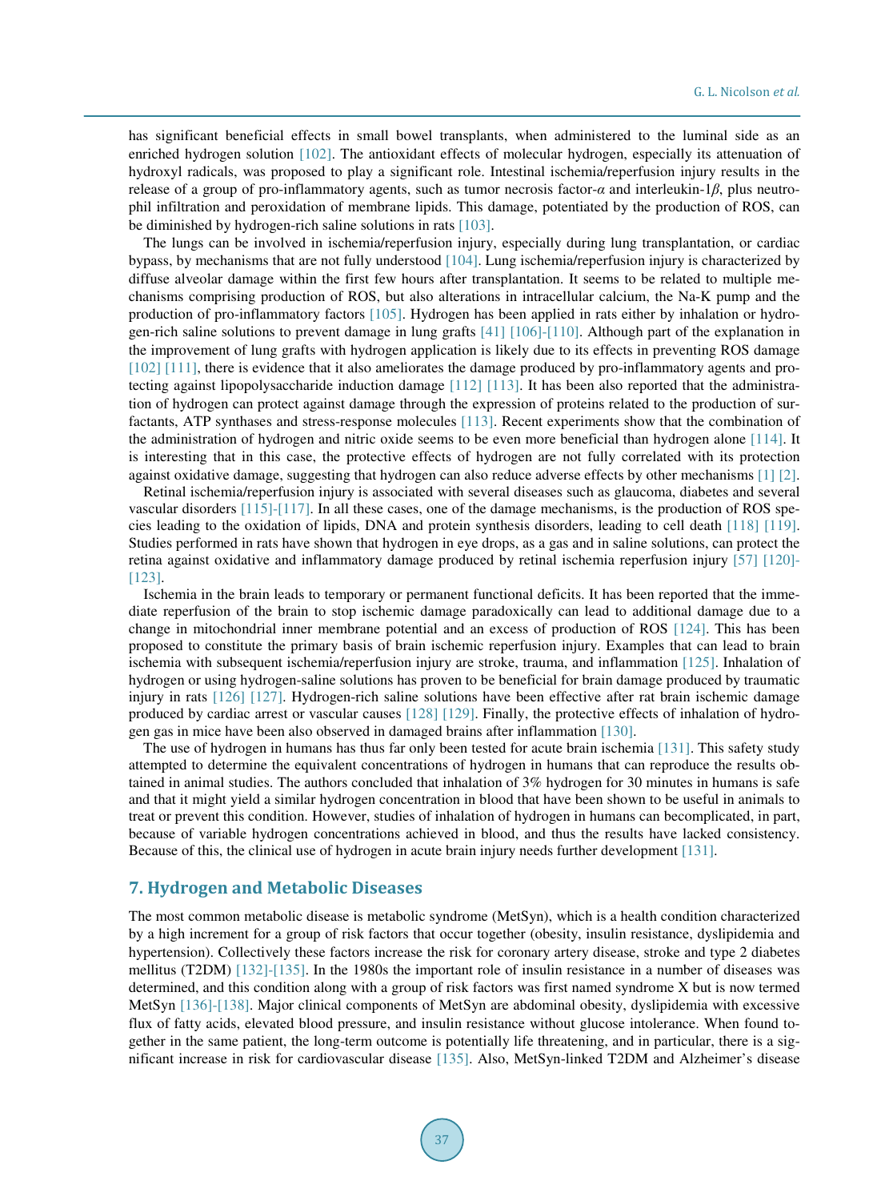has significant beneficial effects in small bowel transplants, when administered to the luminal side as an enriched hydrogen solution [102]. The antioxidant effects of molecular hydrogen, especially its attenuation of hydroxyl radicals, was proposed to play a significant role. Intestinal ischemia/reperfusion injury results in the release of a group of pro-inflammatory agents, such as tumor necrosis factor-$\alpha$ and interleukin-1$\beta$, plus neutrophil infiltration and peroxidation of membrane lipids. This damage, potentiated by the production of ROS, can be diminished by hydrogen-rich saline solutions in rats [103].

The lungs can be involved in ischemia/reperfusion injury, especially during lung transplantation, or cardiac bypass, by mechanisms that are not fully understood [104]. Lung ischemia/reperfusion injury is characterized by diffuse alveolar damage within the first few hours after transplantation. It seems to be related to multiple mechanisms comprising production of ROS, but also alterations in intracellular calcium, the Na-K pump and the production of pro-inflammatory factors [105]. Hydrogen has been applied in rats either by inhalation or hydrogen-rich saline solutions to prevent damage in lung grafts [41] [106]-[110]. Although part of the explanation in the improvement of lung grafts with hydrogen application is likely due to its effects in preventing ROS damage [102] [111], there is evidence that it also ameliorates the damage produced by pro-inflammatory agents and protecting against lipopolysaccharide induction damage [112] [113]. It has been also reported that the administration of hydrogen can protect against damage through the expression of proteins related to the production of surfactants, ATP synthases and stress-response molecules [113]. Recent experiments show that the combination of the administration of hydrogen and nitric oxide seems to be even more beneficial than hydrogen alone [114]. It is interesting that in this case, the protective effects of hydrogen are not fully correlated with its protection against oxidative damage, suggesting that hydrogen can also reduce adverse effects by other mechanisms [1] [2].

Retinal ischemia/reperfusion injury is associated with several diseases such as glaucoma, diabetes and several vascular disorders [115]-[117]. In all these cases, one of the damage mechanisms, is the production of ROS species leading to the oxidation of lipids, DNA and protein synthesis disorders, leading to cell death [118] [119]. Studies performed in rats have shown that hydrogen in eye drops, as a gas and in saline solutions, can protect the retina against oxidative and inflammatory damage produced by retinal ischemia reperfusion injury [57] [120]-[123].

Ischemia in the brain leads to temporary or permanent functional deficits. It has been reported that the immediate reperfusion of the brain to stop ischemic damage paradoxically can lead to additional damage due to a change in mitochondrial inner membrane potential and an excess of production of ROS [124]. This has been proposed to constitute the primary basis of brain ischemic reperfusion injury. Examples that can lead to brain ischemia with subsequent ischemia/reperfusion injury are stroke, trauma, and inflammation [125]. Inhalation of hydrogen or using hydrogen-saline solutions has proven to be beneficial for brain damage produced by traumatic injury in rats [126] [127]. Hydrogen-rich saline solutions have been effective after rat brain ischemic damage produced by cardiac arrest or vascular causes [128] [129]. Finally, the protective effects of inhalation of hydrogen gas in mice have been also observed in damaged brains after inflammation [130].

The use of hydrogen in humans has thus far only been tested for acute brain ischemia [131]. This safety study attempted to determine the equivalent concentrations of hydrogen in humans that can reproduce the results obtained in animal studies. The authors concluded that inhalation of 3% hydrogen for 30 minutes in humans is safe and that it might yield a similar hydrogen concentration in blood that have been shown to be useful in animals to treat or prevent this condition. However, studies of inhalation of hydrogen in humans can becomplicated, in part, because of variable hydrogen concentrations achieved in blood, and thus the results have lacked consistency. Because of this, the clinical use of hydrogen in acute brain injury needs further development [131].

## 7. Hydrogen and Metabolic Diseases

The most common metabolic disease is metabolic syndrome (MetSyn), which is a health condition characterized by a high increment for a group of risk factors that occur together (obesity, insulin resistance, dyslipidemia and hypertension). Collectively these factors increase the risk for coronary artery disease, stroke and type 2 diabetes mellitus (T2DM) [132]-[135]. In the 1980s the important role of insulin resistance in a number of diseases was determined, and this condition along with a group of risk factors was first named syndrome X but is now termed MetSyn [136]-[138]. Major clinical components of MetSyn are abdominal obesity, dyslipidemia with excessive flux of fatty acids, elevated blood pressure, and insulin resistance without glucose intolerance. When found together in the same patient, the long-term outcome is potentially life threatening, and in particular, there is a significant increase in risk for cardiovascular disease [135]. Also, MetSyn-linked T2DM and Alzheimer's disease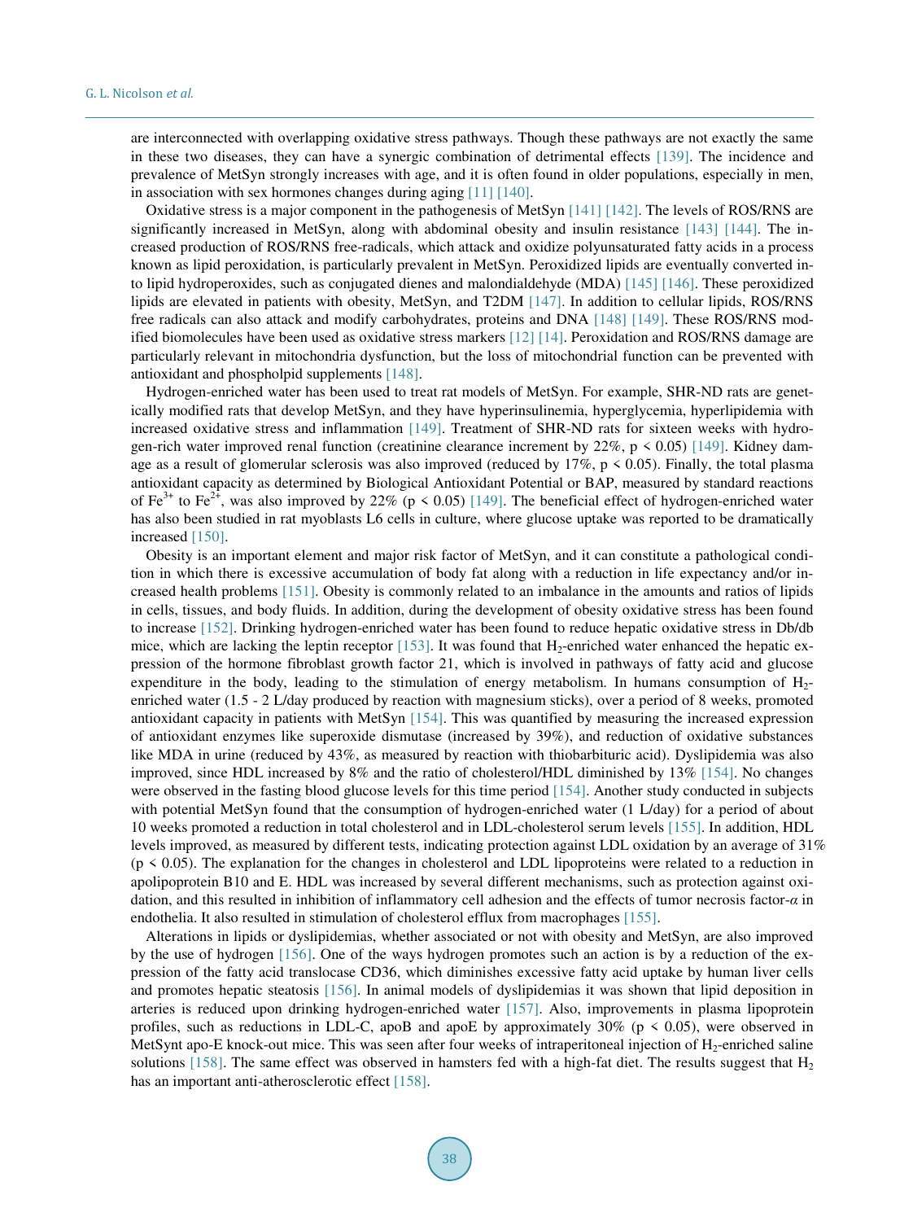are interconnected with overlapping oxidative stress pathways. Though these pathways are not exactly the same in these two diseases, they can have a synergic combination of detrimental effects [139]. The incidence and prevalence of MetSyn strongly increases with age, and it is often found in older populations, especially in men, in association with sex hormones changes during aging [11] [140].

Oxidative stress is a major component in the pathogenesis of MetSyn [141] [142]. The levels of ROS/RNS are significantly increased in MetSyn, along with abdominal obesity and insulin resistance [143] [144]. The increased production of ROS/RNS free-radicals, which attack and oxidize polyunsaturated fatty acids in a process known as lipid peroxidation, is particularly prevalent in MetSyn. Peroxidized lipids are eventually converted into lipid hydroperoxides, such as conjugated dienes and malondialdehyde (MDA) [145] [146]. These peroxidized lipids are elevated in patients with obesity, MetSyn, and T2DM [147]. In addition to cellular lipids, ROS/RNS free radicals can also attack and modify carbohydrates, proteins and DNA [148] [149]. These ROS/RNS modified biomolecules have been used as oxidative stress markers [12] [14]. Peroxidation and ROS/RNS damage are particularly relevant in mitochondria dysfunction, but the loss of mitochondrial function can be prevented with antioxidant and phospholpid supplements [148].

Hydrogen-enriched water has been used to treat rat models of MetSyn. For example, SHR-ND rats are genetically modified rats that develop MetSyn, and they have hyperinsulinemia, hyperglycemia, hyperlipidemia with increased oxidative stress and inflammation [149]. Treatment of SHR-ND rats for sixteen weeks with hydrogen-rich water improved renal function (creatinine clearance increment by 22%, $p < 0.05$) [149]. Kidney damage as a result of glomerular sclerosis was also improved (reduced by 17%, $p < 0.05$). Finally, the total plasma antioxidant capacity as determined by Biological Antioxidant Potential or BAP, measured by standard reactions of $Fe^{3+}$ to $Fe^{2+}$, was also improved by 22% ($p < 0.05$) [149]. The beneficial effect of hydrogen-enriched water has also been studied in rat myoblasts L6 cells in culture, where glucose uptake was reported to be dramatically increased [150].

Obesity is an important element and major risk factor of MetSyn, and it can constitute a pathological condition in which there is excessive accumulation of body fat along with a reduction in life expectancy and/or increased health problems [151]. Obesity is commonly related to an imbalance in the amounts and ratios of lipids in cells, tissues, and body fluids. In addition, during the development of obesity oxidative stress has been found to increase [152]. Drinking hydrogen-enriched water has been found to reduce hepatic oxidative stress in Db/db mice, which are lacking the leptin receptor [153]. It was found that $H_2$-enriched water enhanced the hepatic expression of the hormone fibroblast growth factor 21, which is involved in pathways of fatty acid and glucose expenditure in the body, leading to the stimulation of energy metabolism. In humans consumption of $H_2$-enriched water (1.5 - 2 L/day produced by reaction with magnesium sticks), over a period of 8 weeks, promoted antioxidant capacity in patients with MetSyn [154]. This was quantified by measuring the increased expression of antioxidant enzymes like superoxide dismutase (increased by 39%), and reduction of oxidative substances like MDA in urine (reduced by 43%, as measured by reaction with thiobarbituric acid). Dyslipidemia was also improved, since HDL increased by 8% and the ratio of cholesterol/HDL diminished by 13% [154]. No changes were observed in the fasting blood glucose levels for this time period [154]. Another study conducted in subjects with potential MetSyn found that the consumption of hydrogen-enriched water (1 L/day) for a period of about 10 weeks promoted a reduction in total cholesterol and in LDL-cholesterol serum levels [155]. In addition, HDL levels improved, as measured by different tests, indicating protection against LDL oxidation by an average of 31% ($p < 0.05$). The explanation for the changes in cholesterol and LDL lipoproteins were related to a reduction in apolipoprotein B10 and E. HDL was increased by several different mechanisms, such as protection against oxidation, and this resulted in inhibition of inflammatory cell adhesion and the effects of tumor necrosis factor-*α* in endothelia. It also resulted in stimulation of cholesterol efflux from macrophages [155].

Alterations in lipids or dyslipidemias, whether associated or not with obesity and MetSyn, are also improved by the use of hydrogen [156]. One of the ways hydrogen promotes such an action is by a reduction of the expression of the fatty acid translocase CD36, which diminishes excessive fatty acid uptake by human liver cells and promotes hepatic steatosis [156]. In animal models of dyslipidemias it was shown that lipid deposition in arteries is reduced upon drinking hydrogen-enriched water [157]. Also, improvements in plasma lipoprotein profiles, such as reductions in LDL-C, apoB and apoE by approximately 30% ($p < 0.05$), were observed in MetSynt apo-E knock-out mice. This was seen after four weeks of intraperitoneal injection of $H_2$-enriched saline solutions [158]. The same effect was observed in hamsters fed with a high-fat diet. The results suggest that $H_2$ has an important anti-atherosclerotic effect [158].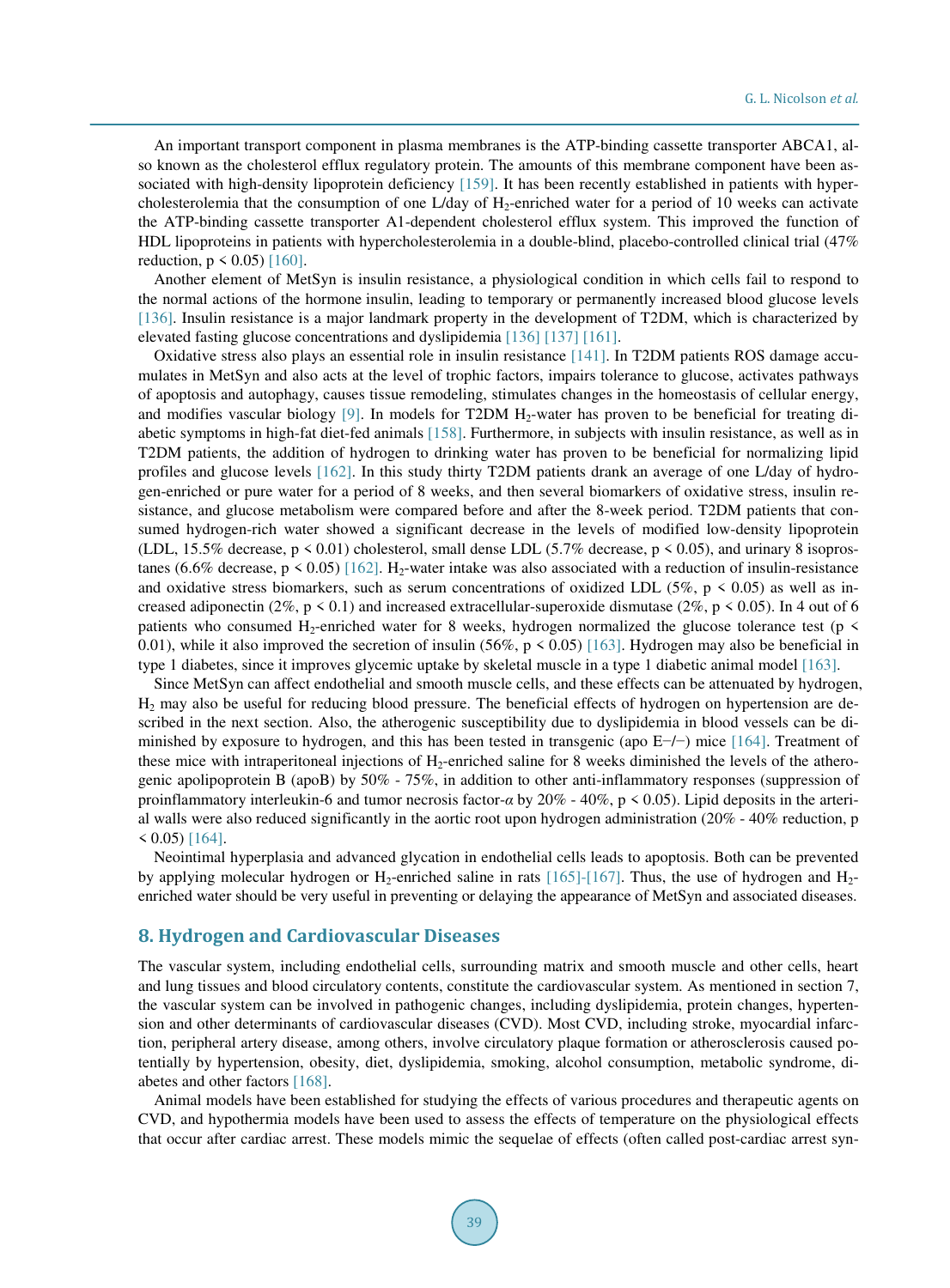An important transport component in plasma membranes is the ATP-binding cassette transporter ABCA1, also known as the cholesterol efflux regulatory protein. The amounts of this membrane component have been associated with high-density lipoprotein deficiency [159]. It has been recently established in patients with hypercholesterolemia that the consumption of one L/day of $H_2$-enriched water for a period of 10 weeks can activate the ATP-binding cassette transporter A1-dependent cholesterol efflux system. This improved the function of HDL lipoproteins in patients with hypercholesterolemia in a double-blind, placebo-controlled clinical trial (47% reduction, $p < 0.05$) [160].

Another element of MetSyn is insulin resistance, a physiological condition in which cells fail to respond to the normal actions of the hormone insulin, leading to temporary or permanently increased blood glucose levels [136]. Insulin resistance is a major landmark property in the development of T2DM, which is characterized by elevated fasting glucose concentrations and dyslipidemia [136] [137] [161].

Oxidative stress also plays an essential role in insulin resistance [141]. In T2DM patients ROS damage accumulates in MetSyn and also acts at the level of trophic factors, impairs tolerance to glucose, activates pathways of apoptosis and autophagy, causes tissue remodeling, stimulates changes in the homeostasis of cellular energy, and modifies vascular biology [9]. In models for T2DM $H_2$-water has proven to be beneficial for treating diabetic symptoms in high-fat diet-fed animals [158]. Furthermore, in subjects with insulin resistance, as well as in T2DM patients, the addition of hydrogen to drinking water has proven to be beneficial for normalizing lipid profiles and glucose levels [162]. In this study thirty T2DM patients drank an average of one L/day of hydrogen-enriched or pure water for a period of 8 weeks, and then several biomarkers of oxidative stress, insulin resistance, and glucose metabolism were compared before and after the 8-week period. T2DM patients that consumed hydrogen-rich water showed a significant decrease in the levels of modified low-density lipoprotein (LDL, 15.5% decrease, $p < 0.01$) cholesterol, small dense LDL (5.7% decrease, $p < 0.05$), and urinary 8 isoprostanes (6.6% decrease, $p < 0.05$) [162]. $H_2$-water intake was also associated with a reduction of insulin-resistance and oxidative stress biomarkers, such as serum concentrations of oxidized LDL (5%, $p < 0.05$) as well as increased adiponectin (2%, $p < 0.1$) and increased extracellular-superoxide dismutase (2%, $p < 0.05$). In 4 out of 6 patients who consumed $H_2$-enriched water for 8 weeks, hydrogen normalized the glucose tolerance test ($p < 0.01$), while it also improved the secretion of insulin (56%, $p < 0.05$) [163]. Hydrogen may also be beneficial in type 1 diabetes, since it improves glycemic uptake by skeletal muscle in a type 1 diabetic animal model [163].

Since MetSyn can affect endothelial and smooth muscle cells, and these effects can be attenuated by hydrogen, $H_2$ may also be useful for reducing blood pressure. The beneficial effects of hydrogen on hypertension are described in the next section. Also, the atherogenic susceptibility due to dyslipidemia in blood vessels can be diminished by exposure to hydrogen, and this has been tested in transgenic (apo E−/−) mice [164]. Treatment of these mice with intraperitoneal injections of $H_2$-enriched saline for 8 weeks diminished the levels of the atherogenic apolipoprotein B (apoB) by 50% - 75%, in addition to other anti-inflammatory responses (suppression of proinflammatory interleukin-6 and tumor necrosis factor-$\alpha$ by 20% - 40%, $p < 0.05$). Lipid deposits in the arterial walls were also reduced significantly in the aortic root upon hydrogen administration (20% - 40% reduction, $p < 0.05$) [164].

Neointimal hyperplasia and advanced glycation in endothelial cells leads to apoptosis. Both can be prevented by applying molecular hydrogen or $H_2$-enriched saline in rats [165]-[167]. Thus, the use of hydrogen and $H_2$-enriched water should be very useful in preventing or delaying the appearance of MetSyn and associated diseases.

## 8. Hydrogen and Cardiovascular Diseases

The vascular system, including endothelial cells, surrounding matrix and smooth muscle and other cells, heart and lung tissues and blood circulatory contents, constitute the cardiovascular system. As mentioned in section 7, the vascular system can be involved in pathogenic changes, including dyslipidemia, protein changes, hypertension and other determinants of cardiovascular diseases (CVD). Most CVD, including stroke, myocardial infarction, peripheral artery disease, among others, involve circulatory plaque formation or atherosclerosis caused potentially by hypertension, obesity, diet, dyslipidemia, smoking, alcohol consumption, metabolic syndrome, diabetes and other factors [168].

Animal models have been established for studying the effects of various procedures and therapeutic agents on CVD, and hypothermia models have been used to assess the effects of temperature on the physiological effects that occur after cardiac arrest. These models mimic the sequelae of effects (often called post-cardiac arrest syn-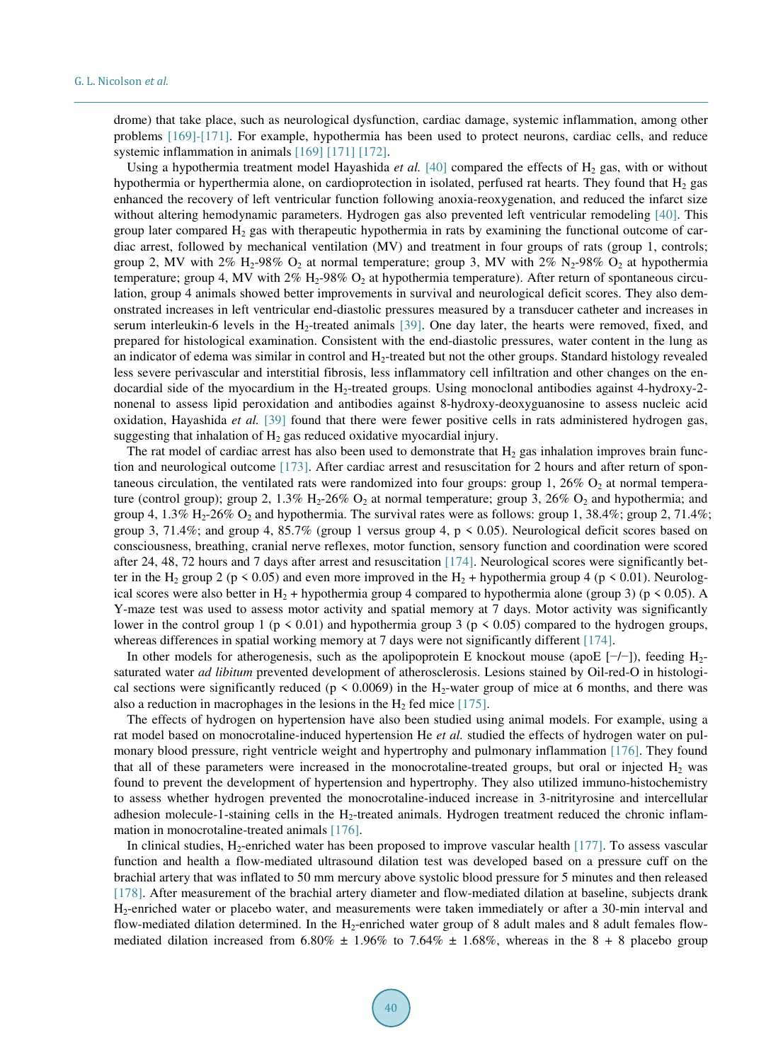drome) that take place, such as neurological dysfunction, cardiac damage, systemic inflammation, among other problems [169]-[171]. For example, hypothermia has been used to protect neurons, cardiac cells, and reduce systemic inflammation in animals [169] [171] [172].

Using a hypothermia treatment model Hayashida *et al.* [40] compared the effects of $H_2$ gas, with or without hypothermia or hyperthermia alone, on cardioprotection in isolated, perfused rat hearts. They found that $H_2$ gas enhanced the recovery of left ventricular function following anoxia-reoxygenation, and reduced the infarct size without altering hemodynamic parameters. Hydrogen gas also prevented left ventricular remodeling [40]. This group later compared $H_2$ gas with therapeutic hypothermia in rats by examining the functional outcome of cardiac arrest, followed by mechanical ventilation (MV) and treatment in four groups of rats (group 1, controls; group 2, MV with 2% $H_2$-98% $O_2$ at normal temperature; group 3, MV with 2% $N_2$-98% $O_2$ at hypothermia temperature; group 4, MV with 2% $H_2$-98% $O_2$ at hypothermia temperature). After return of spontaneous circulation, group 4 animals showed better improvements in survival and neurological deficit scores. They also demonstrated increases in left ventricular end-diastolic pressures measured by a transducer catheter and increases in serum interleukin-6 levels in the $H_2$-treated animals [39]. One day later, the hearts were removed, fixed, and prepared for histological examination. Consistent with the end-diastolic pressures, water content in the lung as an indicator of edema was similar in control and $H_2$-treated but not the other groups. Standard histology revealed less severe perivascular and interstitial fibrosis, less inflammatory cell infiltration and other changes on the endocardial side of the myocardium in the $H_2$-treated groups. Using monoclonal antibodies against 4-hydroxy-2-nonenal to assess lipid peroxidation and antibodies against 8-hydroxy-deoxyguanosine to assess nucleic acid oxidation, Hayashida *et al.* [39] found that there were fewer positive cells in rats administered hydrogen gas, suggesting that inhalation of $H_2$ gas reduced oxidative myocardial injury.

The rat model of cardiac arrest has also been used to demonstrate that $H_2$ gas inhalation improves brain function and neurological outcome [173]. After cardiac arrest and resuscitation for 2 hours and after return of spontaneous circulation, the ventilated rats were randomized into four groups: group 1, 26% $O_2$ at normal temperature (control group); group 2, 1.3% $H_2$-26% $O_2$ at normal temperature; group 3, 26% $O_2$ and hypothermia; and group 4, 1.3% $H_2$-26% $O_2$ and hypothermia. The survival rates were as follows: group 1, 38.4%; group 2, 71.4%; group 3, 71.4%; and group 4, 85.7% (group 1 versus group 4, $p < 0.05$). Neurological deficit scores based on consciousness, breathing, cranial nerve reflexes, motor function, sensory function and coordination were scored after 24, 48, 72 hours and 7 days after arrest and resuscitation [174]. Neurological scores were significantly better in the $H_2$ group 2 ($p < 0.05$) and even more improved in the $H_2$ + hypothermia group 4 ($p < 0.01$). Neurological scores were also better in $H_2$ + hypothermia group 4 compared to hypothermia alone (group 3) ($p < 0.05$). A Y-maze test was used to assess motor activity and spatial memory at 7 days. Motor activity was significantly lower in the control group 1 ($p < 0.01$) and hypothermia group 3 ($p < 0.05$) compared to the hydrogen groups, whereas differences in spatial working memory at 7 days were not significantly different [174].

In other models for atherogenesis, such as the apolipoprotein E knockout mouse (apoE [−/−]), feeding $H_2$-saturated water *ad libitum* prevented development of atherosclerosis. Lesions stained by Oil-red-O in histological sections were significantly reduced ($p < 0.0069$) in the $H_2$-water group of mice at 6 months, and there was also a reduction in macrophages in the lesions in the $H_2$ fed mice [175].

The effects of hydrogen on hypertension have also been studied using animal models. For example, using a rat model based on monocrotaline-induced hypertension He *et al.* studied the effects of hydrogen water on pulmonary blood pressure, right ventricle weight and hypertrophy and pulmonary inflammation [176]. They found that all of these parameters were increased in the monocrotaline-treated groups, but oral or injected $H_2$ was found to prevent the development of hypertension and hypertrophy. They also utilized immuno-histochemistry to assess whether hydrogen prevented the monocrotaline-induced increase in 3-nitrityrosine and intercellular adhesion molecule-1-staining cells in the $H_2$-treated animals. Hydrogen treatment reduced the chronic inflammation in monocrotaline-treated animals [176].

In clinical studies, $H_2$-enriched water has been proposed to improve vascular health [177]. To assess vascular function and health a flow-mediated ultrasound dilation test was developed based on a pressure cuff on the brachial artery that was inflated to 50 mm mercury above systolic blood pressure for 5 minutes and then released [178]. After measurement of the brachial artery diameter and flow-mediated dilation at baseline, subjects drank $H_2$-enriched water or placebo water, and measurements were taken immediately or after a 30-min interval and flow-mediated dilation determined. In the $H_2$-enriched water group of 8 adult males and 8 adult females flow-mediated dilation increased from 6.80% ± 1.96% to 7.64% ± 1.68%, whereas in the 8 + 8 placebo group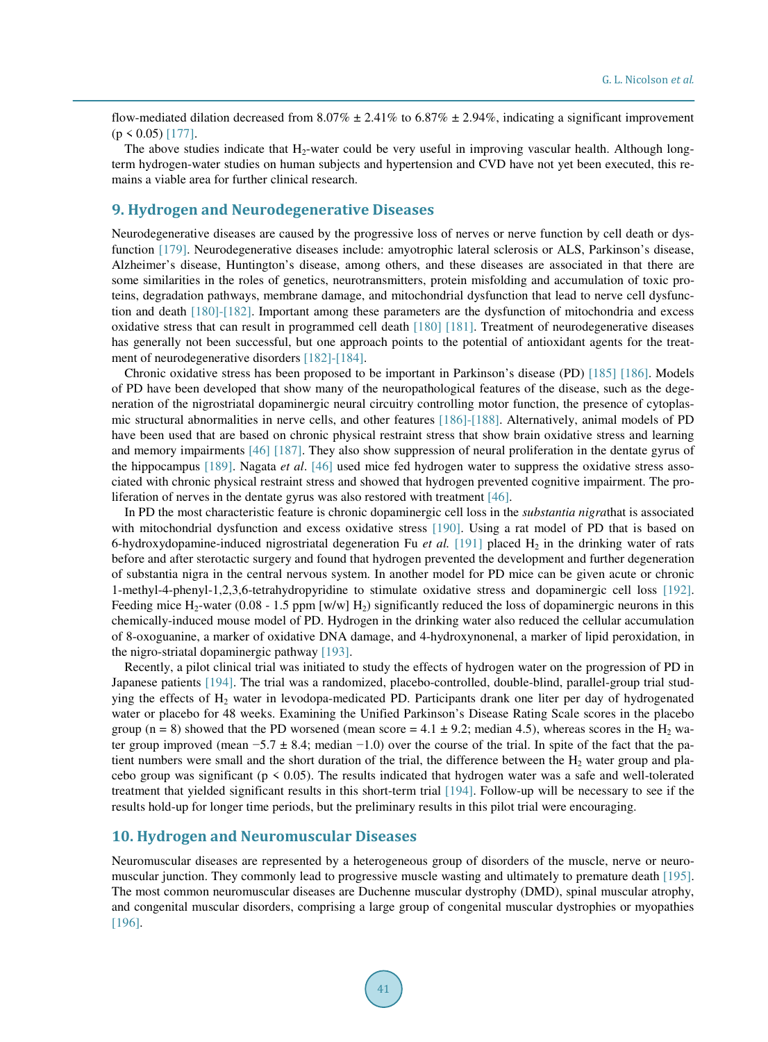flow-mediated dilation decreased from 8.07% ± 2.41% to 6.87% ± 2.94%, indicating a significant improvement ($p < 0.05$) [177].

The above studies indicate that $H_2$-water could be very useful in improving vascular health. Although long-term hydrogen-water studies on human subjects and hypertension and CVD have not yet been executed, this remains a viable area for further clinical research.

## 9. Hydrogen and Neurodegenerative Diseases

Neurodegenerative diseases are caused by the progressive loss of nerves or nerve function by cell death or dysfunction [179]. Neurodegenerative diseases include: amyotrophic lateral sclerosis or ALS, Parkinson's disease, Alzheimer's disease, Huntington's disease, among others, and these diseases are associated in that there are some similarities in the roles of genetics, neurotransmitters, protein misfolding and accumulation of toxic proteins, degradation pathways, membrane damage, and mitochondrial dysfunction that lead to nerve cell dysfunction and death [180]-[182]. Important among these parameters are the dysfunction of mitochondria and excess oxidative stress that can result in programmed cell death [180] [181]. Treatment of neurodegenerative diseases has generally not been successful, but one approach points to the potential of antioxidant agents for the treatment of neurodegenerative disorders [182]-[184].

Chronic oxidative stress has been proposed to be important in Parkinson's disease (PD) [185] [186]. Models of PD have been developed that show many of the neuropathological features of the disease, such as the degeneration of the nigrostriatal dopaminergic neural circuitry controlling motor function, the presence of cytoplasmic structural abnormalities in nerve cells, and other features [186]-[188]. Alternatively, animal models of PD have been used that are based on chronic physical restraint stress that show brain oxidative stress and learning and memory impairments [46] [187]. They also show suppression of neural proliferation in the dentate gyrus of the hippocampus [189]. Nagata *et al*. [46] used mice fed hydrogen water to suppress the oxidative stress associated with chronic physical restraint stress and showed that hydrogen prevented cognitive impairment. The proliferation of nerves in the dentate gyrus was also restored with treatment [46].

In PD the most characteristic feature is chronic dopaminergic cell loss in the *substantia nigra*that is associated with mitochondrial dysfunction and excess oxidative stress [190]. Using a rat model of PD that is based on 6-hydroxydopamine-induced nigrostriatal degeneration Fu *et al.* [191] placed $H_2$ in the drinking water of rats before and after sterotactic surgery and found that hydrogen prevented the development and further degeneration of substantia nigra in the central nervous system. In another model for PD mice can be given acute or chronic 1-methyl-4-phenyl-1,2,3,6-tetrahydropyridine to stimulate oxidative stress and dopaminergic cell loss [192]. Feeding mice $H_2$-water (0.08 - 1.5 ppm [w/w] $H_2$) significantly reduced the loss of dopaminergic neurons in this chemically-induced mouse model of PD. Hydrogen in the drinking water also reduced the cellular accumulation of 8-oxoguanine, a marker of oxidative DNA damage, and 4-hydroxynonenal, a marker of lipid peroxidation, in the nigro-striatal dopaminergic pathway [193].

Recently, a pilot clinical trial was initiated to study the effects of hydrogen water on the progression of PD in Japanese patients [194]. The trial was a randomized, placebo-controlled, double-blind, parallel-group trial studying the effects of $H_2$ water in levodopa-medicated PD. Participants drank one liter per day of hydrogenated water or placebo for 48 weeks. Examining the Unified Parkinson's Disease Rating Scale scores in the placebo group ($n = 8$) showed that the PD worsened (mean score = 4.1 ± 9.2; median 4.5), whereas scores in the $H_2$ water group improved (mean −5.7 ± 8.4; median −1.0) over the course of the trial. In spite of the fact that the patient numbers were small and the short duration of the trial, the difference between the $H_2$ water group and placebo group was significant ($p < 0.05$). The results indicated that hydrogen water was a safe and well-tolerated treatment that yielded significant results in this short-term trial [194]. Follow-up will be necessary to see if the results hold-up for longer time periods, but the preliminary results in this pilot trial were encouraging.

## 10. Hydrogen and Neuromuscular Diseases

Neuromuscular diseases are represented by a heterogeneous group of disorders of the muscle, nerve or neuromuscular junction. They commonly lead to progressive muscle wasting and ultimately to premature death [195]. The most common neuromuscular diseases are Duchenne muscular dystrophy (DMD), spinal muscular atrophy, and congenital muscular disorders, comprising a large group of congenital muscular dystrophies or myopathies [196].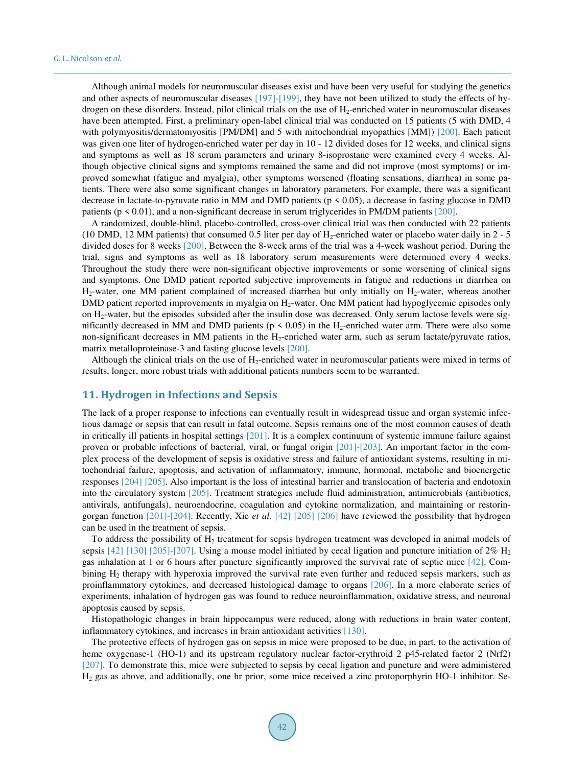Although animal models for neuromuscular diseases exist and have been very useful for studying the genetics and other aspects of neuromuscular diseases [197]-[199], they have not been utilized to study the effects of hydrogen on these disorders. Instead, pilot clinical trials on the use of $H_2$-enriched water in neuromuscular diseases have been attempted. First, a preliminary open-label clinical trial was conducted on 15 patients (5 with DMD, 4 with polymyositis/dermatomyositis [PM/DM] and 5 with mitochondrial myopathies [MM]) [200]. Each patient was given one liter of hydrogen-enriched water per day in 10 - 12 divided doses for 12 weeks, and clinical signs and symptoms as well as 18 serum parameters and urinary 8-isoprostane were examined every 4 weeks. Although objective clinical signs and symptoms remained the same and did not improve (most symptoms) or improved somewhat (fatigue and myalgia), other symptoms worsened (floating sensations, diarrhea) in some patients. There were also some significant changes in laboratory parameters. For example, there was a significant decrease in lactate-to-pyruvate ratio in MM and DMD patients ($p < 0.05$), a decrease in fasting glucose in DMD patients ($p < 0.01$), and a non-significant decrease in serum triglycerides in PM/DM patients [200].

A randomized, double-blind, placebo-controlled, cross-over clinical trial was then conducted with 22 patients (10 DMD, 12 MM patients) that consumed 0.5 liter per day of $H_2$-enriched water or placebo water daily in 2 - 5 divided doses for 8 weeks [200]. Between the 8-week arms of the trial was a 4-week washout period. During the trial, signs and symptoms as well as 18 laboratory serum measurements were determined every 4 weeks. Throughout the study there were non-significant objective improvements or some worsening of clinical signs and symptoms. One DMD patient reported subjective improvements in fatigue and reductions in diarrhea on $H_2$-water, one MM patient complained of increased diarrhea but only initially on $H_2$-water, whereas another DMD patient reported improvements in myalgia on $H_2$-water. One MM patient had hypoglycemic episodes only on $H_2$-water, but the episodes subsided after the insulin dose was decreased. Only serum lactose levels were significantly decreased in MM and DMD patients ($p < 0.05$) in the $H_2$-enriched water arm. There were also some non-significant decreases in MM patients in the $H_2$-enriched water arm, such as serum lactate/pyruvate ratios, matrix metalloproteinase-3 and fasting glucose levels [200].

Although the clinical trials on the use of $H_2$-enriched water in neuromuscular patients were mixed in terms of results, longer, more robust trials with additional patients numbers seem to be warranted.

## 11. Hydrogen in Infections and Sepsis

The lack of a proper response to infections can eventually result in widespread tissue and organ systemic infectious damage or sepsis that can result in fatal outcome. Sepsis remains one of the most common causes of death in critically ill patients in hospital settings [201]. It is a complex continuum of systemic immune failure against proven or probable infections of bacterial, viral, or fungal origin [201]-[203]. An important factor in the complex process of the development of sepsis is oxidative stress and failure of antioxidant systems, resulting in mitochondrial failure, apoptosis, and activation of inflammatory, immune, hormonal, metabolic and bioenergetic responses [204] [205]. Also important is the loss of intestinal barrier and translocation of bacteria and endotoxin into the circulatory system [205]. Treatment strategies include fluid administration, antimicrobials (antibiotics, antivirals, antifungals), neuroendocrine, coagulation and cytokine normalization, and maintaining or restoring organ function [201]-[204]. Recently, Xie *et al.* [42] [205] [206] have reviewed the possibility that hydrogen can be used in the treatment of sepsis.

To address the possibility of $H_2$ treatment for sepsis hydrogen treatment was developed in animal models of sepsis [42] [130] [205]-[207]. Using a mouse model initiated by cecal ligation and puncture initiation of 2% $H_2$ gas inhalation at 1 or 6 hours after puncture significantly improved the survival rate of septic mice [42]. Combining $H_2$ therapy with hyperoxia improved the survival rate even further and reduced sepsis markers, such as proinflammatory cytokines, and decreased histological damage to organs [206]. In a more elaborate series of experiments, inhalation of hydrogen gas was found to reduce neuroinflammation, oxidative stress, and neuronal apoptosis caused by sepsis.

Histopathologic changes in brain hippocampus were reduced, along with reductions in brain water content, inflammatory cytokines, and increases in brain antioxidant activities [130].

The protective effects of hydrogen gas on sepsis in mice were proposed to be due, in part, to the activation of heme oxygenase-1 (HO-1) and its upstream regulatory nuclear factor-erythroid 2 p45-related factor 2 (Nrf2) [207]. To demonstrate this, mice were subjected to sepsis by cecal ligation and puncture and were administered $H_2$ gas as above, and additionally, one hr prior, some mice received a zinc protoporphyrin HO-1 inhibitor. Se-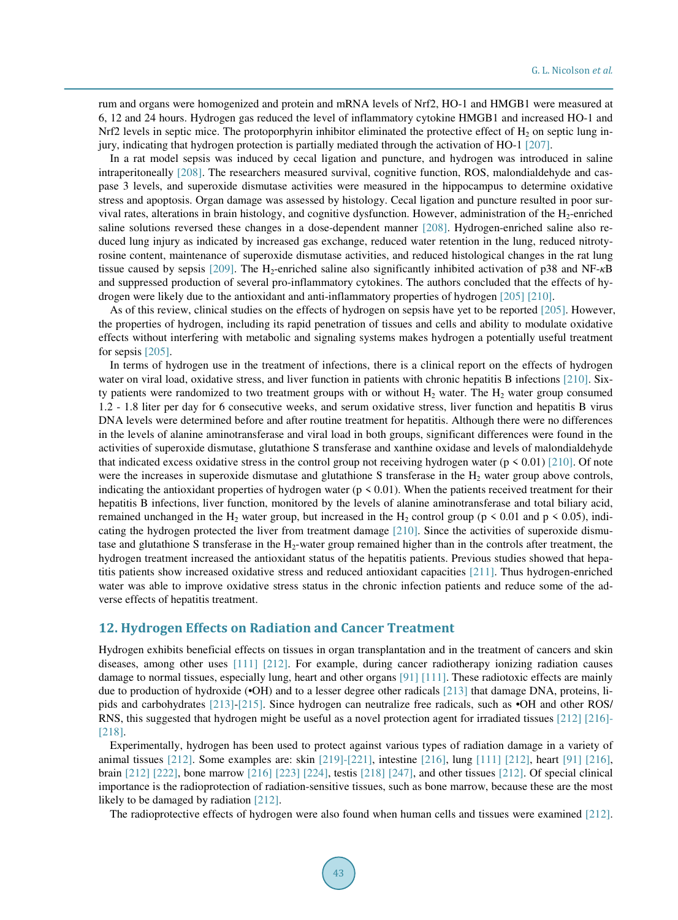rum and organs were homogenized and protein and mRNA levels of Nrf2, HO-1 and HMGB1 were measured at 6, 12 and 24 hours. Hydrogen gas reduced the level of inflammatory cytokine HMGB1 and increased HO-1 and Nrf2 levels in septic mice. The protoporphyrin inhibitor eliminated the protective effect of $H_2$ on septic lung injury, indicating that hydrogen protection is partially mediated through the activation of HO-1 [207].

In a rat model sepsis was induced by cecal ligation and puncture, and hydrogen was introduced in saline intraperitoneally [208]. The researchers measured survival, cognitive function, ROS, malondialdehyde and caspase 3 levels, and superoxide dismutase activities were measured in the hippocampus to determine oxidative stress and apoptosis. Organ damage was assessed by histology. Cecal ligation and puncture resulted in poor survival rates, alterations in brain histology, and cognitive dysfunction. However, administration of the $H_2$-enriched saline solutions reversed these changes in a dose-dependent manner [208]. Hydrogen-enriched saline also reduced lung injury as indicated by increased gas exchange, reduced water retention in the lung, reduced nitrotyrosine content, maintenance of superoxide dismutase activities, and reduced histological changes in the rat lung tissue caused by sepsis [209]. The $H_2$-enriched saline also significantly inhibited activation of p38 and NF-$\kappa$B and suppressed production of several pro-inflammatory cytokines. The authors concluded that the effects of hydrogen were likely due to the antioxidant and anti-inflammatory properties of hydrogen [205] [210].

As of this review, clinical studies on the effects of hydrogen on sepsis have yet to be reported [205]. However, the properties of hydrogen, including its rapid penetration of tissues and cells and ability to modulate oxidative effects without interfering with metabolic and signaling systems makes hydrogen a potentially useful treatment for sepsis [205].

In terms of hydrogen use in the treatment of infections, there is a clinical report on the effects of hydrogen water on viral load, oxidative stress, and liver function in patients with chronic hepatitis B infections [210]. Sixty patients were randomized to two treatment groups with or without $H_2$ water. The $H_2$ water group consumed 1.2 - 1.8 liter per day for 6 consecutive weeks, and serum oxidative stress, liver function and hepatitis B virus DNA levels were determined before and after routine treatment for hepatitis. Although there were no differences in the levels of alanine aminotransferase and viral load in both groups, significant differences were found in the activities of superoxide dismutase, glutathione S transferase and xanthine oxidase and levels of malondialdehyde that indicated excess oxidative stress in the control group not receiving hydrogen water ($p < 0.01$) [210]. Of note were the increases in superoxide dismutase and glutathione S transferase in the $H_2$ water group above controls, indicating the antioxidant properties of hydrogen water ($p < 0.01$). When the patients received treatment for their hepatitis B infections, liver function, monitored by the levels of alanine aminotransferase and total biliary acid, remained unchanged in the $H_2$ water group, but increased in the $H_2$ control group ($p < 0.01$ and $p < 0.05$), indicating the hydrogen protected the liver from treatment damage [210]. Since the activities of superoxide dismutase and glutathione S transferase in the $H_2$-water group remained higher than in the controls after treatment, the hydrogen treatment increased the antioxidant status of the hepatitis patients. Previous studies showed that hepatitis patients show increased oxidative stress and reduced antioxidant capacities [211]. Thus hydrogen-enriched water was able to improve oxidative stress status in the chronic infection patients and reduce some of the adverse effects of hepatitis treatment.

## 12. Hydrogen Effects on Radiation and Cancer Treatment

Hydrogen exhibits beneficial effects on tissues in organ transplantation and in the treatment of cancers and skin diseases, among other uses [111] [212]. For example, during cancer radiotherapy ionizing radiation causes damage to normal tissues, especially lung, heart and other organs [91] [111]. These radiotoxic effects are mainly due to production of hydroxide (•OH) and to a lesser degree other radicals [213] that damage DNA, proteins, lipids and carbohydrates [213]-[215]. Since hydrogen can neutralize free radicals, such as •OH and other ROS/RNS, this suggested that hydrogen might be useful as a novel protection agent for irradiated tissues [212] [216]-[218].

Experimentally, hydrogen has been used to protect against various types of radiation damage in a variety of animal tissues [212]. Some examples are: skin [219]-[221], intestine [216], lung [111] [212], heart [91] [216], brain [212] [222], bone marrow [216] [223] [224], testis [218] [247], and other tissues [212]. Of special clinical importance is the radioprotection of radiation-sensitive tissues, such as bone marrow, because these are the most likely to be damaged by radiation [212].

The radioprotective effects of hydrogen were also found when human cells and tissues were examined [212].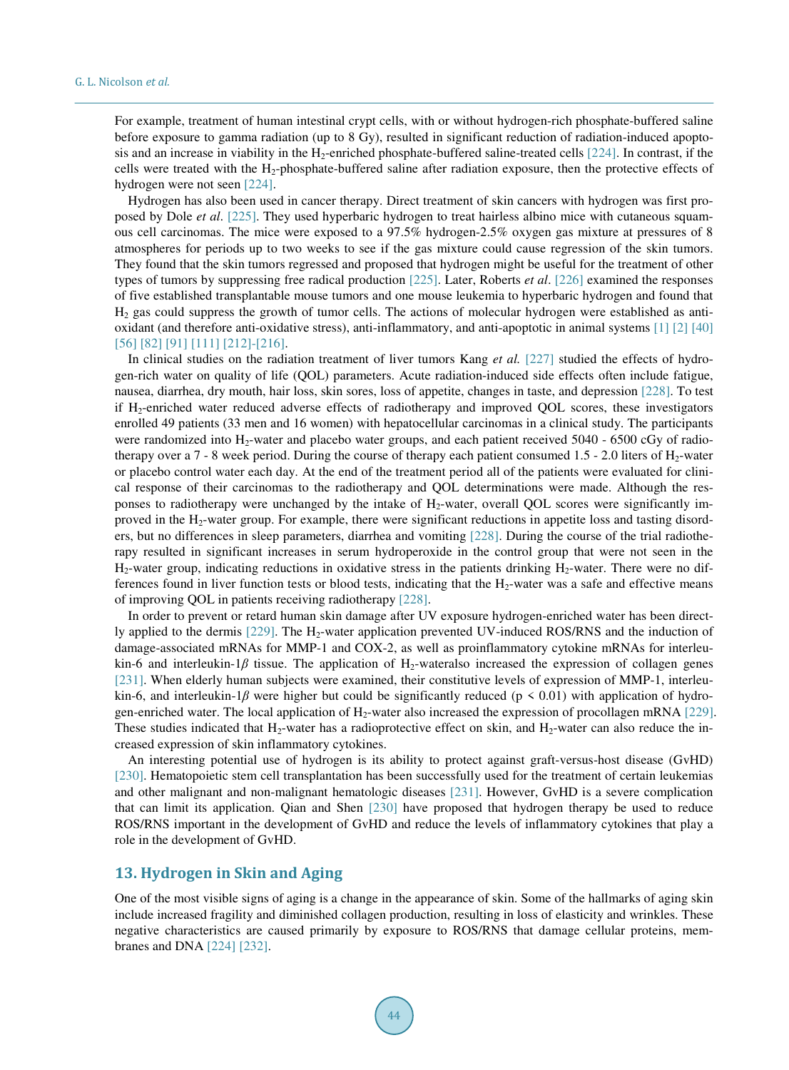For example, treatment of human intestinal crypt cells, with or without hydrogen-rich phosphate-buffered saline before exposure to gamma radiation (up to 8 Gy), resulted in significant reduction of radiation-induced apoptosis and an increase in viability in the $H_2$-enriched phosphate-buffered saline-treated cells [224]. In contrast, if the cells were treated with the $H_2$-phosphate-buffered saline after radiation exposure, then the protective effects of hydrogen were not seen [224].

Hydrogen has also been used in cancer therapy. Direct treatment of skin cancers with hydrogen was first proposed by Dole *et al*. [225]. They used hyperbaric hydrogen to treat hairless albino mice with cutaneous squamous cell carcinomas. The mice were exposed to a 97.5% hydrogen-2.5% oxygen gas mixture at pressures of 8 atmospheres for periods up to two weeks to see if the gas mixture could cause regression of the skin tumors. They found that the skin tumors regressed and proposed that hydrogen might be useful for the treatment of other types of tumors by suppressing free radical production [225]. Later, Roberts *et al*. [226] examined the responses of five established transplantable mouse tumors and one mouse leukemia to hyperbaric hydrogen and found that $H_2$ gas could suppress the growth of tumor cells. The actions of molecular hydrogen were established as antioxidant (and therefore anti-oxidative stress), anti-inflammatory, and anti-apoptotic in animal systems [1] [2] [40] [56] [82] [91] [111] [212]-[216].

In clinical studies on the radiation treatment of liver tumors Kang *et al.* [227] studied the effects of hydrogen-rich water on quality of life (QOL) parameters. Acute radiation-induced side effects often include fatigue, nausea, diarrhea, dry mouth, hair loss, skin sores, loss of appetite, changes in taste, and depression [228]. To test if $H_2$-enriched water reduced adverse effects of radiotherapy and improved QOL scores, these investigators enrolled 49 patients (33 men and 16 women) with hepatocellular carcinomas in a clinical study. The participants were randomized into $H_2$-water and placebo water groups, and each patient received 5040 - 6500 cGy of radiotherapy over a 7 - 8 week period. During the course of therapy each patient consumed 1.5 - 2.0 liters of $H_2$-water or placebo control water each day. At the end of the treatment period all of the patients were evaluated for clinical response of their carcinomas to the radiotherapy and QOL determinations were made. Although the responses to radiotherapy were unchanged by the intake of $H_2$-water, overall QOL scores were significantly improved in the $H_2$-water group. For example, there were significant reductions in appetite loss and tasting disorders, but no differences in sleep parameters, diarrhea and vomiting [228]. During the course of the trial radiotherapy resulted in significant increases in serum hydroperoxide in the control group that were not seen in the $H_2$-water group, indicating reductions in oxidative stress in the patients drinking $H_2$-water. There were no differences found in liver function tests or blood tests, indicating that the $H_2$-water was a safe and effective means of improving QOL in patients receiving radiotherapy [228].

In order to prevent or retard human skin damage after UV exposure hydrogen-enriched water has been directly applied to the dermis [229]. The $H_2$-water application prevented UV-induced ROS/RNS and the induction of damage-associated mRNAs for MMP-1 and COX-2, as well as proinflammatory cytokine mRNAs for interleukin-6 and interleukin-1$\beta$ tissue. The application of $H_2$-wateralso increased the expression of collagen genes [231]. When elderly human subjects were examined, their constitutive levels of expression of MMP-1, interleukin-6, and interleukin-1$\beta$ were higher but could be significantly reduced ($p < 0.01$) with application of hydrogen-enriched water. The local application of $H_2$-water also increased the expression of procollagen mRNA [229]. These studies indicated that $H_2$-water has a radioprotective effect on skin, and $H_2$-water can also reduce the increased expression of skin inflammatory cytokines.

An interesting potential use of hydrogen is its ability to protect against graft-versus-host disease (GvHD) [230]. Hematopoietic stem cell transplantation has been successfully used for the treatment of certain leukemias and other malignant and non-malignant hematologic diseases [231]. However, GvHD is a severe complication that can limit its application. Qian and Shen [230] have proposed that hydrogen therapy be used to reduce ROS/RNS important in the development of GvHD and reduce the levels of inflammatory cytokines that play a role in the development of GvHD.

## 13. Hydrogen in Skin and Aging

One of the most visible signs of aging is a change in the appearance of skin. Some of the hallmarks of aging skin include increased fragility and diminished collagen production, resulting in loss of elasticity and wrinkles. These negative characteristics are caused primarily by exposure to ROS/RNS that damage cellular proteins, membranes and DNA [224] [232].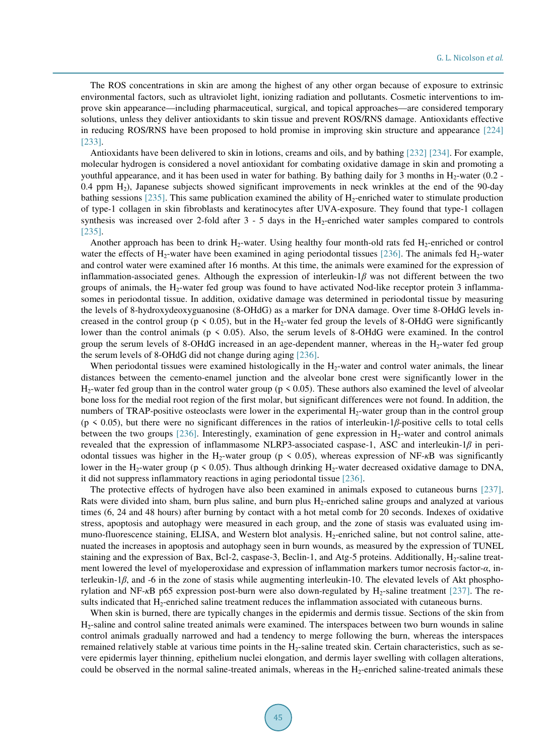The ROS concentrations in skin are among the highest of any other organ because of exposure to extrinsic environmental factors, such as ultraviolet light, ionizing radiation and pollutants. Cosmetic interventions to improve skin appearance—including pharmaceutical, surgical, and topical approaches—are considered temporary solutions, unless they deliver antioxidants to skin tissue and prevent ROS/RNS damage. Antioxidants effective in reducing ROS/RNS have been proposed to hold promise in improving skin structure and appearance [224] [233].

Antioxidants have been delivered to skin in lotions, creams and oils, and by bathing [232] [234]. For example, molecular hydrogen is considered a novel antioxidant for combating oxidative damage in skin and promoting a youthful appearance, and it has been used in water for bathing. By bathing daily for 3 months in $H_2$-water (0.2 - 0.4 ppm $H_2$), Japanese subjects showed significant improvements in neck wrinkles at the end of the 90-day bathing sessions [235]. This same publication examined the ability of $H_2$-enriched water to stimulate production of type-1 collagen in skin fibroblasts and keratinocytes after UVA-exposure. They found that type-1 collagen synthesis was increased over 2-fold after 3 - 5 days in the $H_2$-enriched water samples compared to controls [235].

Another approach has been to drink $H_2$-water. Using healthy four month-old rats fed $H_2$-enriched or control water the effects of $H_2$-water have been examined in aging periodontal tissues [236]. The animals fed $H_2$-water and control water were examined after 16 months. At this time, the animals were examined for the expression of inflammation-associated genes. Although the expression of interleukin-1$\beta$ was not different between the two groups of animals, the $H_2$-water fed group was found to have activated Nod-like receptor protein 3 inflammasomes in periodontal tissue. In addition, oxidative damage was determined in periodontal tissue by measuring the levels of 8-hydroxydeoxyguanosine (8-OHdG) as a marker for DNA damage. Over time 8-OHdG levels increased in the control group ($p < 0.05$), but in the $H_2$-water fed group the levels of 8-OHdG were significantly lower than the control animals ($p < 0.05$). Also, the serum levels of 8-OHdG were examined. In the control group the serum levels of 8-OHdG increased in an age-dependent manner, whereas in the $H_2$-water fed group the serum levels of 8-OHdG did not change during aging [236].

When periodontal tissues were examined histologically in the $H_2$-water and control water animals, the linear distances between the cemento-enamel junction and the alveolar bone crest were significantly lower in the $H_2$-water fed group than in the control water group ($p < 0.05$). These authors also examined the level of alveolar bone loss for the medial root region of the first molar, but significant differences were not found. In addition, the numbers of TRAP-positive osteoclasts were lower in the experimental $H_2$-water group than in the control group ($p < 0.05$), but there were no significant differences in the ratios of interleukin-1$\beta$-positive cells to total cells between the two groups [236]. Interestingly, examination of gene expression in $H_2$-water and control animals revealed that the expression of inflammasome NLRP3-associated caspase-1, ASC and interleukin-1$\beta$ in periodontal tissues was higher in the $H_2$-water group ($p < 0.05$), whereas expression of NF-$\kappa$B was significantly lower in the $H_2$-water group ($p < 0.05$). Thus although drinking $H_2$-water decreased oxidative damage to DNA, it did not suppress inflammatory reactions in aging periodontal tissue [236].

The protective effects of hydrogen have also been examined in animals exposed to cutaneous burns [237]. Rats were divided into sham, burn plus saline, and burn plus $H_2$-enriched saline groups and analyzed at various times (6, 24 and 48 hours) after burning by contact with a hot metal comb for 20 seconds. Indexes of oxidative stress, apoptosis and autophagy were measured in each group, and the zone of stasis was evaluated using immuno-fluorescence staining, ELISA, and Western blot analysis. $H_2$-enriched saline, but not control saline, attenuated the increases in apoptosis and autophagy seen in burn wounds, as measured by the expression of TUNEL staining and the expression of Bax, Bcl-2, caspase-3, Beclin-1, and Atg-5 proteins. Additionally, $H_2$-saline treatment lowered the level of myeloperoxidase and expression of inflammation markers tumor necrosis factor-$\alpha$, interleukin-1$\beta$, and -6 in the zone of stasis while augmenting interleukin-10. The elevated levels of Akt phosphorylation and NF-$\kappa$B p65 expression post-burn were also down-regulated by $H_2$-saline treatment [237]. The results indicated that $H_2$-enriched saline treatment reduces the inflammation associated with cutaneous burns.

When skin is burned, there are typically changes in the epidermis and dermis tissue. Sections of the skin from $H_2$-saline and control saline treated animals were examined. The interspaces between two burn wounds in saline control animals gradually narrowed and had a tendency to merge following the burn, whereas the interspaces remained relatively stable at various time points in the $H_2$-saline treated skin. Certain characteristics, such as severe epidermis layer thinning, epithelium nuclei elongation, and dermis layer swelling with collagen alterations, could be observed in the normal saline-treated animals, whereas in the $H_2$-enriched saline-treated animals these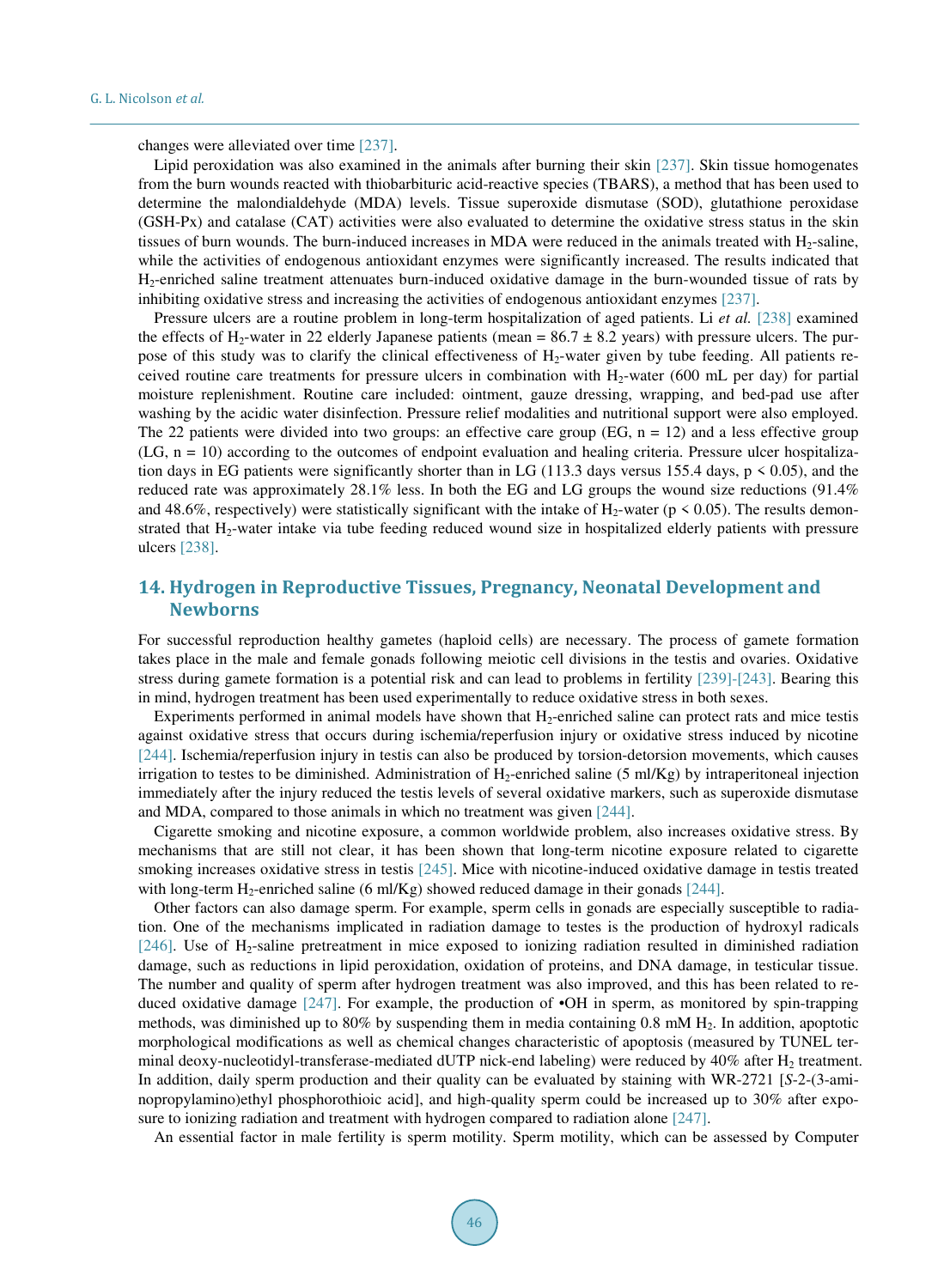changes were alleviated over time [237].

Lipid peroxidation was also examined in the animals after burning their skin [237]. Skin tissue homogenates from the burn wounds reacted with thiobarbituric acid-reactive species (TBARS), a method that has been used to determine the malondialdehyde (MDA) levels. Tissue superoxide dismutase (SOD), glutathione peroxidase (GSH-Px) and catalase (CAT) activities were also evaluated to determine the oxidative stress status in the skin tissues of burn wounds. The burn-induced increases in MDA were reduced in the animals treated with $H_2$-saline, while the activities of endogenous antioxidant enzymes were significantly increased. The results indicated that $H_2$-enriched saline treatment attenuates burn-induced oxidative damage in the burn-wounded tissue of rats by inhibiting oxidative stress and increasing the activities of endogenous antioxidant enzymes [237].

Pressure ulcers are a routine problem in long-term hospitalization of aged patients. Li *et al.* [238] examined the effects of $H_2$-water in 22 elderly Japanese patients (mean = 86.7 ± 8.2 years) with pressure ulcers. The purpose of this study was to clarify the clinical effectiveness of $H_2$-water given by tube feeding. All patients received routine care treatments for pressure ulcers in combination with $H_2$-water (600 mL per day) for partial moisture replenishment. Routine care included: ointment, gauze dressing, wrapping, and bed-pad use after washing by the acidic water disinfection. Pressure relief modalities and nutritional support were also employed. The 22 patients were divided into two groups: an effective care group (EG, n = 12) and a less effective group (LG, n = 10) according to the outcomes of endpoint evaluation and healing criteria. Pressure ulcer hospitalization days in EG patients were significantly shorter than in LG (113.3 days versus 155.4 days, $p < 0.05$), and the reduced rate was approximately 28.1% less. In both the EG and LG groups the wound size reductions (91.4% and 48.6%, respectively) were statistically significant with the intake of $H_2$-water ($p < 0.05$). The results demonstrated that $H_2$-water intake via tube feeding reduced wound size in hospitalized elderly patients with pressure ulcers [238].

## 14. Hydrogen in Reproductive Tissues, Pregnancy, Neonatal Development and Newborns

For successful reproduction healthy gametes (haploid cells) are necessary. The process of gamete formation takes place in the male and female gonads following meiotic cell divisions in the testis and ovaries. Oxidative stress during gamete formation is a potential risk and can lead to problems in fertility [239]-[243]. Bearing this in mind, hydrogen treatment has been used experimentally to reduce oxidative stress in both sexes.

Experiments performed in animal models have shown that $H_2$-enriched saline can protect rats and mice testis against oxidative stress that occurs during ischemia/reperfusion injury or oxidative stress induced by nicotine [244]. Ischemia/reperfusion injury in testis can also be produced by torsion-detorsion movements, which causes irrigation to testes to be diminished. Administration of $H_2$-enriched saline (5 ml/Kg) by intraperitoneal injection immediately after the injury reduced the testis levels of several oxidative markers, such as superoxide dismutase and MDA, compared to those animals in which no treatment was given [244].

Cigarette smoking and nicotine exposure, a common worldwide problem, also increases oxidative stress. By mechanisms that are still not clear, it has been shown that long-term nicotine exposure related to cigarette smoking increases oxidative stress in testis [245]. Mice with nicotine-induced oxidative damage in testis treated with long-term $H_2$-enriched saline (6 ml/Kg) showed reduced damage in their gonads [244].

Other factors can also damage sperm. For example, sperm cells in gonads are especially susceptible to radiation. One of the mechanisms implicated in radiation damage to testes is the production of hydroxyl radicals [246]. Use of $H_2$-saline pretreatment in mice exposed to ionizing radiation resulted in diminished radiation damage, such as reductions in lipid peroxidation, oxidation of proteins, and DNA damage, in testicular tissue. The number and quality of sperm after hydrogen treatment was also improved, and this has been related to reduced oxidative damage [247]. For example, the production of •OH in sperm, as monitored by spin-trapping methods, was diminished up to 80% by suspending them in media containing 0.8 mM $H_2$. In addition, apoptotic morphological modifications as well as chemical changes characteristic of apoptosis (measured by TUNEL terminal deoxy-nucleotidyl-transferase-mediated dUTP nick-end labeling) were reduced by 40% after $H_2$ treatment. In addition, daily sperm production and their quality can be evaluated by staining with WR-2721 [*S*-2-(3-aminopropylamino)ethyl phosphorothioic acid], and high-quality sperm could be increased up to 30% after exposure to ionizing radiation and treatment with hydrogen compared to radiation alone [247].

An essential factor in male fertility is sperm motility. Sperm motility, which can be assessed by Computer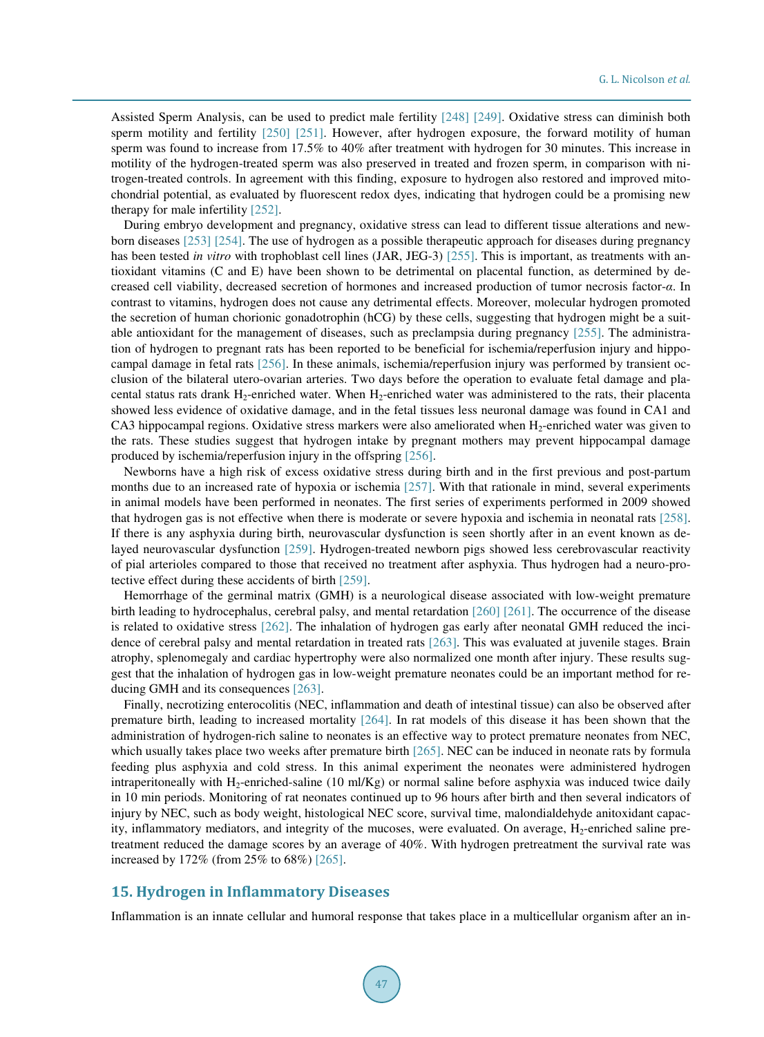Assisted Sperm Analysis, can be used to predict male fertility [248] [249]. Oxidative stress can diminish both sperm motility and fertility [250] [251]. However, after hydrogen exposure, the forward motility of human sperm was found to increase from 17.5% to 40% after treatment with hydrogen for 30 minutes. This increase in motility of the hydrogen-treated sperm was also preserved in treated and frozen sperm, in comparison with nitrogen-treated controls. In agreement with this finding, exposure to hydrogen also restored and improved mitochondrial potential, as evaluated by fluorescent redox dyes, indicating that hydrogen could be a promising new therapy for male infertility [252].

During embryo development and pregnancy, oxidative stress can lead to different tissue alterations and newborn diseases [253] [254]. The use of hydrogen as a possible therapeutic approach for diseases during pregnancy has been tested *in vitro* with trophoblast cell lines (JAR, JEG-3) [255]. This is important, as treatments with antioxidant vitamins (C and E) have been shown to be detrimental on placental function, as determined by decreased cell viability, decreased secretion of hormones and increased production of tumor necrosis factor-*α*. In contrast to vitamins, hydrogen does not cause any detrimental effects. Moreover, molecular hydrogen promoted the secretion of human chorionic gonadotrophin (hCG) by these cells, suggesting that hydrogen might be a suitable antioxidant for the management of diseases, such as preclampsia during pregnancy [255]. The administration of hydrogen to pregnant rats has been reported to be beneficial for ischemia/reperfusion injury and hippocampal damage in fetal rats [256]. In these animals, ischemia/reperfusion injury was performed by transient occlusion of the bilateral utero-ovarian arteries. Two days before the operation to evaluate fetal damage and placental status rats drank $H_2$-enriched water. When $H_2$-enriched water was administered to the rats, their placenta showed less evidence of oxidative damage, and in the fetal tissues less neuronal damage was found in CA1 and CA3 hippocampal regions. Oxidative stress markers were also ameliorated when $H_2$-enriched water was given to the rats. These studies suggest that hydrogen intake by pregnant mothers may prevent hippocampal damage produced by ischemia/reperfusion injury in the offspring [256].

Newborns have a high risk of excess oxidative stress during birth and in the first previous and post-partum months due to an increased rate of hypoxia or ischemia [257]. With that rationale in mind, several experiments in animal models have been performed in neonates. The first series of experiments performed in 2009 showed that hydrogen gas is not effective when there is moderate or severe hypoxia and ischemia in neonatal rats [258]. If there is any asphyxia during birth, neurovascular dysfunction is seen shortly after in an event known as delayed neurovascular dysfunction [259]. Hydrogen-treated newborn pigs showed less cerebrovascular reactivity of pial arterioles compared to those that received no treatment after asphyxia. Thus hydrogen had a neuro-protective effect during these accidents of birth [259].

Hemorrhage of the germinal matrix (GMH) is a neurological disease associated with low-weight premature birth leading to hydrocephalus, cerebral palsy, and mental retardation [260] [261]. The occurrence of the disease is related to oxidative stress [262]. The inhalation of hydrogen gas early after neonatal GMH reduced the incidence of cerebral palsy and mental retardation in treated rats [263]. This was evaluated at juvenile stages. Brain atrophy, splenomegaly and cardiac hypertrophy were also normalized one month after injury. These results suggest that the inhalation of hydrogen gas in low-weight premature neonates could be an important method for reducing GMH and its consequences [263].

Finally, necrotizing enterocolitis (NEC, inflammation and death of intestinal tissue) can also be observed after premature birth, leading to increased mortality [264]. In rat models of this disease it has been shown that the administration of hydrogen-rich saline to neonates is an effective way to protect premature neonates from NEC, which usually takes place two weeks after premature birth [265]. NEC can be induced in neonate rats by formula feeding plus asphyxia and cold stress. In this animal experiment the neonates were administered hydrogen intraperitoneally with $H_2$-enriched-saline (10 ml/Kg) or normal saline before asphyxia was induced twice daily in 10 min periods. Monitoring of rat neonates continued up to 96 hours after birth and then several indicators of injury by NEC, such as body weight, histological NEC score, survival time, malondialdehyde anitoxidant capacity, inflammatory mediators, and integrity of the mucoses, were evaluated. On average, $H_2$-enriched saline pretreatment reduced the damage scores by an average of 40%. With hydrogen pretreatment the survival rate was increased by 172% (from 25% to 68%) [265].

## 15. Hydrogen in Inflammatory Diseases

Inflammation is an innate cellular and humoral response that takes place in a multicellular organism after an in-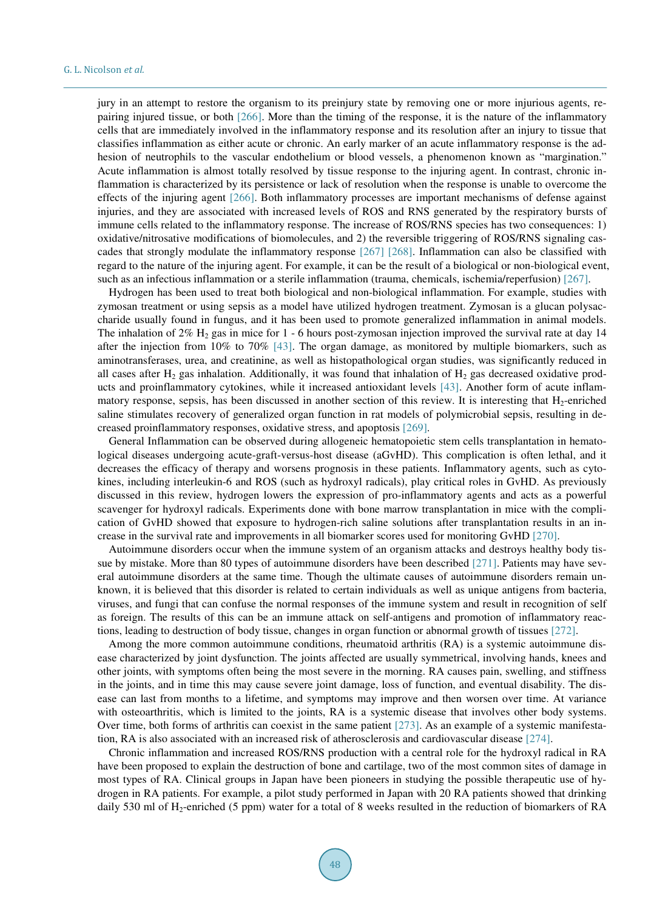jury in an attempt to restore the organism to its preinjury state by removing one or more injurious agents, repairing injured tissue, or both [266]. More than the timing of the response, it is the nature of the inflammatory cells that are immediately involved in the inflammatory response and its resolution after an injury to tissue that classifies inflammation as either acute or chronic. An early marker of an acute inflammatory response is the adhesion of neutrophils to the vascular endothelium or blood vessels, a phenomenon known as "margination." Acute inflammation is almost totally resolved by tissue response to the injuring agent. In contrast, chronic inflammation is characterized by its persistence or lack of resolution when the response is unable to overcome the effects of the injuring agent [266]. Both inflammatory processes are important mechanisms of defense against injuries, and they are associated with increased levels of ROS and RNS generated by the respiratory bursts of immune cells related to the inflammatory response. The increase of ROS/RNS species has two consequences: 1) oxidative/nitrosative modifications of biomolecules, and 2) the reversible triggering of ROS/RNS signaling cascades that strongly modulate the inflammatory response [267] [268]. Inflammation can also be classified with regard to the nature of the injuring agent. For example, it can be the result of a biological or non-biological event, such as an infectious inflammation or a sterile inflammation (trauma, chemicals, ischemia/reperfusion) [267].

Hydrogen has been used to treat both biological and non-biological inflammation. For example, studies with zymosan treatment or using sepsis as a model have utilized hydrogen treatment. Zymosan is a glucan polysaccharide usually found in fungus, and it has been used to promote generalized inflammation in animal models. The inhalation of 2% $H_2$ gas in mice for 1 - 6 hours post-zymosan injection improved the survival rate at day 14 after the injection from 10% to 70% [43]. The organ damage, as monitored by multiple biomarkers, such as aminotransferases, urea, and creatinine, as well as histopathological organ studies, was significantly reduced in all cases after $H_2$ gas inhalation. Additionally, it was found that inhalation of $H_2$ gas decreased oxidative products and proinflammatory cytokines, while it increased antioxidant levels [43]. Another form of acute inflammatory response, sepsis, has been discussed in another section of this review. It is interesting that $H_2$-enriched saline stimulates recovery of generalized organ function in rat models of polymicrobial sepsis, resulting in decreased proinflammatory responses, oxidative stress, and apoptosis [269].

General Inflammation can be observed during allogeneic hematopoietic stem cells transplantation in hematological diseases undergoing acute-graft-versus-host disease (aGvHD). This complication is often lethal, and it decreases the efficacy of therapy and worsens prognosis in these patients. Inflammatory agents, such as cytokines, including interleukin-6 and ROS (such as hydroxyl radicals), play critical roles in GvHD. As previously discussed in this review, hydrogen lowers the expression of pro-inflammatory agents and acts as a powerful scavenger for hydroxyl radicals. Experiments done with bone marrow transplantation in mice with the complication of GvHD showed that exposure to hydrogen-rich saline solutions after transplantation results in an increase in the survival rate and improvements in all biomarker scores used for monitoring GvHD [270].

Autoimmune disorders occur when the immune system of an organism attacks and destroys healthy body tissue by mistake. More than 80 types of autoimmune disorders have been described [271]. Patients may have several autoimmune disorders at the same time. Though the ultimate causes of autoimmune disorders remain unknown, it is believed that this disorder is related to certain individuals as well as unique antigens from bacteria, viruses, and fungi that can confuse the normal responses of the immune system and result in recognition of self as foreign. The results of this can be an immune attack on self-antigens and promotion of inflammatory reactions, leading to destruction of body tissue, changes in organ function or abnormal growth of tissues [272].

Among the more common autoimmune conditions, rheumatoid arthritis (RA) is a systemic autoimmune disease characterized by joint dysfunction. The joints affected are usually symmetrical, involving hands, knees and other joints, with symptoms often being the most severe in the morning. RA causes pain, swelling, and stiffness in the joints, and in time this may cause severe joint damage, loss of function, and eventual disability. The disease can last from months to a lifetime, and symptoms may improve and then worsen over time. At variance with osteoarthritis, which is limited to the joints, RA is a systemic disease that involves other body systems. Over time, both forms of arthritis can coexist in the same patient [273]. As an example of a systemic manifestation, RA is also associated with an increased risk of atherosclerosis and cardiovascular disease [274].

Chronic inflammation and increased ROS/RNS production with a central role for the hydroxyl radical in RA have been proposed to explain the destruction of bone and cartilage, two of the most common sites of damage in most types of RA. Clinical groups in Japan have been pioneers in studying the possible therapeutic use of hydrogen in RA patients. For example, a pilot study performed in Japan with 20 RA patients showed that drinking daily 530 ml of $H_2$-enriched (5 ppm) water for a total of 8 weeks resulted in the reduction of biomarkers of RA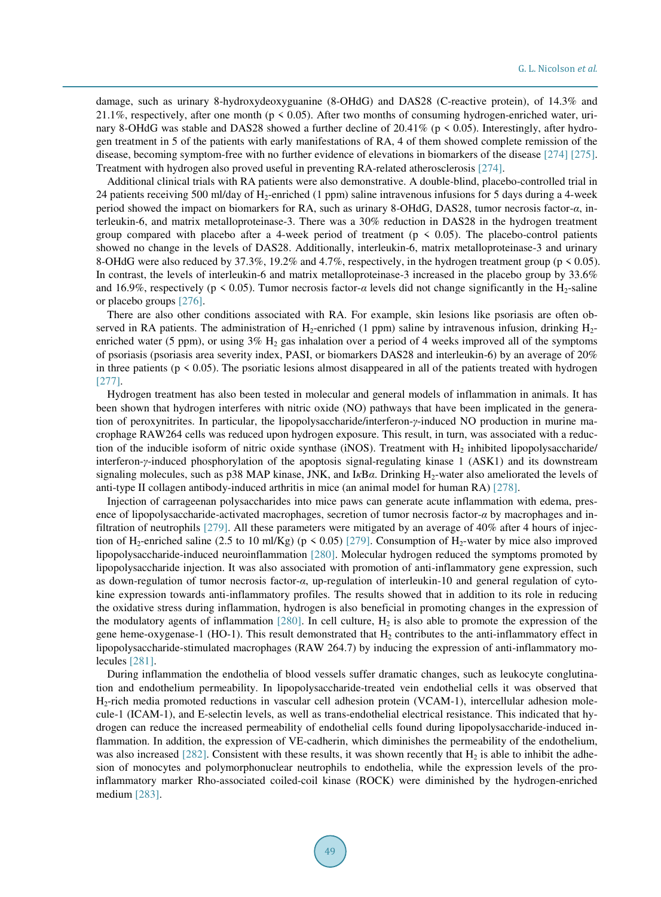damage, such as urinary 8-hydroxydeoxyguanine (8-OHdG) and DAS28 (C-reactive protein), of 14.3% and 21.1%, respectively, after one month ($p < 0.05$). After two months of consuming hydrogen-enriched water, urinary 8-OHdG was stable and DAS28 showed a further decline of 20.41% ($p < 0.05$). Interestingly, after hydrogen treatment in 5 of the patients with early manifestations of RA, 4 of them showed complete remission of the disease, becoming symptom-free with no further evidence of elevations in biomarkers of the disease [274] [275]. Treatment with hydrogen also proved useful in preventing RA-related atherosclerosis [274].

Additional clinical trials with RA patients were also demonstrative. A double-blind, placebo-controlled trial in 24 patients receiving 500 ml/day of $H_2$-enriched (1 ppm) saline intravenous infusions for 5 days during a 4-week period showed the impact on biomarkers for RA, such as urinary 8-OHdG, DAS28, tumor necrosis factor-$\alpha$, interleukin-6, and matrix metalloproteinase-3. There was a 30% reduction in DAS28 in the hydrogen treatment group compared with placebo after a 4-week period of treatment ($p < 0.05$). The placebo-control patients showed no change in the levels of DAS28. Additionally, interleukin-6, matrix metalloproteinase-3 and urinary 8-OHdG were also reduced by 37.3%, 19.2% and 4.7%, respectively, in the hydrogen treatment group ($p < 0.05$). In contrast, the levels of interleukin-6 and matrix metalloproteinase-3 increased in the placebo group by 33.6% and 16.9%, respectively ($p < 0.05$). Tumor necrosis factor-$\alpha$ levels did not change significantly in the $H_2$-saline or placebo groups [276].

There are also other conditions associated with RA. For example, skin lesions like psoriasis are often observed in RA patients. The administration of $H_2$-enriched (1 ppm) saline by intravenous infusion, drinking $H_2$-enriched water (5 ppm), or using 3% $H_2$ gas inhalation over a period of 4 weeks improved all of the symptoms of psoriasis (psoriasis area severity index, PASI, or biomarkers DAS28 and interleukin-6) by an average of 20% in three patients ($p < 0.05$). The psoriatic lesions almost disappeared in all of the patients treated with hydrogen [277].

Hydrogen treatment has also been tested in molecular and general models of inflammation in animals. It has been shown that hydrogen interferes with nitric oxide (NO) pathways that have been implicated in the generation of peroxynitrites. In particular, the lipopolysaccharide/interferon-$\gamma$-induced NO production in murine macrophage RAW264 cells was reduced upon hydrogen exposure. This result, in turn, was associated with a reduction of the inducible isoform of nitric oxide synthase (iNOS). Treatment with $H_2$ inhibited lipopolysaccharide/interferon-$\gamma$-induced phosphorylation of the apoptosis signal-regulating kinase 1 (ASK1) and its downstream signaling molecules, such as p38 MAP kinase, JNK, and I$\kappa$B$\alpha$. Drinking $H_2$-water also ameliorated the levels of anti-type II collagen antibody-induced arthritis in mice (an animal model for human RA) [278].

Injection of carrageenan polysaccharides into mice paws can generate acute inflammation with edema, presence of lipopolysaccharide-activated macrophages, secretion of tumor necrosis factor-$\alpha$ by macrophages and infiltration of neutrophils [279]. All these parameters were mitigated by an average of 40% after 4 hours of injection of $H_2$-enriched saline (2.5 to 10 ml/Kg) ($p < 0.05$) [279]. Consumption of $H_2$-water by mice also improved lipopolysaccharide-induced neuroinflammation [280]. Molecular hydrogen reduced the symptoms promoted by lipopolysaccharide injection. It was also associated with promotion of anti-inflammatory gene expression, such as down-regulation of tumor necrosis factor-$\alpha$, up-regulation of interleukin-10 and general regulation of cytokine expression towards anti-inflammatory profiles. The results showed that in addition to its role in reducing the oxidative stress during inflammation, hydrogen is also beneficial in promoting changes in the expression of the modulatory agents of inflammation [280]. In cell culture, $H_2$ is also able to promote the expression of the gene heme-oxygenase-1 (HO-1). This result demonstrated that $H_2$ contributes to the anti-inflammatory effect in lipopolysaccharide-stimulated macrophages (RAW 264.7) by inducing the expression of anti-inflammatory molecules [281].

During inflammation the endothelia of blood vessels suffer dramatic changes, such as leukocyte conglutination and endothelium permeability. In lipopolysaccharide-treated vein endothelial cells it was observed that $H_2$-rich media promoted reductions in vascular cell adhesion protein (VCAM-1), intercellular adhesion molecule-1 (ICAM-1), and E-selectin levels, as well as trans-endothelial electrical resistance. This indicated that hydrogen can reduce the increased permeability of endothelial cells found during lipopolysaccharide-induced inflammation. In addition, the expression of VE-cadherin, which diminishes the permeability of the endothelium, was also increased [282]. Consistent with these results, it was shown recently that $H_2$ is able to inhibit the adhesion of monocytes and polymorphonuclear neutrophils to endothelia, while the expression levels of the pro-inflammatory marker Rho-associated coiled-coil kinase (ROCK) were diminished by the hydrogen-enriched medium [283].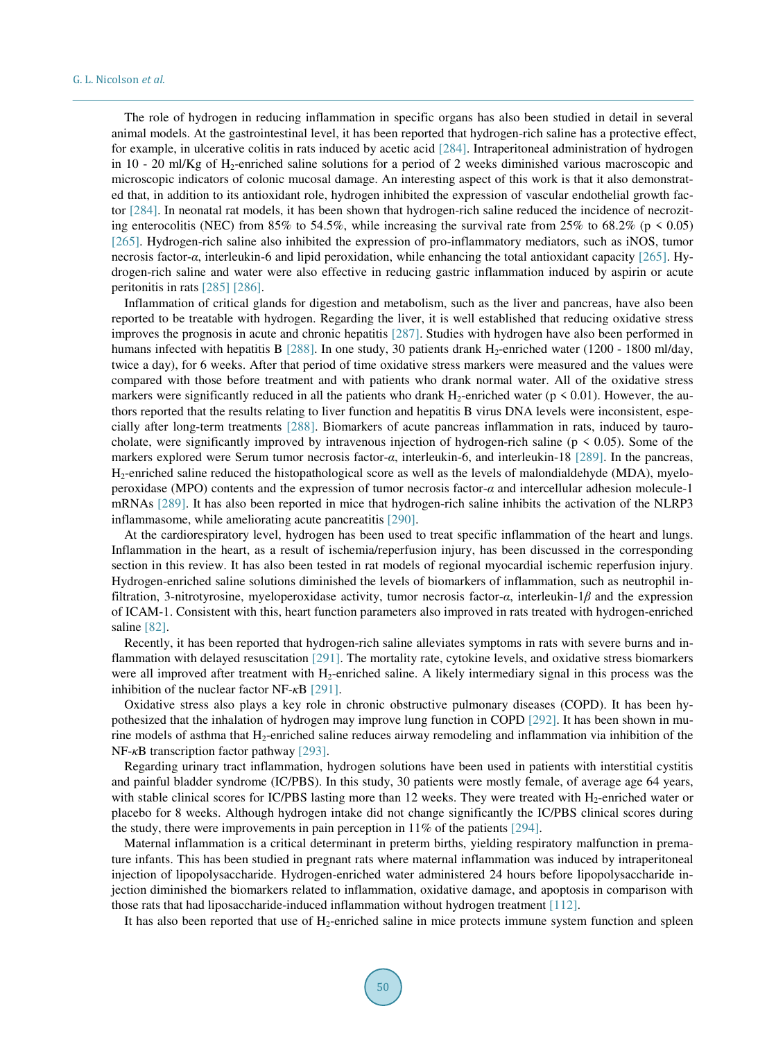The role of hydrogen in reducing inflammation in specific organs has also been studied in detail in several animal models. At the gastrointestinal level, it has been reported that hydrogen-rich saline has a protective effect, for example, in ulcerative colitis in rats induced by acetic acid [284]. Intraperitoneal administration of hydrogen in 10 - 20 ml/Kg of $H_2$-enriched saline solutions for a period of 2 weeks diminished various macroscopic and microscopic indicators of colonic mucosal damage. An interesting aspect of this work is that it also demonstrated that, in addition to its antioxidant role, hydrogen inhibited the expression of vascular endothelial growth factor [284]. In neonatal rat models, it has been shown that hydrogen-rich saline reduced the incidence of necrotizing enterocolitis (NEC) from 85% to 54.5%, while increasing the survival rate from 25% to 68.2% ($p < 0.05$) [265]. Hydrogen-rich saline also inhibited the expression of pro-inflammatory mediators, such as iNOS, tumor necrosis factor-*α*, interleukin-6 and lipid peroxidation, while enhancing the total antioxidant capacity [265]. Hydrogen-rich saline and water were also effective in reducing gastric inflammation induced by aspirin or acute peritonitis in rats [285] [286].

Inflammation of critical glands for digestion and metabolism, such as the liver and pancreas, have also been reported to be treatable with hydrogen. Regarding the liver, it is well established that reducing oxidative stress improves the prognosis in acute and chronic hepatitis [287]. Studies with hydrogen have also been performed in humans infected with hepatitis B [288]. In one study, 30 patients drank $H_2$-enriched water (1200 - 1800 ml/day, twice a day), for 6 weeks. After that period of time oxidative stress markers were measured and the values were compared with those before treatment and with patients who drank normal water. All of the oxidative stress markers were significantly reduced in all the patients who drank $H_2$-enriched water ($p < 0.01$). However, the authors reported that the results relating to liver function and hepatitis B virus DNA levels were inconsistent, especially after long-term treatments [288]. Biomarkers of acute pancreas inflammation in rats, induced by taurocholate, were significantly improved by intravenous injection of hydrogen-rich saline ($p < 0.05$). Some of the markers explored were Serum tumor necrosis factor-*α*, interleukin-6, and interleukin-18 [289]. In the pancreas, $H_2$-enriched saline reduced the histopathological score as well as the levels of malondialdehyde (MDA), myeloperoxidase (MPO) contents and the expression of tumor necrosis factor-*α* and intercellular adhesion molecule-1 mRNAs [289]. It has also been reported in mice that hydrogen-rich saline inhibits the activation of the NLRP3 inflammasome, while ameliorating acute pancreatitis [290].

At the cardiorespiratory level, hydrogen has been used to treat specific inflammation of the heart and lungs. Inflammation in the heart, as a result of ischemia/reperfusion injury, has been discussed in the corresponding section in this review. It has also been tested in rat models of regional myocardial ischemic reperfusion injury. Hydrogen-enriched saline solutions diminished the levels of biomarkers of inflammation, such as neutrophil infiltration, 3-nitrotyrosine, myeloperoxidase activity, tumor necrosis factor-*α*, interleukin-1*β* and the expression of ICAM-1. Consistent with this, heart function parameters also improved in rats treated with hydrogen-enriched saline [82].

Recently, it has been reported that hydrogen-rich saline alleviates symptoms in rats with severe burns and inflammation with delayed resuscitation [291]. The mortality rate, cytokine levels, and oxidative stress biomarkers were all improved after treatment with $H_2$-enriched saline. A likely intermediary signal in this process was the inhibition of the nuclear factor NF-*κ*B [291].

Oxidative stress also plays a key role in chronic obstructive pulmonary diseases (COPD). It has been hypothesized that the inhalation of hydrogen may improve lung function in COPD [292]. It has been shown in murine models of asthma that $H_2$-enriched saline reduces airway remodeling and inflammation via inhibition of the NF-*κ*B transcription factor pathway [293].

Regarding urinary tract inflammation, hydrogen solutions have been used in patients with interstitial cystitis and painful bladder syndrome (IC/PBS). In this study, 30 patients were mostly female, of average age 64 years, with stable clinical scores for IC/PBS lasting more than 12 weeks. They were treated with $H_2$-enriched water or placebo for 8 weeks. Although hydrogen intake did not change significantly the IC/PBS clinical scores during the study, there were improvements in pain perception in 11% of the patients [294].

Maternal inflammation is a critical determinant in preterm births, yielding respiratory malfunction in premature infants. This has been studied in pregnant rats where maternal inflammation was induced by intraperitoneal injection of lipopolysaccharide. Hydrogen-enriched water administered 24 hours before lipopolysaccharide injection diminished the biomarkers related to inflammation, oxidative damage, and apoptosis in comparison with those rats that had liposaccharide-induced inflammation without hydrogen treatment [112].

It has also been reported that use of $H_2$-enriched saline in mice protects immune system function and spleen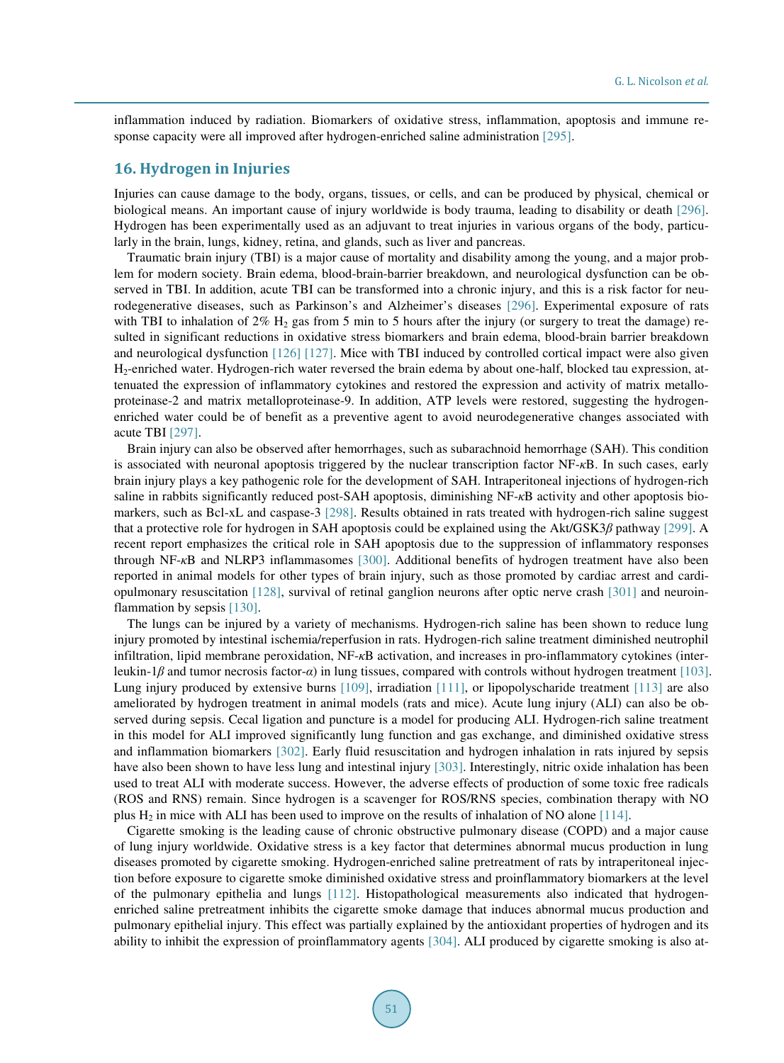inflammation induced by radiation. Biomarkers of oxidative stress, inflammation, apoptosis and immune response capacity were all improved after hydrogen-enriched saline administration [295].

## 16. Hydrogen in Injuries

Injuries can cause damage to the body, organs, tissues, or cells, and can be produced by physical, chemical or biological means. An important cause of injury worldwide is body trauma, leading to disability or death [296]. Hydrogen has been experimentally used as an adjuvant to treat injuries in various organs of the body, particularly in the brain, lungs, kidney, retina, and glands, such as liver and pancreas.

Traumatic brain injury (TBI) is a major cause of mortality and disability among the young, and a major problem for modern society. Brain edema, blood-brain-barrier breakdown, and neurological dysfunction can be observed in TBI. In addition, acute TBI can be transformed into a chronic injury, and this is a risk factor for neurodegenerative diseases, such as Parkinson's and Alzheimer's diseases [296]. Experimental exposure of rats with TBI to inhalation of 2% $H_2$ gas from 5 min to 5 hours after the injury (or surgery to treat the damage) resulted in significant reductions in oxidative stress biomarkers and brain edema, blood-brain barrier breakdown and neurological dysfunction [126] [127]. Mice with TBI induced by controlled cortical impact were also given $H_2$-enriched water. Hydrogen-rich water reversed the brain edema by about one-half, blocked tau expression, attenuated the expression of inflammatory cytokines and restored the expression and activity of matrix metalloproteinase-2 and matrix metalloproteinase-9. In addition, ATP levels were restored, suggesting the hydrogen-enriched water could be of benefit as a preventive agent to avoid neurodegenerative changes associated with acute TBI [297].

Brain injury can also be observed after hemorrhages, such as subarachnoid hemorrhage (SAH). This condition is associated with neuronal apoptosis triggered by the nuclear transcription factor NF-$\kappa$B. In such cases, early brain injury plays a key pathogenic role for the development of SAH. Intraperitoneal injections of hydrogen-rich saline in rabbits significantly reduced post-SAH apoptosis, diminishing NF-$\kappa$B activity and other apoptosis biomarkers, such as Bcl-xL and caspase-3 [298]. Results obtained in rats treated with hydrogen-rich saline suggest that a protective role for hydrogen in SAH apoptosis could be explained using the Akt/GSK3$\beta$ pathway [299]. A recent report emphasizes the critical role in SAH apoptosis due to the suppression of inflammatory responses through NF-$\kappa$B and NLRP3 inflammasomes [300]. Additional benefits of hydrogen treatment have also been reported in animal models for other types of brain injury, such as those promoted by cardiac arrest and cardiopulmonary resuscitation [128], survival of retinal ganglion neurons after optic nerve crash [301] and neuroinflammation by sepsis [130].

The lungs can be injured by a variety of mechanisms. Hydrogen-rich saline has been shown to reduce lung injury promoted by intestinal ischemia/reperfusion in rats. Hydrogen-rich saline treatment diminished neutrophil infiltration, lipid membrane peroxidation, NF-$\kappa$B activation, and increases in pro-inflammatory cytokines (interleukin-1$\beta$ and tumor necrosis factor-$\alpha$) in lung tissues, compared with controls without hydrogen treatment [103]. Lung injury produced by extensive burns [109], irradiation [111], or lipopolyscharide treatment [113] are also ameliorated by hydrogen treatment in animal models (rats and mice). Acute lung injury (ALI) can also be observed during sepsis. Cecal ligation and puncture is a model for producing ALI. Hydrogen-rich saline treatment in this model for ALI improved significantly lung function and gas exchange, and diminished oxidative stress and inflammation biomarkers [302]. Early fluid resuscitation and hydrogen inhalation in rats injured by sepsis have also been shown to have less lung and intestinal injury [303]. Interestingly, nitric oxide inhalation has been used to treat ALI with moderate success. However, the adverse effects of production of some toxic free radicals (ROS and RNS) remain. Since hydrogen is a scavenger for ROS/RNS species, combination therapy with NO plus $H_2$ in mice with ALI has been used to improve on the results of inhalation of NO alone [114].

Cigarette smoking is the leading cause of chronic obstructive pulmonary disease (COPD) and a major cause of lung injury worldwide. Oxidative stress is a key factor that determines abnormal mucus production in lung diseases promoted by cigarette smoking. Hydrogen-enriched saline pretreatment of rats by intraperitoneal injection before exposure to cigarette smoke diminished oxidative stress and proinflammatory biomarkers at the level of the pulmonary epithelia and lungs [112]. Histopathological measurements also indicated that hydrogen-enriched saline pretreatment inhibits the cigarette smoke damage that induces abnormal mucus production and pulmonary epithelial injury. This effect was partially explained by the antioxidant properties of hydrogen and its ability to inhibit the expression of proinflammatory agents [304]. ALI produced by cigarette smoking is also at-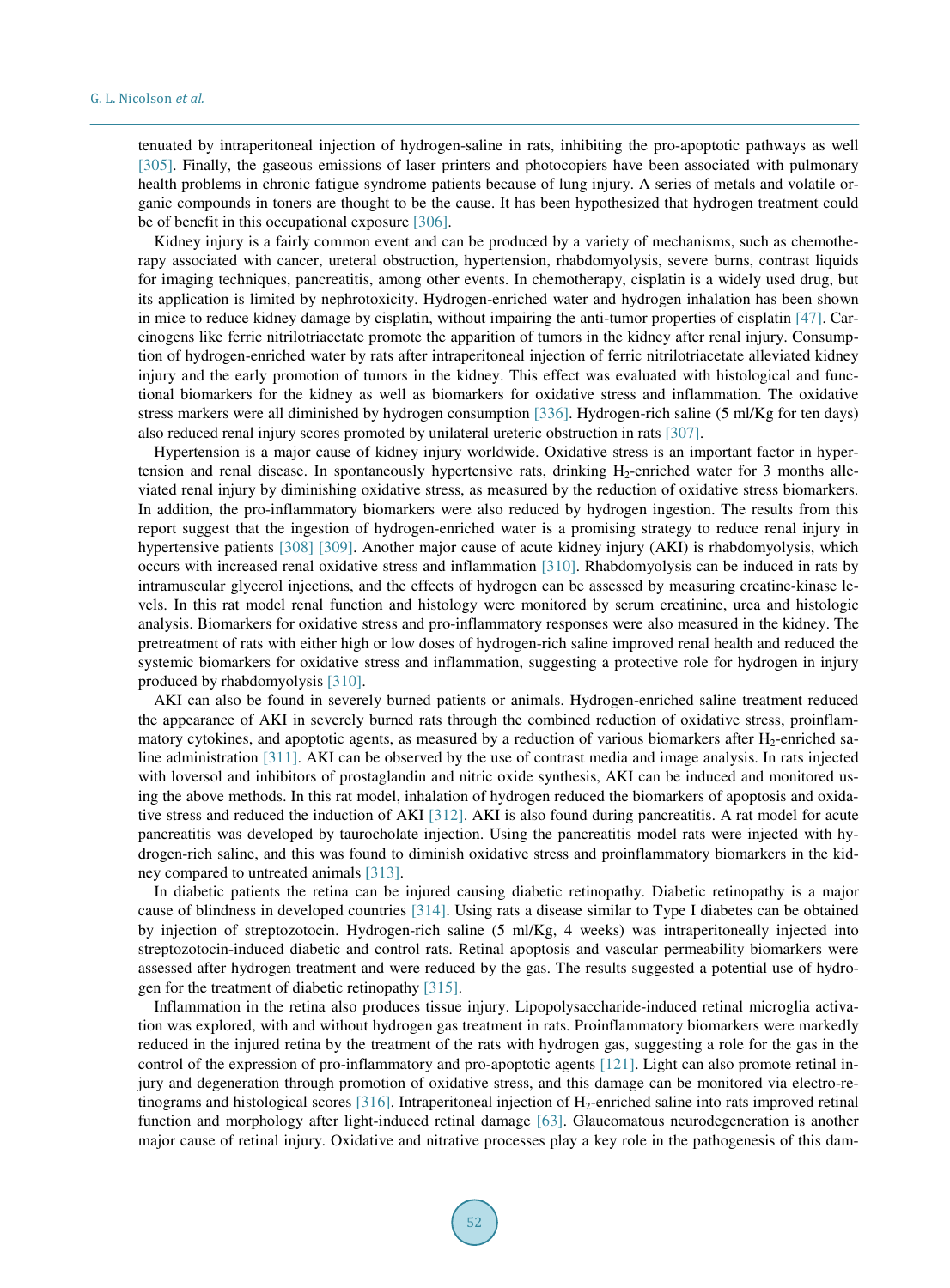tenuated by intraperitoneal injection of hydrogen-saline in rats, inhibiting the pro-apoptotic pathways as well [305]. Finally, the gaseous emissions of laser printers and photocopiers have been associated with pulmonary health problems in chronic fatigue syndrome patients because of lung injury. A series of metals and volatile organic compounds in toners are thought to be the cause. It has been hypothesized that hydrogen treatment could be of benefit in this occupational exposure [306].

Kidney injury is a fairly common event and can be produced by a variety of mechanisms, such as chemotherapy associated with cancer, ureteral obstruction, hypertension, rhabdomyolysis, severe burns, contrast liquids for imaging techniques, pancreatitis, among other events. In chemotherapy, cisplatin is a widely used drug, but its application is limited by nephrotoxicity. Hydrogen-enriched water and hydrogen inhalation has been shown in mice to reduce kidney damage by cisplatin, without impairing the anti-tumor properties of cisplatin [47]. Carcinogens like ferric nitrilotriacetate promote the apparition of tumors in the kidney after renal injury. Consumption of hydrogen-enriched water by rats after intraperitoneal injection of ferric nitrilotriacetate alleviated kidney injury and the early promotion of tumors in the kidney. This effect was evaluated with histological and functional biomarkers for the kidney as well as biomarkers for oxidative stress and inflammation. The oxidative stress markers were all diminished by hydrogen consumption [336]. Hydrogen-rich saline (5 ml/Kg for ten days) also reduced renal injury scores promoted by unilateral ureteric obstruction in rats [307].

Hypertension is a major cause of kidney injury worldwide. Oxidative stress is an important factor in hypertension and renal disease. In spontaneously hypertensive rats, drinking $H_2$-enriched water for 3 months alleviated renal injury by diminishing oxidative stress, as measured by the reduction of oxidative stress biomarkers. In addition, the pro-inflammatory biomarkers were also reduced by hydrogen ingestion. The results from this report suggest that the ingestion of hydrogen-enriched water is a promising strategy to reduce renal injury in hypertensive patients [308] [309]. Another major cause of acute kidney injury (AKI) is rhabdomyolysis, which occurs with increased renal oxidative stress and inflammation [310]. Rhabdomyolysis can be induced in rats by intramuscular glycerol injections, and the effects of hydrogen can be assessed by measuring creatine-kinase levels. In this rat model renal function and histology were monitored by serum creatinine, urea and histologic analysis. Biomarkers for oxidative stress and pro-inflammatory responses were also measured in the kidney. The pretreatment of rats with either high or low doses of hydrogen-rich saline improved renal health and reduced the systemic biomarkers for oxidative stress and inflammation, suggesting a protective role for hydrogen in injury produced by rhabdomyolysis [310].

AKI can also be found in severely burned patients or animals. Hydrogen-enriched saline treatment reduced the appearance of AKI in severely burned rats through the combined reduction of oxidative stress, proinflammatory cytokines, and apoptotic agents, as measured by a reduction of various biomarkers after $H_2$-enriched saline administration [311]. AKI can be observed by the use of contrast media and image analysis. In rats injected with Ioversol and inhibitors of prostaglandin and nitric oxide synthesis, AKI can be induced and monitored using the above methods. In this rat model, inhalation of hydrogen reduced the biomarkers of apoptosis and oxidative stress and reduced the induction of AKI [312]. AKI is also found during pancreatitis. A rat model for acute pancreatitis was developed by taurocholate injection. Using the pancreatitis model rats were injected with hydrogen-rich saline, and this was found to diminish oxidative stress and proinflammatory biomarkers in the kidney compared to untreated animals [313].

In diabetic patients the retina can be injured causing diabetic retinopathy. Diabetic retinopathy is a major cause of blindness in developed countries [314]. Using rats a disease similar to Type I diabetes can be obtained by injection of streptozotocin. Hydrogen-rich saline (5 ml/Kg, 4 weeks) was intraperitoneally injected into streptozotocin-induced diabetic and control rats. Retinal apoptosis and vascular permeability biomarkers were assessed after hydrogen treatment and were reduced by the gas. The results suggested a potential use of hydrogen for the treatment of diabetic retinopathy [315].

Inflammation in the retina also produces tissue injury. Lipopolysaccharide-induced retinal microglia activation was explored, with and without hydrogen gas treatment in rats. Proinflammatory biomarkers were markedly reduced in the injured retina by the treatment of the rats with hydrogen gas, suggesting a role for the gas in the control of the expression of pro-inflammatory and pro-apoptotic agents [121]. Light can also promote retinal injury and degeneration through promotion of oxidative stress, and this damage can be monitored via electro-retinograms and histological scores [316]. Intraperitoneal injection of $H_2$-enriched saline into rats improved retinal function and morphology after light-induced retinal damage [63]. Glaucomatous neurodegeneration is another major cause of retinal injury. Oxidative and nitrative processes play a key role in the pathogenesis of this dam-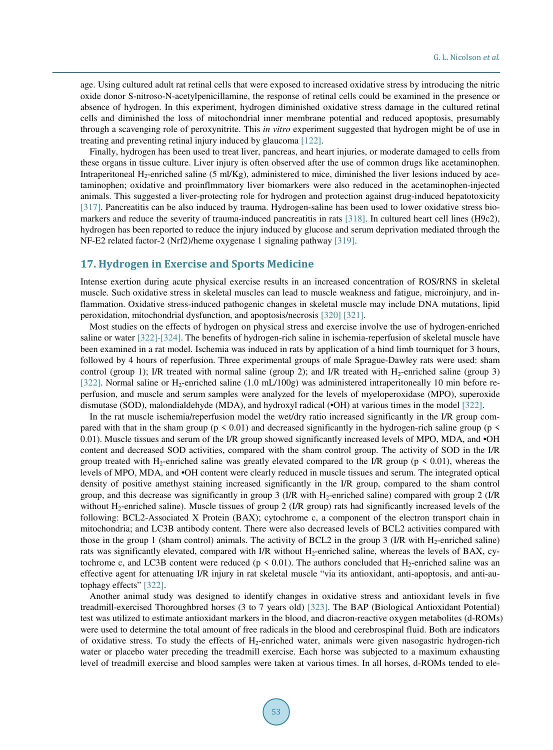age. Using cultured adult rat retinal cells that were exposed to increased oxidative stress by introducing the nitric oxide donor S-nitroso-N-acetylpenicillamine, the response of retinal cells could be examined in the presence or absence of hydrogen. In this experiment, hydrogen diminished oxidative stress damage in the cultured retinal cells and diminished the loss of mitochondrial inner membrane potential and reduced apoptosis, presumably through a scavenging role of peroxynitrite. This *in vitro* experiment suggested that hydrogen might be of use in treating and preventing retinal injury induced by glaucoma [122].

Finally, hydrogen has been used to treat liver, pancreas, and heart injuries, or moderate damaged to cells from these organs in tissue culture. Liver injury is often observed after the use of common drugs like acetaminophen. Intraperitoneal $H_2$-enriched saline (5 ml/Kg), administered to mice, diminished the liver lesions induced by acetaminophen; oxidative and proinflmmatory liver biomarkers were also reduced in the acetaminophen-injected animals. This suggested a liver-protecting role for hydrogen and protection against drug-induced hepatotoxicity [317]. Pancreatitis can be also induced by trauma. Hydrogen-saline has been used to lower oxidative stress biomarkers and reduce the severity of trauma-induced pancreatitis in rats [318]. In cultured heart cell lines (H9c2), hydrogen has been reported to reduce the injury induced by glucose and serum deprivation mediated through the NF-E2 related factor-2 (Nrf2)/heme oxygenase 1 signaling pathway [319].

## 17. Hydrogen in Exercise and Sports Medicine

Intense exertion during acute physical exercise results in an increased concentration of ROS/RNS in skeletal muscle. Such oxidative stress in skeletal muscles can lead to muscle weakness and fatigue, microinjury, and inflammation. Oxidative stress-induced pathogenic changes in skeletal muscle may include DNA mutations, lipid peroxidation, mitochondrial dysfunction, and apoptosis/necrosis [320] [321].

Most studies on the effects of hydrogen on physical stress and exercise involve the use of hydrogen-enriched saline or water [322]-[324]. The benefits of hydrogen-rich saline in ischemia-reperfusion of skeletal muscle have been examined in a rat model. Ischemia was induced in rats by application of a hind limb tourniquet for 3 hours, followed by 4 hours of reperfusion. Three experimental groups of male Sprague-Dawley rats were used: sham control (group 1); I/R treated with normal saline (group 2); and I/R treated with $H_2$-enriched saline (group 3) [322]. Normal saline or $H_2$-enriched saline (1.0 mL/100g) was administered intraperitoneally 10 min before reperfusion, and muscle and serum samples were analyzed for the levels of myeloperoxidase (MPO), superoxide dismutase (SOD), malondialdehyde (MDA), and hydroxyl radical (•OH) at various times in the model [322].

In the rat muscle ischemia/reperfusion model the wet/dry ratio increased significantly in the I/R group compared with that in the sham group ($p < 0.01$) and decreased significantly in the hydrogen-rich saline group ($p < 0.01$). Muscle tissues and serum of the I/R group showed significantly increased levels of MPO, MDA, and •OH content and decreased SOD activities, compared with the sham control group. The activity of SOD in the I/R group treated with $H_2$-enriched saline was greatly elevated compared to the I/R group ($p < 0.01$), whereas the levels of MPO, MDA, and •OH content were clearly reduced in muscle tissues and serum. The integrated optical density of positive amethyst staining increased significantly in the I/R group, compared to the sham control group, and this decrease was significantly in group 3 (I/R with $H_2$-enriched saline) compared with group 2 (I/R without $H_2$-enriched saline). Muscle tissues of group 2 (I/R group) rats had significantly increased levels of the following: BCL2-Associated X Protein (BAX); cytochrome c, a component of the electron transport chain in mitochondria; and LC3B antibody content. There were also decreased levels of BCL2 activities compared with those in the group 1 (sham control) animals. The activity of BCL2 in the group 3 (I/R with $H_2$-enriched saline) rats was significantly elevated, compared with I/R without $H_2$-enriched saline, whereas the levels of BAX, cytochrome c, and LC3B content were reduced ($p < 0.01$). The authors concluded that $H_2$-enriched saline was an effective agent for attenuating I/R injury in rat skeletal muscle "via its antioxidant, anti-apoptosis, and anti-autophagy effects" [322].

Another animal study was designed to identify changes in oxidative stress and antioxidant levels in five treadmill-exercised Thoroughbred horses (3 to 7 years old) [323]. The BAP (Biological Antioxidant Potential) test was utilized to estimate antioxidant markers in the blood, and diacron-reactive oxygen metabolites (d-ROMs) were used to determine the total amount of free radicals in the blood and cerebrospinal fluid. Both are indicators of oxidative stress. To study the effects of $H_2$-enriched water, animals were given nasogastric hydrogen-rich water or placebo water preceding the treadmill exercise. Each horse was subjected to a maximum exhausting level of treadmill exercise and blood samples were taken at various times. In all horses, d-ROMs tended to ele-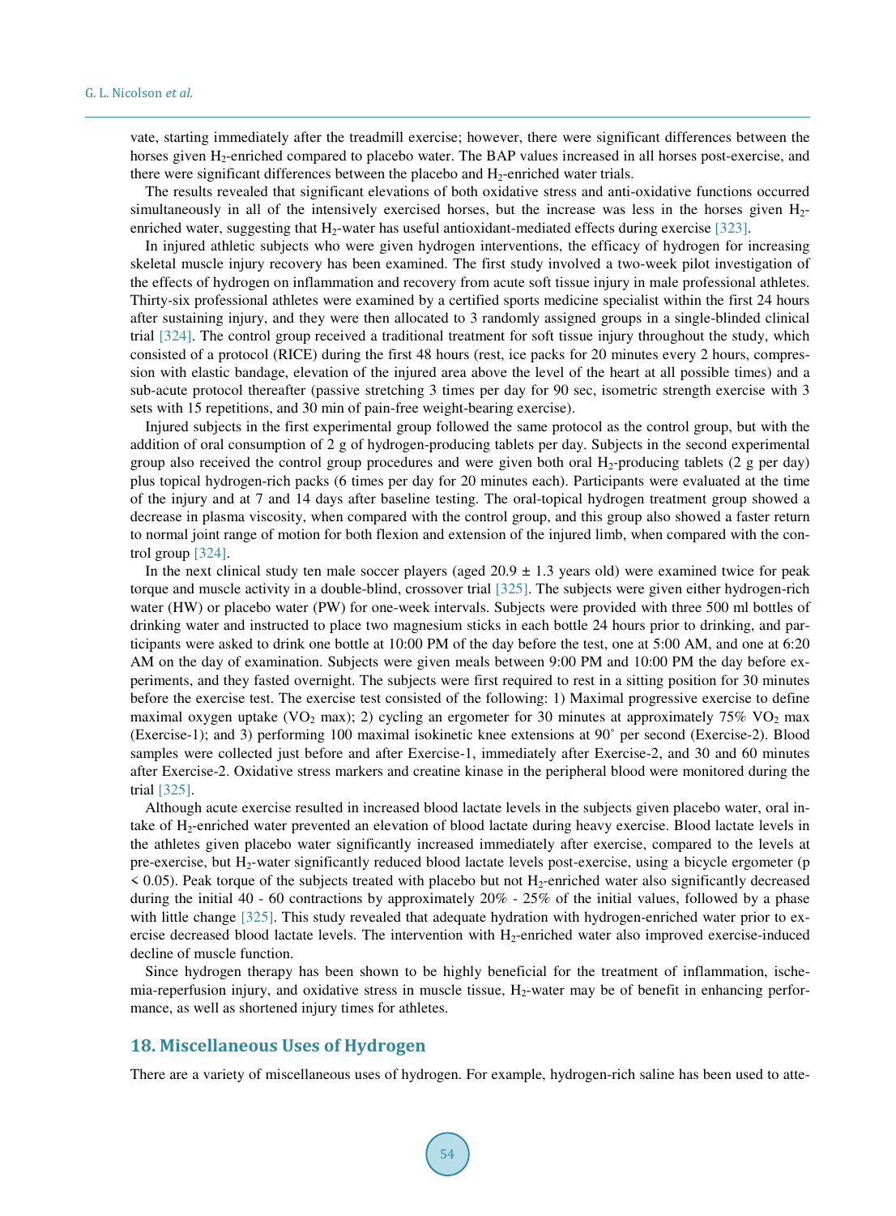vate, starting immediately after the treadmill exercise; however, there were significant differences between the horses given $H_2$-enriched compared to placebo water. The BAP values increased in all horses post-exercise, and there were significant differences between the placebo and $H_2$-enriched water trials.

The results revealed that significant elevations of both oxidative stress and anti-oxidative functions occurred simultaneously in all of the intensively exercised horses, but the increase was less in the horses given $H_2$-enriched water, suggesting that $H_2$-water has useful antioxidant-mediated effects during exercise [323].

In injured athletic subjects who were given hydrogen interventions, the efficacy of hydrogen for increasing skeletal muscle injury recovery has been examined. The first study involved a two-week pilot investigation of the effects of hydrogen on inflammation and recovery from acute soft tissue injury in male professional athletes. Thirty-six professional athletes were examined by a certified sports medicine specialist within the first 24 hours after sustaining injury, and they were then allocated to 3 randomly assigned groups in a single-blinded clinical trial [324]. The control group received a traditional treatment for soft tissue injury throughout the study, which consisted of a protocol (RICE) during the first 48 hours (rest, ice packs for 20 minutes every 2 hours, compression with elastic bandage, elevation of the injured area above the level of the heart at all possible times) and a sub-acute protocol thereafter (passive stretching 3 times per day for 90 sec, isometric strength exercise with 3 sets with 15 repetitions, and 30 min of pain-free weight-bearing exercise).

Injured subjects in the first experimental group followed the same protocol as the control group, but with the addition of oral consumption of 2 g of hydrogen-producing tablets per day. Subjects in the second experimental group also received the control group procedures and were given both oral $H_2$-producing tablets (2 g per day) plus topical hydrogen-rich packs (6 times per day for 20 minutes each). Participants were evaluated at the time of the injury and at 7 and 14 days after baseline testing. The oral-topical hydrogen treatment group showed a decrease in plasma viscosity, when compared with the control group, and this group also showed a faster return to normal joint range of motion for both flexion and extension of the injured limb, when compared with the control group [324].

In the next clinical study ten male soccer players (aged 20.9 ± 1.3 years old) were examined twice for peak torque and muscle activity in a double-blind, crossover trial [325]. The subjects were given either hydrogen-rich water (HW) or placebo water (PW) for one-week intervals. Subjects were provided with three 500 ml bottles of drinking water and instructed to place two magnesium sticks in each bottle 24 hours prior to drinking, and participants were asked to drink one bottle at 10:00 PM of the day before the test, one at 5:00 AM, and one at 6:20 AM on the day of examination. Subjects were given meals between 9:00 PM and 10:00 PM the day before experiments, and they fasted overnight. The subjects were first required to rest in a sitting position for 30 minutes before the exercise test. The exercise test consisted of the following: 1) Maximal progressive exercise to define maximal oxygen uptake ($VO_2$ max); 2) cycling an ergometer for 30 minutes at approximately 75% $VO_2$ max (Exercise-1); and 3) performing 100 maximal isokinetic knee extensions at 90˚ per second (Exercise-2). Blood samples were collected just before and after Exercise-1, immediately after Exercise-2, and 30 and 60 minutes after Exercise-2. Oxidative stress markers and creatine kinase in the peripheral blood were monitored during the trial [325].

Although acute exercise resulted in increased blood lactate levels in the subjects given placebo water, oral intake of $H_2$-enriched water prevented an elevation of blood lactate during heavy exercise. Blood lactate levels in the athletes given placebo water significantly increased immediately after exercise, compared to the levels at pre-exercise, but $H_2$-water significantly reduced blood lactate levels post-exercise, using a bicycle ergometer ($p < 0.05$). Peak torque of the subjects treated with placebo but not $H_2$-enriched water also significantly decreased during the initial 40 - 60 contractions by approximately 20% - 25% of the initial values, followed by a phase with little change [325]. This study revealed that adequate hydration with hydrogen-enriched water prior to exercise decreased blood lactate levels. The intervention with $H_2$-enriched water also improved exercise-induced decline of muscle function.

Since hydrogen therapy has been shown to be highly beneficial for the treatment of inflammation, ischemia-reperfusion injury, and oxidative stress in muscle tissue, $H_2$-water may be of benefit in enhancing performance, as well as shortened injury times for athletes.

## 18. Miscellaneous Uses of Hydrogen

There are a variety of miscellaneous uses of hydrogen. For example, hydrogen-rich saline has been used to atte-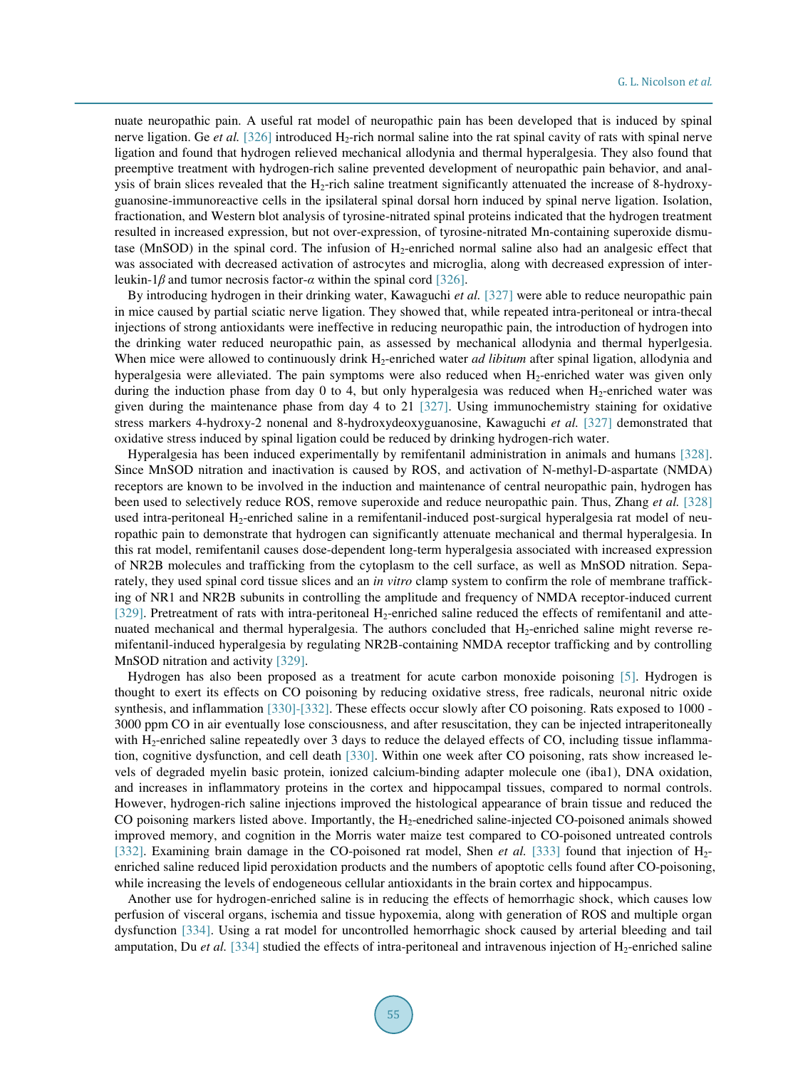nuate neuropathic pain. A useful rat model of neuropathic pain has been developed that is induced by spinal nerve ligation. Ge *et al.* [326] introduced $H_2$-rich normal saline into the rat spinal cavity of rats with spinal nerve ligation and found that hydrogen relieved mechanical allodynia and thermal hyperalgesia. They also found that preemptive treatment with hydrogen-rich saline prevented development of neuropathic pain behavior, and analysis of brain slices revealed that the $H_2$-rich saline treatment significantly attenuated the increase of 8-hydroxyguanosine-immunoreactive cells in the ipsilateral spinal dorsal horn induced by spinal nerve ligation. Isolation, fractionation, and Western blot analysis of tyrosine-nitrated spinal proteins indicated that the hydrogen treatment resulted in increased expression, but not over-expression, of tyrosine-nitrated Mn-containing superoxide dismutase (MnSOD) in the spinal cord. The infusion of $H_2$-enriched normal saline also had an analgesic effect that was associated with decreased activation of astrocytes and microglia, along with decreased expression of interleukin-1$\beta$ and tumor necrosis factor-$\alpha$ within the spinal cord [326].

By introducing hydrogen in their drinking water, Kawaguchi *et al.* [327] were able to reduce neuropathic pain in mice caused by partial sciatic nerve ligation. They showed that, while repeated intra-peritoneal or intra-thecal injections of strong antioxidants were ineffective in reducing neuropathic pain, the introduction of hydrogen into the drinking water reduced neuropathic pain, as assessed by mechanical allodynia and thermal hyperlgesia. When mice were allowed to continuously drink $H_2$-enriched water *ad libitum* after spinal ligation, allodynia and hyperalgesia were alleviated. The pain symptoms were also reduced when $H_2$-enriched water was given only during the induction phase from day 0 to 4, but only hyperalgesia was reduced when $H_2$-enriched water was given during the maintenance phase from day 4 to 21 [327]. Using immunochemistry staining for oxidative stress markers 4-hydroxy-2 nonenal and 8-hydroxydeoxyguanosine, Kawaguchi *et al.* [327] demonstrated that oxidative stress induced by spinal ligation could be reduced by drinking hydrogen-rich water.

Hyperalgesia has been induced experimentally by remifentanil administration in animals and humans [328]. Since MnSOD nitration and inactivation is caused by ROS, and activation of N-methyl-D-aspartate (NMDA) receptors are known to be involved in the induction and maintenance of central neuropathic pain, hydrogen has been used to selectively reduce ROS, remove superoxide and reduce neuropathic pain. Thus, Zhang *et al.* [328] used intra-peritoneal $H_2$-enriched saline in a remifentanil-induced post-surgical hyperalgesia rat model of neuropathic pain to demonstrate that hydrogen can significantly attenuate mechanical and thermal hyperalgesia. In this rat model, remifentanil causes dose-dependent long-term hyperalgesia associated with increased expression of NR2B molecules and trafficking from the cytoplasm to the cell surface, as well as MnSOD nitration. Separately, they used spinal cord tissue slices and an *in vitro* clamp system to confirm the role of membrane trafficking of NR1 and NR2B subunits in controlling the amplitude and frequency of NMDA receptor-induced current [329]. Pretreatment of rats with intra-peritoneal $H_2$-enriched saline reduced the effects of remifentanil and attenuated mechanical and thermal hyperalgesia. The authors concluded that $H_2$-enriched saline might reverse remifentanil-induced hyperalgesia by regulating NR2B-containing NMDA receptor trafficking and by controlling MnSOD nitration and activity [329].

Hydrogen has also been proposed as a treatment for acute carbon monoxide poisoning [5]. Hydrogen is thought to exert its effects on CO poisoning by reducing oxidative stress, free radicals, neuronal nitric oxide synthesis, and inflammation [330]-[332]. These effects occur slowly after CO poisoning. Rats exposed to 1000 - 3000 ppm CO in air eventually lose consciousness, and after resuscitation, they can be injected intraperitoneally with $H_2$-enriched saline repeatedly over 3 days to reduce the delayed effects of CO, including tissue inflammation, cognitive dysfunction, and cell death [330]. Within one week after CO poisoning, rats show increased levels of degraded myelin basic protein, ionized calcium-binding adapter molecule one (iba1), DNA oxidation, and increases in inflammatory proteins in the cortex and hippocampal tissues, compared to normal controls. However, hydrogen-rich saline injections improved the histological appearance of brain tissue and reduced the CO poisoning markers listed above. Importantly, the $H_2$-enedriched saline-injected CO-poisoned animals showed improved memory, and cognition in the Morris water maize test compared to CO-poisoned untreated controls [332]. Examining brain damage in the CO-poisoned rat model, Shen *et al.* [333] found that injection of $H_2$-enriched saline reduced lipid peroxidation products and the numbers of apoptotic cells found after CO-poisoning, while increasing the levels of endogeneous cellular antioxidants in the brain cortex and hippocampus.

Another use for hydrogen-enriched saline is in reducing the effects of hemorrhagic shock, which causes low perfusion of visceral organs, ischemia and tissue hypoxemia, along with generation of ROS and multiple organ dysfunction [334]. Using a rat model for uncontrolled hemorrhagic shock caused by arterial bleeding and tail amputation, Du *et al.* [334] studied the effects of intra-peritoneal and intravenous injection of $H_2$-enriched saline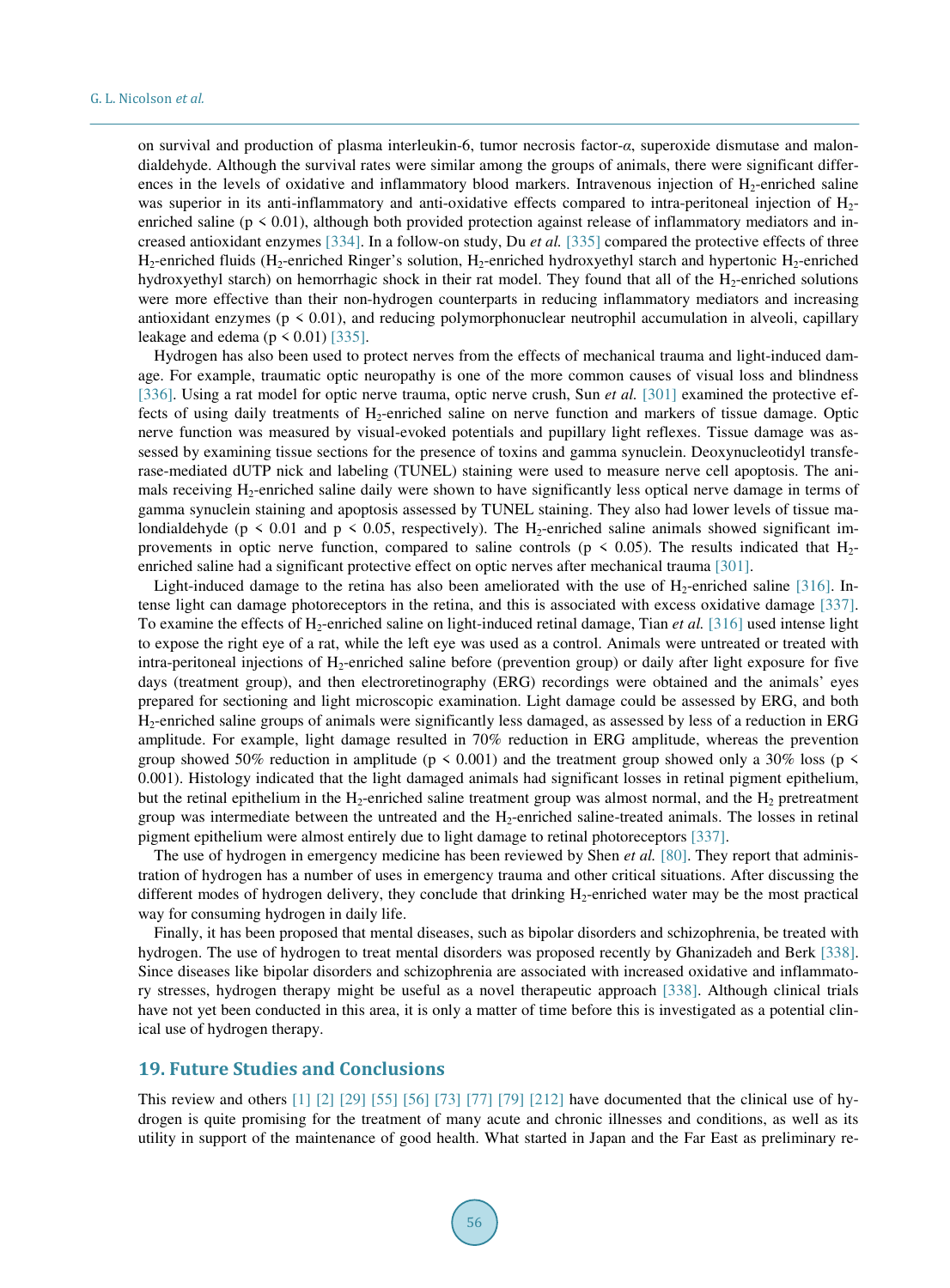on survival and production of plasma interleukin-6, tumor necrosis factor-*α*, superoxide dismutase and malondialdehyde. Although the survival rates were similar among the groups of animals, there were significant differences in the levels of oxidative and inflammatory blood markers. Intravenous injection of $H_2$-enriched saline was superior in its anti-inflammatory and anti-oxidative effects compared to intra-peritoneal injection of $H_2$-enriched saline ($p < 0.01$), although both provided protection against release of inflammatory mediators and increased antioxidant enzymes [334]. In a follow-on study, Du *et al.* [335] compared the protective effects of three $H_2$-enriched fluids ($H_2$-enriched Ringer's solution, $H_2$-enriched hydroxyethyl starch and hypertonic $H_2$-enriched hydroxyethyl starch) on hemorrhagic shock in their rat model. They found that all of the $H_2$-enriched solutions were more effective than their non-hydrogen counterparts in reducing inflammatory mediators and increasing antioxidant enzymes ($p < 0.01$), and reducing polymorphonuclear neutrophil accumulation in alveoli, capillary leakage and edema ($p < 0.01$) [335].

Hydrogen has also been used to protect nerves from the effects of mechanical trauma and light-induced damage. For example, traumatic optic neuropathy is one of the more common causes of visual loss and blindness [336]. Using a rat model for optic nerve trauma, optic nerve crush, Sun *et al.* [301] examined the protective effects of using daily treatments of $H_2$-enriched saline on nerve function and markers of tissue damage. Optic nerve function was measured by visual-evoked potentials and pupillary light reflexes. Tissue damage was assessed by examining tissue sections for the presence of toxins and gamma synuclein. Deoxynucleotidyl transferase-mediated dUTP nick and labeling (TUNEL) staining were used to measure nerve cell apoptosis. The animals receiving $H_2$-enriched saline daily were shown to have significantly less optical nerve damage in terms of gamma synuclein staining and apoptosis assessed by TUNEL staining. They also had lower levels of tissue malondialdehyde ($p < 0.01$ and $p < 0.05$, respectively). The $H_2$-enriched saline animals showed significant improvements in optic nerve function, compared to saline controls ($p < 0.05$). The results indicated that $H_2$-enriched saline had a significant protective effect on optic nerves after mechanical trauma [301].

Light-induced damage to the retina has also been ameliorated with the use of $H_2$-enriched saline [316]. Intense light can damage photoreceptors in the retina, and this is associated with excess oxidative damage [337]. To examine the effects of $H_2$-enriched saline on light-induced retinal damage, Tian *et al.* [316] used intense light to expose the right eye of a rat, while the left eye was used as a control. Animals were untreated or treated with intra-peritoneal injections of $H_2$-enriched saline before (prevention group) or daily after light exposure for five days (treatment group), and then electroretinography (ERG) recordings were obtained and the animals' eyes prepared for sectioning and light microscopic examination. Light damage could be assessed by ERG, and both $H_2$-enriched saline groups of animals were significantly less damaged, as assessed by less of a reduction in ERG amplitude. For example, light damage resulted in 70% reduction in ERG amplitude, whereas the prevention group showed 50% reduction in amplitude ($p < 0.001$) and the treatment group showed only a 30% loss ($p < 0.001$). Histology indicated that the light damaged animals had significant losses in retinal pigment epithelium, but the retinal epithelium in the $H_2$-enriched saline treatment group was almost normal, and the $H_2$ pretreatment group was intermediate between the untreated and the $H_2$-enriched saline-treated animals. The losses in retinal pigment epithelium were almost entirely due to light damage to retinal photoreceptors [337].

The use of hydrogen in emergency medicine has been reviewed by Shen *et al.* [80]. They report that administration of hydrogen has a number of uses in emergency trauma and other critical situations. After discussing the different modes of hydrogen delivery, they conclude that drinking $H_2$-enriched water may be the most practical way for consuming hydrogen in daily life.

Finally, it has been proposed that mental diseases, such as bipolar disorders and schizophrenia, be treated with hydrogen. The use of hydrogen to treat mental disorders was proposed recently by Ghanizadeh and Berk [338]. Since diseases like bipolar disorders and schizophrenia are associated with increased oxidative and inflammatory stresses, hydrogen therapy might be useful as a novel therapeutic approach [338]. Although clinical trials have not yet been conducted in this area, it is only a matter of time before this is investigated as a potential clinical use of hydrogen therapy.

## 19. Future Studies and Conclusions

This review and others [1] [2] [29] [55] [56] [73] [77] [79] [212] have documented that the clinical use of hydrogen is quite promising for the treatment of many acute and chronic illnesses and conditions, as well as its utility in support of the maintenance of good health. What started in Japan and the Far East as preliminary re-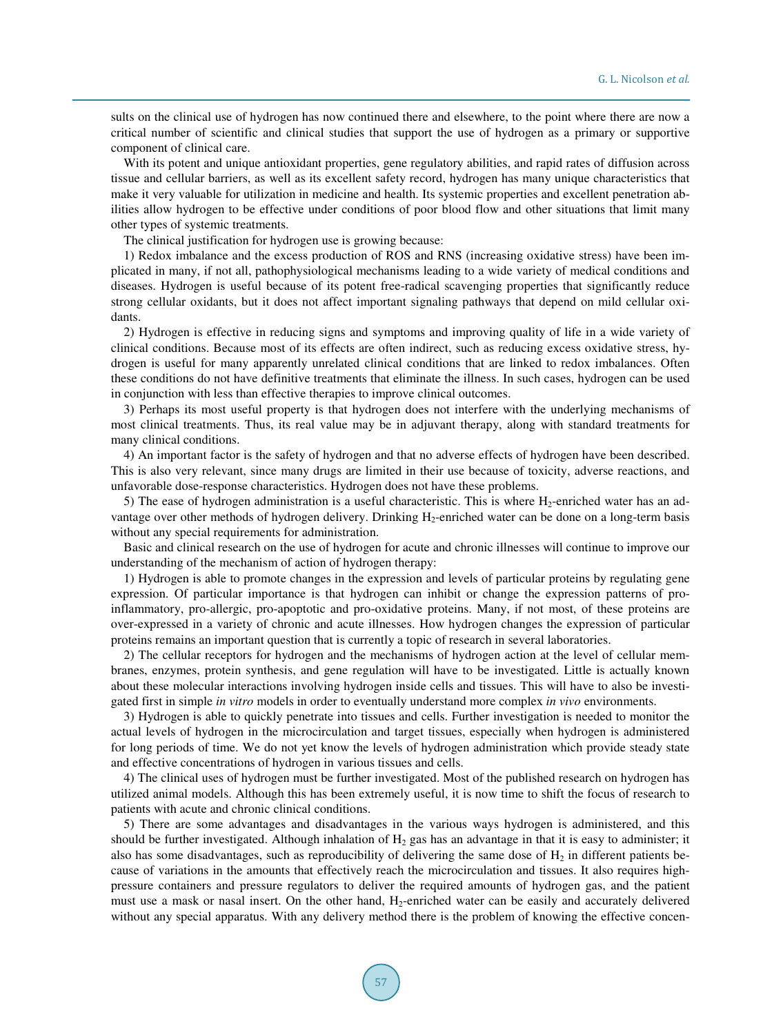sults on the clinical use of hydrogen has now continued there and elsewhere, to the point where there are now a critical number of scientific and clinical studies that support the use of hydrogen as a primary or supportive component of clinical care.

With its potent and unique antioxidant properties, gene regulatory abilities, and rapid rates of diffusion across tissue and cellular barriers, as well as its excellent safety record, hydrogen has many unique characteristics that make it very valuable for utilization in medicine and health. Its systemic properties and excellent penetration abilities allow hydrogen to be effective under conditions of poor blood flow and other situations that limit many other types of systemic treatments.

The clinical justification for hydrogen use is growing because:

1) Redox imbalance and the excess production of ROS and RNS (increasing oxidative stress) have been implicated in many, if not all, pathophysiological mechanisms leading to a wide variety of medical conditions and diseases. Hydrogen is useful because of its potent free-radical scavenging properties that significantly reduce strong cellular oxidants, but it does not affect important signaling pathways that depend on mild cellular oxidants.

2) Hydrogen is effective in reducing signs and symptoms and improving quality of life in a wide variety of clinical conditions. Because most of its effects are often indirect, such as reducing excess oxidative stress, hydrogen is useful for many apparently unrelated clinical conditions that are linked to redox imbalances. Often these conditions do not have definitive treatments that eliminate the illness. In such cases, hydrogen can be used in conjunction with less than effective therapies to improve clinical outcomes.

3) Perhaps its most useful property is that hydrogen does not interfere with the underlying mechanisms of most clinical treatments. Thus, its real value may be in adjuvant therapy, along with standard treatments for many clinical conditions.

4) An important factor is the safety of hydrogen and that no adverse effects of hydrogen have been described. This is also very relevant, since many drugs are limited in their use because of toxicity, adverse reactions, and unfavorable dose-response characteristics. Hydrogen does not have these problems.

5) The ease of hydrogen administration is a useful characteristic. This is where $H_2$-enriched water has an advantage over other methods of hydrogen delivery. Drinking $H_2$-enriched water can be done on a long-term basis without any special requirements for administration.

Basic and clinical research on the use of hydrogen for acute and chronic illnesses will continue to improve our understanding of the mechanism of action of hydrogen therapy:

1) Hydrogen is able to promote changes in the expression and levels of particular proteins by regulating gene expression. Of particular importance is that hydrogen can inhibit or change the expression patterns of pro-inflammatory, pro-allergic, pro-apoptotic and pro-oxidative proteins. Many, if not most, of these proteins are over-expressed in a variety of chronic and acute illnesses. How hydrogen changes the expression of particular proteins remains an important question that is currently a topic of research in several laboratories.

2) The cellular receptors for hydrogen and the mechanisms of hydrogen action at the level of cellular membranes, enzymes, protein synthesis, and gene regulation will have to be investigated. Little is actually known about these molecular interactions involving hydrogen inside cells and tissues. This will have to also be investigated first in simple *in vitro* models in order to eventually understand more complex *in vivo* environments.

3) Hydrogen is able to quickly penetrate into tissues and cells. Further investigation is needed to monitor the actual levels of hydrogen in the microcirculation and target tissues, especially when hydrogen is administered for long periods of time. We do not yet know the levels of hydrogen administration which provide steady state and effective concentrations of hydrogen in various tissues and cells.

4) The clinical uses of hydrogen must be further investigated. Most of the published research on hydrogen has utilized animal models. Although this has been extremely useful, it is now time to shift the focus of research to patients with acute and chronic clinical conditions.

5) There are some advantages and disadvantages in the various ways hydrogen is administered, and this should be further investigated. Although inhalation of $H_2$ gas has an advantage in that it is easy to administer; it also has some disadvantages, such as reproducibility of delivering the same dose of $H_2$ in different patients because of variations in the amounts that effectively reach the microcirculation and tissues. It also requires high-pressure containers and pressure regulators to deliver the required amounts of hydrogen gas, and the patient must use a mask or nasal insert. On the other hand, $H_2$-enriched water can be easily and accurately delivered without any special apparatus. With any delivery method there is the problem of knowing the effective concen-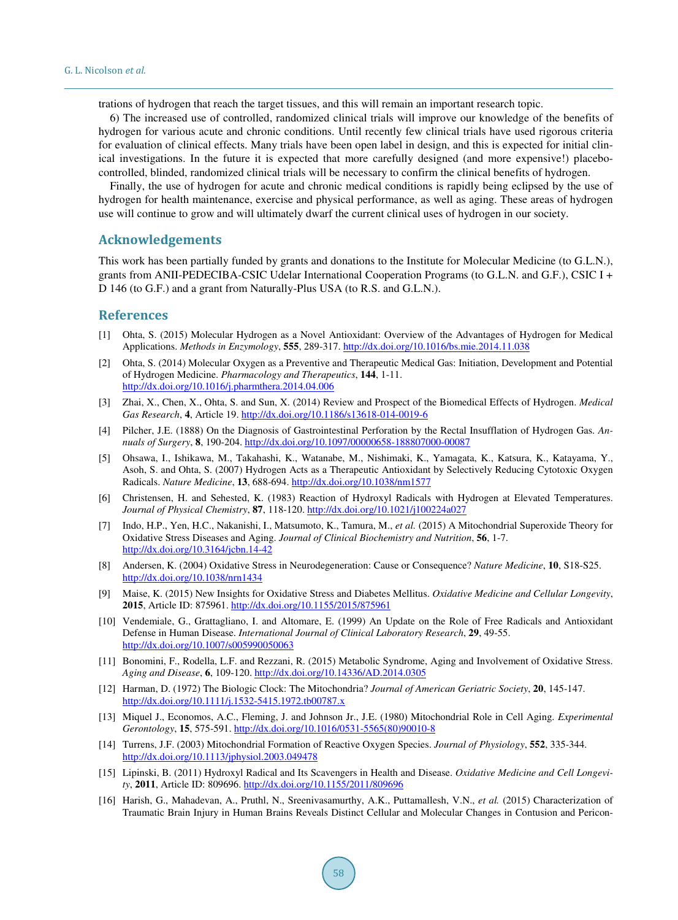trations of hydrogen that reach the target tissues, and this will remain an important research topic.

6) The increased use of controlled, randomized clinical trials will improve our knowledge of the benefits of hydrogen for various acute and chronic conditions. Until recently few clinical trials have used rigorous criteria for evaluation of clinical effects. Many trials have been open label in design, and this is expected for initial clinical investigations. In the future it is expected that more carefully designed (and more expensive!) placebo-controlled, blinded, randomized clinical trials will be necessary to confirm the clinical benefits of hydrogen.

Finally, the use of hydrogen for acute and chronic medical conditions is rapidly being eclipsed by the use of hydrogen for health maintenance, exercise and physical performance, as well as aging. These areas of hydrogen use will continue to grow and will ultimately dwarf the current clinical uses of hydrogen in our society.

## Acknowledgements

This work has been partially funded by grants and donations to the Institute for Molecular Medicine (to G.L.N.), grants from ANII-PEDECIBA-CSIC Udelar International Cooperation Programs (to G.L.N. and G.F.), CSIC I + D 146 (to G.F.) and a grant from Naturally-Plus USA (to R.S. and G.L.N.).

## References

[1] Ohta, S. (2015) Molecular Hydrogen as a Novel Antioxidant: Overview of the Advantages of Hydrogen for Medical Applications. *Methods in Enzymology*, **555**, 289-317. http://dx.doi.org/10.1016/bs.mie.2014.11.038

[2] Ohta, S. (2014) Molecular Oxygen as a Preventive and Therapeutic Medical Gas: Initiation, Development and Potential of Hydrogen Medicine. *Pharmacology and Therapeutics*, **144**, 1-11. http://dx.doi.org/10.1016/j.pharmthera.2014.04.006

[3] Zhai, X., Chen, X., Ohta, S. and Sun, X. (2014) Review and Prospect of the Biomedical Effects of Hydrogen. *Medical Gas Research*, **4**, Article 19. http://dx.doi.org/10.1186/s13618-014-0019-6

[4] Pilcher, J.E. (1888) On the Diagnosis of Gastrointestinal Perforation by the Rectal Insufflation of Hydrogen Gas. *Annuals of Surgery*, **8**, 190-204. http://dx.doi.org/10.1097/00000658-188807000-00087

[5] Ohsawa, I., Ishikawa, M., Takahashi, K., Watanabe, M., Nishimaki, K., Yamagata, K., Katsura, K., Katayama, Y., Asoh, S. and Ohta, S. (2007) Hydrogen Acts as a Therapeutic Antioxidant by Selectively Reducing Cytotoxic Oxygen Radicals. *Nature Medicine*, **13**, 688-694. http://dx.doi.org/10.1038/nm1577

[6] Christensen, H. and Sehested, K. (1983) Reaction of Hydroxyl Radicals with Hydrogen at Elevated Temperatures. *Journal of Physical Chemistry*, **87**, 118-120. http://dx.doi.org/10.1021/j100224a027

[7] Indo, H.P., Yen, H.C., Nakanishi, I., Matsumoto, K., Tamura, M., *et al.* (2015) A Mitochondrial Superoxide Theory for Oxidative Stress Diseases and Aging. *Journal of Clinical Biochemistry and Nutrition*, **56**, 1-7. http://dx.doi.org/10.3164/jcbn.14-42

[8] Andersen, K. (2004) Oxidative Stress in Neurodegeneration: Cause or Consequence? *Nature Medicine*, **10**, S18-S25. http://dx.doi.org/10.1038/nrn1434

[9] Maise, K. (2015) New Insights for Oxidative Stress and Diabetes Mellitus. *Oxidative Medicine and Cellular Longevity*, **2015**, Article ID: 875961. http://dx.doi.org/10.1155/2015/875961

[10] Vendemiale, G., Grattagliano, I. and Altomare, E. (1999) An Update on the Role of Free Radicals and Antioxidant Defense in Human Disease. *International Journal of Clinical Laboratory Research*, **29**, 49-55. http://dx.doi.org/10.1007/s005990050063

[11] Bonomini, F., Rodella, L.F. and Rezzani, R. (2015) Metabolic Syndrome, Aging and Involvement of Oxidative Stress. *Aging and Disease*, **6**, 109-120. http://dx.doi.org/10.14336/AD.2014.0305

[12] Harman, D. (1972) The Biologic Clock: The Mitochondria? *Journal of American Geriatric Society*, **20**, 145-147. http://dx.doi.org/10.1111/j.1532-5415.1972.tb00787.x

[13] Miquel J., Economos, A.C., Fleming, J. and Johnson Jr., J.E. (1980) Mitochondrial Role in Cell Aging. *Experimental Gerontology*, **15**, 575-591. http://dx.doi.org/10.1016/0531-5565(80)90010-8

[14] Turrens, J.F. (2003) Mitochondrial Formation of Reactive Oxygen Species. *Journal of Physiology*, **552**, 335-344. http://dx.doi.org/10.1113/jphysiol.2003.049478

[15] Lipinski, B. (2011) Hydroxyl Radical and Its Scavengers in Health and Disease. *Oxidative Medicine and Cell Longevity*, **2011**, Article ID: 809696. http://dx.doi.org/10.1155/2011/809696

[16] Harish, G., Mahadevan, A., Pruthl, N., Sreenivasamurthy, A.K., Puttamallesh, V.N., *et al.* (2015) Characterization of Traumatic Brain Injury in Human Brains Reveals Distinct Cellular and Molecular Changes in Contusion and Pericon-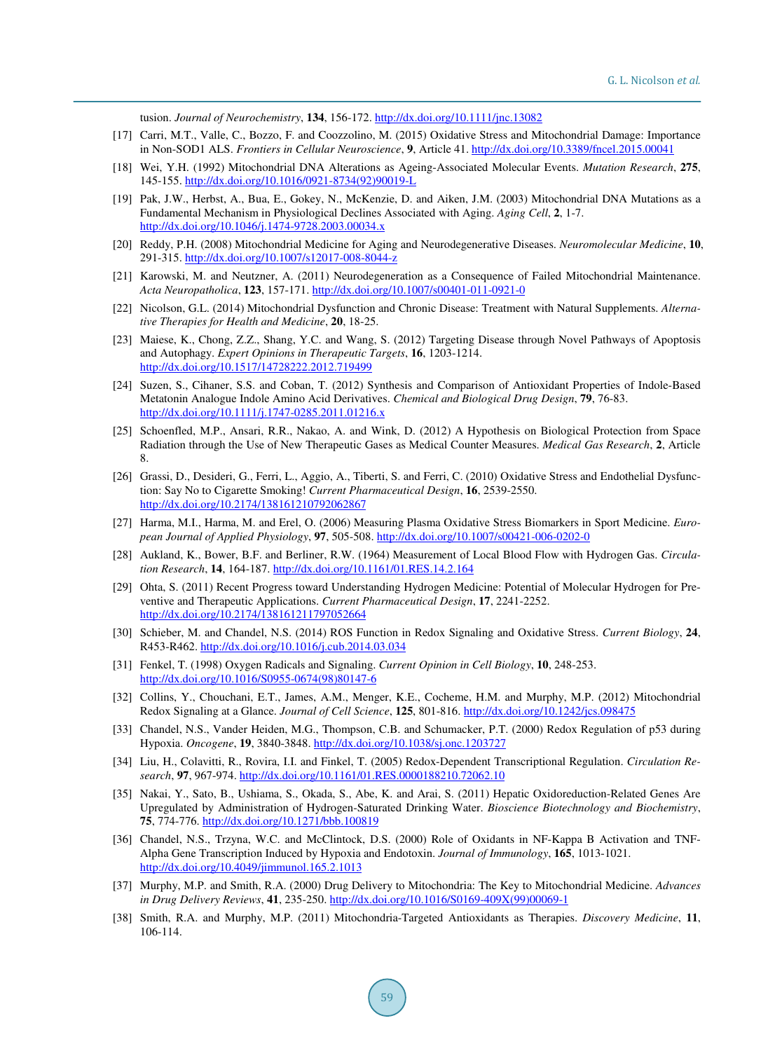tusion. *Journal of Neurochemistry*, **134**, 156-172. http://dx.doi.org/10.1111/jnc.13082

[17] Carri, M.T., Valle, C., Bozzo, F. and Coozzolino, M. (2015) Oxidative Stress and Mitochondrial Damage: Importance in Non-SOD1 ALS. *Frontiers in Cellular Neuroscience*, **9**, Article 41. http://dx.doi.org/10.3389/fncel.2015.00041

[18] Wei, Y.H. (1992) Mitochondrial DNA Alterations as Ageing-Associated Molecular Events. *Mutation Research*, **275**, 145-155. http://dx.doi.org/10.1016/0921-8734(92)90019-L

[19] Pak, J.W., Herbst, A., Bua, E., Gokey, N., McKenzie, D. and Aiken, J.M. (2003) Mitochondrial DNA Mutations as a Fundamental Mechanism in Physiological Declines Associated with Aging. *Aging Cell*, **2**, 1-7. http://dx.doi.org/10.1046/j.1474-9728.2003.00034.x

[20] Reddy, P.H. (2008) Mitochondrial Medicine for Aging and Neurodegenerative Diseases. *Neuromolecular Medicine*, **10**, 291-315. http://dx.doi.org/10.1007/s12017-008-8044-z

[21] Karowski, M. and Neutzner, A. (2011) Neurodegeneration as a Consequence of Failed Mitochondrial Maintenance. *Acta Neuropatholica*, **123**, 157-171. http://dx.doi.org/10.1007/s00401-011-0921-0

[22] Nicolson, G.L. (2014) Mitochondrial Dysfunction and Chronic Disease: Treatment with Natural Supplements. *Alternative Therapies for Health and Medicine*, **20**, 18-25.

[23] Maiese, K., Chong, Z.Z., Shang, Y.C. and Wang, S. (2012) Targeting Disease through Novel Pathways of Apoptosis and Autophagy. *Expert Opinions in Therapeutic Targets*, **16**, 1203-1214. http://dx.doi.org/10.1517/14728222.2012.719499

[24] Suzen, S., Cihaner, S.S. and Coban, T. (2012) Synthesis and Comparison of Antioxidant Properties of Indole-Based Metatonin Analogue Indole Amino Acid Derivatives. *Chemical and Biological Drug Design*, **79**, 76-83. http://dx.doi.org/10.1111/j.1747-0285.2011.01216.x

[25] Schoenfled, M.P., Ansari, R.R., Nakao, A. and Wink, D. (2012) A Hypothesis on Biological Protection from Space Radiation through the Use of New Therapeutic Gases as Medical Counter Measures. *Medical Gas Research*, **2**, Article 8.

[26] Grassi, D., Desideri, G., Ferri, L., Aggio, A., Tiberti, S. and Ferri, C. (2010) Oxidative Stress and Endothelial Dysfunction: Say No to Cigarette Smoking! *Current Pharmaceutical Design*, **16**, 2539-2550. http://dx.doi.org/10.2174/138161210792062867

[27] Harma, M.I., Harma, M. and Erel, O. (2006) Measuring Plasma Oxidative Stress Biomarkers in Sport Medicine. *European Journal of Applied Physiology*, **97**, 505-508. http://dx.doi.org/10.1007/s00421-006-0202-0

[28] Aukland, K., Bower, B.F. and Berliner, R.W. (1964) Measurement of Local Blood Flow with Hydrogen Gas. *Circulation Research*, **14**, 164-187. http://dx.doi.org/10.1161/01.RES.14.2.164

[29] Ohta, S. (2011) Recent Progress toward Understanding Hydrogen Medicine: Potential of Molecular Hydrogen for Preventive and Therapeutic Applications. *Current Pharmaceutical Design*, **17**, 2241-2252. http://dx.doi.org/10.2174/138161211797052664

[30] Schieber, M. and Chandel, N.S. (2014) ROS Function in Redox Signaling and Oxidative Stress. *Current Biology*, **24**, R453-R462. http://dx.doi.org/10.1016/j.cub.2014.03.034

[31] Fenkel, T. (1998) Oxygen Radicals and Signaling. *Current Opinion in Cell Biology*, **10**, 248-253. http://dx.doi.org/10.1016/S0955-0674(98)80147-6

[32] Collins, Y., Chouchani, E.T., James, A.M., Menger, K.E., Cocheme, H.M. and Murphy, M.P. (2012) Mitochondrial Redox Signaling at a Glance. *Journal of Cell Science*, **125**, 801-816. http://dx.doi.org/10.1242/jcs.098475

[33] Chandel, N.S., Vander Heiden, M.G., Thompson, C.B. and Schumacker, P.T. (2000) Redox Regulation of p53 during Hypoxia. *Oncogene*, **19**, 3840-3848. http://dx.doi.org/10.1038/sj.onc.1203727

[34] Liu, H., Colavitti, R., Rovira, I.I. and Finkel, T. (2005) Redox-Dependent Transcriptional Regulation. *Circulation Research*, **97**, 967-974. http://dx.doi.org/10.1161/01.RES.0000188210.72062.10

[35] Nakai, Y., Sato, B., Ushiama, S., Okada, S., Abe, K. and Arai, S. (2011) Hepatic Oxidoreduction-Related Genes Are Upregulated by Administration of Hydrogen-Saturated Drinking Water. *Bioscience Biotechnology and Biochemistry*, **75**, 774-776. http://dx.doi.org/10.1271/bbb.100819

[36] Chandel, N.S., Trzyna, W.C. and McClintock, D.S. (2000) Role of Oxidants in NF-Kappa B Activation and TNF-Alpha Gene Transcription Induced by Hypoxia and Endotoxin. *Journal of Immunology*, **165**, 1013-1021. http://dx.doi.org/10.4049/jimmunol.165.2.1013

[37] Murphy, M.P. and Smith, R.A. (2000) Drug Delivery to Mitochondria: The Key to Mitochondrial Medicine. *Advances in Drug Delivery Reviews*, **41**, 235-250. http://dx.doi.org/10.1016/S0169-409X(99)00069-1

[38] Smith, R.A. and Murphy, M.P. (2011) Mitochondria-Targeted Antioxidants as Therapies. *Discovery Medicine*, **11**, 106-114.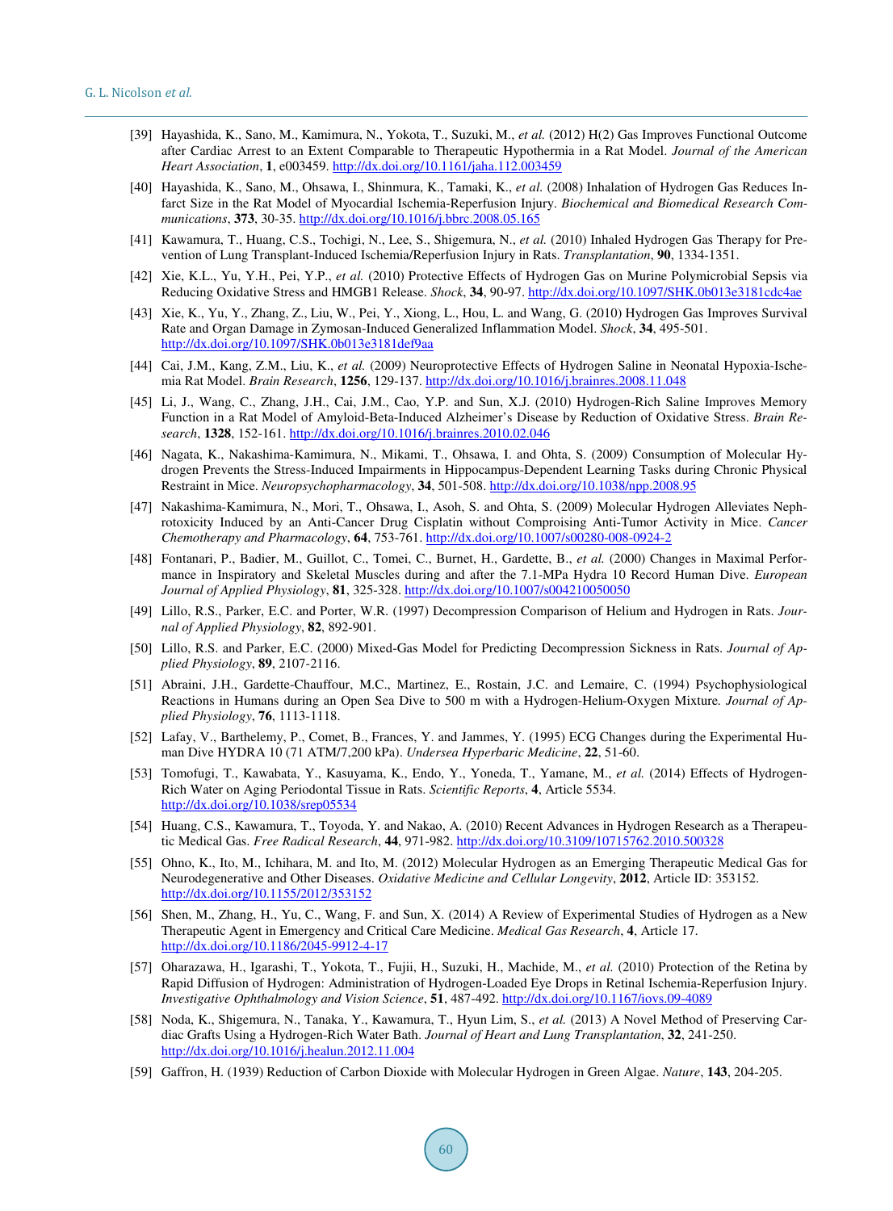[39] Hayashida, K., Sano, M., Kamimura, N., Yokota, T., Suzuki, M., *et al.* (2012) H(2) Gas Improves Functional Outcome after Cardiac Arrest to an Extent Comparable to Therapeutic Hypothermia in a Rat Model. *Journal of the American Heart Association*, **1**, e003459. http://dx.doi.org/10.1161/jaha.112.003459

[40] Hayashida, K., Sano, M., Ohsawa, I., Shinmura, K., Tamaki, K., *et al.* (2008) Inhalation of Hydrogen Gas Reduces Infarct Size in the Rat Model of Myocardial Ischemia-Reperfusion Injury. *Biochemical and Biomedical Research Communications*, **373**, 30-35. http://dx.doi.org/10.1016/j.bbrc.2008.05.165

[41] Kawamura, T., Huang, C.S., Tochigi, N., Lee, S., Shigemura, N., *et al.* (2010) Inhaled Hydrogen Gas Therapy for Prevention of Lung Transplant-Induced Ischemia/Reperfusion Injury in Rats. *Transplantation*, **90**, 1334-1351.

[42] Xie, K.L., Yu, Y.H., Pei, Y.P., *et al.* (2010) Protective Effects of Hydrogen Gas on Murine Polymicrobial Sepsis via Reducing Oxidative Stress and HMGB1 Release. *Shock*, **34**, 90-97. http://dx.doi.org/10.1097/SHK.0b013e3181cdc4ae

[43] Xie, K., Yu, Y., Zhang, Z., Liu, W., Pei, Y., Xiong, L., Hou, L. and Wang, G. (2010) Hydrogen Gas Improves Survival Rate and Organ Damage in Zymosan-Induced Generalized Inflammation Model. *Shock*, **34**, 495-501. http://dx.doi.org/10.1097/SHK.0b013e3181def9aa

[44] Cai, J.M., Kang, Z.M., Liu, K., *et al.* (2009) Neuroprotective Effects of Hydrogen Saline in Neonatal Hypoxia-Ischemia Rat Model. *Brain Research*, **1256**, 129-137. http://dx.doi.org/10.1016/j.brainres.2008.11.048

[45] Li, J., Wang, C., Zhang, J.H., Cai, J.M., Cao, Y.P. and Sun, X.J. (2010) Hydrogen-Rich Saline Improves Memory Function in a Rat Model of Amyloid-Beta-Induced Alzheimer's Disease by Reduction of Oxidative Stress. *Brain Research*, **1328**, 152-161. http://dx.doi.org/10.1016/j.brainres.2010.02.046

[46] Nagata, K., Nakashima-Kamimura, N., Mikami, T., Ohsawa, I. and Ohta, S. (2009) Consumption of Molecular Hydrogen Prevents the Stress-Induced Impairments in Hippocampus-Dependent Learning Tasks during Chronic Physical Restraint in Mice. *Neuropsychopharmacology*, **34**, 501-508. http://dx.doi.org/10.1038/npp.2008.95

[47] Nakashima-Kamimura, N., Mori, T., Ohsawa, I., Asoh, S. and Ohta, S. (2009) Molecular Hydrogen Alleviates Nephrotoxicity Induced by an Anti-Cancer Drug Cisplatin without Comproising Anti-Tumor Activity in Mice. *Cancer Chemotherapy and Pharmacology*, **64**, 753-761. http://dx.doi.org/10.1007/s00280-008-0924-2

[48] Fontanari, P., Badier, M., Guillot, C., Tomei, C., Burnet, H., Gardette, B., *et al.* (2000) Changes in Maximal Performance in Inspiratory and Skeletal Muscles during and after the 7.1-MPa Hydra 10 Record Human Dive. *European Journal of Applied Physiology*, **81**, 325-328. http://dx.doi.org/10.1007/s004210050050

[49] Lillo, R.S., Parker, E.C. and Porter, W.R. (1997) Decompression Comparison of Helium and Hydrogen in Rats. *Journal of Applied Physiology*, **82**, 892-901.

[50] Lillo, R.S. and Parker, E.C. (2000) Mixed-Gas Model for Predicting Decompression Sickness in Rats. *Journal of Applied Physiology*, **89**, 2107-2116.

[51] Abraini, J.H., Gardette-Chauffour, M.C., Martinez, E., Rostain, J.C. and Lemaire, C. (1994) Psychophysiological Reactions in Humans during an Open Sea Dive to 500 m with a Hydrogen-Helium-Oxygen Mixture. *Journal of Applied Physiology*, **76**, 1113-1118.

[52] Lafay, V., Barthelemy, P., Comet, B., Frances, Y. and Jammes, Y. (1995) ECG Changes during the Experimental Human Dive HYDRA 10 (71 ATM/7,200 kPa). *Undersea Hyperbaric Medicine*, **22**, 51-60.

[53] Tomofugi, T., Kawabata, Y., Kasuyama, K., Endo, Y., Yoneda, T., Yamane, M., *et al.* (2014) Effects of Hydrogen-Rich Water on Aging Periodontal Tissue in Rats. *Scientific Reports*, **4**, Article 5534. http://dx.doi.org/10.1038/srep05534

[54] Huang, C.S., Kawamura, T., Toyoda, Y. and Nakao, A. (2010) Recent Advances in Hydrogen Research as a Therapeutic Medical Gas. *Free Radical Research*, **44**, 971-982. http://dx.doi.org/10.3109/10715762.2010.500328

[55] Ohno, K., Ito, M., Ichihara, M. and Ito, M. (2012) Molecular Hydrogen as an Emerging Therapeutic Medical Gas for Neurodegenerative and Other Diseases. *Oxidative Medicine and Cellular Longevity*, **2012**, Article ID: 353152. http://dx.doi.org/10.1155/2012/353152

[56] Shen, M., Zhang, H., Yu, C., Wang, F. and Sun, X. (2014) A Review of Experimental Studies of Hydrogen as a New Therapeutic Agent in Emergency and Critical Care Medicine. *Medical Gas Research*, **4**, Article 17. http://dx.doi.org/10.1186/2045-9912-4-17

[57] Oharazawa, H., Igarashi, T., Yokota, T., Fujii, H., Suzuki, H., Machide, M., *et al.* (2010) Protection of the Retina by Rapid Diffusion of Hydrogen: Administration of Hydrogen-Loaded Eye Drops in Retinal Ischemia-Reperfusion Injury. *Investigative Ophthalmology and Vision Science*, **51**, 487-492. http://dx.doi.org/10.1167/iovs.09-4089

[58] Noda, K., Shigemura, N., Tanaka, Y., Kawamura, T., Hyun Lim, S., *et al.* (2013) A Novel Method of Preserving Cardiac Grafts Using a Hydrogen-Rich Water Bath. *Journal of Heart and Lung Transplantation*, **32**, 241-250. http://dx.doi.org/10.1016/j.healun.2012.11.004

[59] Gaffron, H. (1939) Reduction of Carbon Dioxide with Molecular Hydrogen in Green Algae. *Nature*, **143**, 204-205.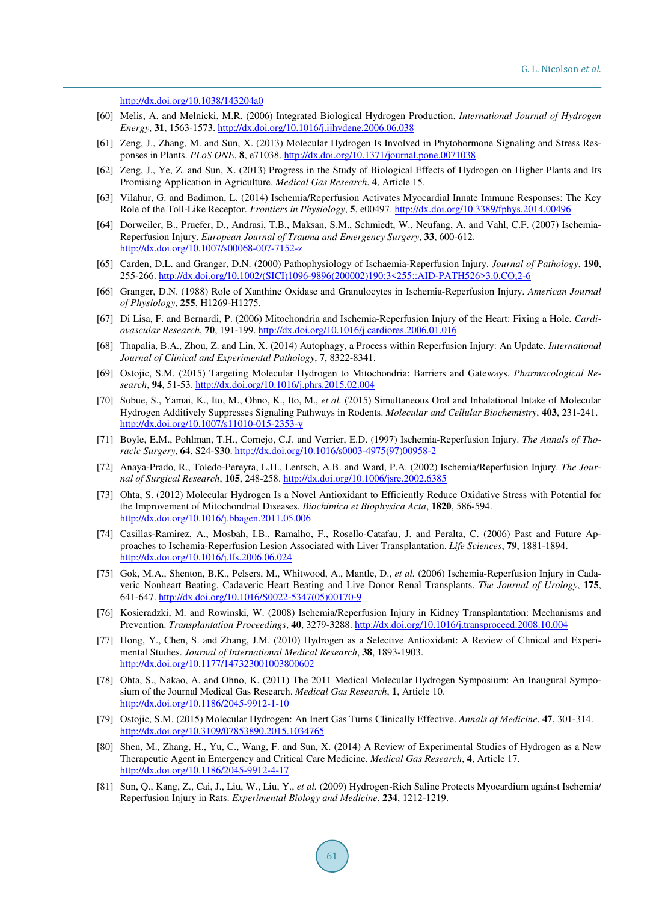http://dx.doi.org/10.1038/143204a0

[60] Melis, A. and Melnicki, M.R. (2006) Integrated Biological Hydrogen Production. *International Journal of Hydrogen Energy*, **31**, 1563-1573. http://dx.doi.org/10.1016/j.ijhydene.2006.06.038

[61] Zeng, J., Zhang, M. and Sun, X. (2013) Molecular Hydrogen Is Involved in Phytohormone Signaling and Stress Responses in Plants. *PLoS ONE*, **8**, e71038. http://dx.doi.org/10.1371/journal.pone.0071038

[62] Zeng, J., Ye, Z. and Sun, X. (2013) Progress in the Study of Biological Effects of Hydrogen on Higher Plants and Its Promising Application in Agriculture. *Medical Gas Research*, **4**, Article 15.

[63] Vilahur, G. and Badimon, L. (2014) Ischemia/Reperfusion Activates Myocardial Innate Immune Responses: The Key Role of the Toll-Like Receptor. *Frontiers in Physiology*, **5**, e00497. http://dx.doi.org/10.3389/fphys.2014.00496

[64] Dorweiler, B., Pruefer, D., Andrasi, T.B., Maksan, S.M., Schmiedt, W., Neufang, A. and Vahl, C.F. (2007) Ischemia-Reperfusion Injury. *European Journal of Trauma and Emergency Surgery*, **33**, 600-612. http://dx.doi.org/10.1007/s00068-007-7152-z

[65] Carden, D.L. and Granger, D.N. (2000) Pathophysiology of Ischaemia-Reperfusion Injury. *Journal of Pathology*, **190**, 255-266. http://dx.doi.org/10.1002/(SICI)1096-9896(200002)190:3<255::AID-PATH526>3.0.CO;2-6

[66] Granger, D.N. (1988) Role of Xanthine Oxidase and Granulocytes in Ischemia-Reperfusion Injury. *American Journal of Physiology*, **255**, H1269-H1275.

[67] Di Lisa, F. and Bernardi, P. (2006) Mitochondria and Ischemia-Reperfusion Injury of the Heart: Fixing a Hole. *Cardiovascular Research*, **70**, 191-199. http://dx.doi.org/10.1016/j.cardiores.2006.01.016

[68] Thapalia, B.A., Zhou, Z. and Lin, X. (2014) Autophagy, a Process within Reperfusion Injury: An Update. *International Journal of Clinical and Experimental Pathology*, **7**, 8322-8341.

[69] Ostojic, S.M. (2015) Targeting Molecular Hydrogen to Mitochondria: Barriers and Gateways. *Pharmacological Research*, **94**, 51-53. http://dx.doi.org/10.1016/j.phrs.2015.02.004

[70] Sobue, S., Yamai, K., Ito, M., Ohno, K., Ito, M., *et al.* (2015) Simultaneous Oral and Inhalational Intake of Molecular Hydrogen Additively Suppresses Signaling Pathways in Rodents. *Molecular and Cellular Biochemistry*, **403**, 231-241. http://dx.doi.org/10.1007/s11010-015-2353-y

[71] Boyle, E.M., Pohlman, T.H., Cornejo, C.J. and Verrier, E.D. (1997) Ischemia-Reperfusion Injury. *The Annals of Thoracic Surgery*, **64**, S24-S30. http://dx.doi.org/10.1016/s0003-4975(97)00958-2

[72] Anaya-Prado, R., Toledo-Pereyra, L.H., Lentsch, A.B. and Ward, P.A. (2002) Ischemia/Reperfusion Injury. *The Journal of Surgical Research*, **105**, 248-258. http://dx.doi.org/10.1006/jsre.2002.6385

[73] Ohta, S. (2012) Molecular Hydrogen Is a Novel Antioxidant to Efficiently Reduce Oxidative Stress with Potential for the Improvement of Mitochondrial Diseases. *Biochimica et Biophysica Acta*, **1820**, 586-594. http://dx.doi.org/10.1016/j.bbagen.2011.05.006

[74] Casillas-Ramirez, A., Mosbah, I.B., Ramalho, F., Rosello-Catafau, J. and Peralta, C. (2006) Past and Future Approaches to Ischemia-Reperfusion Lesion Associated with Liver Transplantation. *Life Sciences*, **79**, 1881-1894. http://dx.doi.org/10.1016/j.lfs.2006.06.024

[75] Gok, M.A., Shenton, B.K., Pelsers, M., Whitwood, A., Mantle, D., *et al.* (2006) Ischemia-Reperfusion Injury in Cadaveric Nonheart Beating, Cadaveric Heart Beating and Live Donor Renal Transplants. *The Journal of Urology*, **175**, 641-647. http://dx.doi.org/10.1016/S0022-5347(05)00170-9

[76] Kosieradzki, M. and Rowinski, W. (2008) Ischemia/Reperfusion Injury in Kidney Transplantation: Mechanisms and Prevention. *Transplantation Proceedings*, **40**, 3279-3288. http://dx.doi.org/10.1016/j.transproceed.2008.10.004

[77] Hong, Y., Chen, S. and Zhang, J.M. (2010) Hydrogen as a Selective Antioxidant: A Review of Clinical and Experimental Studies. *Journal of International Medical Research*, **38**, 1893-1903. http://dx.doi.org/10.1177/147323001003800602

[78] Ohta, S., Nakao, A. and Ohno, K. (2011) The 2011 Medical Molecular Hydrogen Symposium: An Inaugural Symposium of the Journal Medical Gas Research. *Medical Gas Research*, **1**, Article 10. http://dx.doi.org/10.1186/2045-9912-1-10

[79] Ostojic, S.M. (2015) Molecular Hydrogen: An Inert Gas Turns Clinically Effective. *Annals of Medicine*, **47**, 301-314. http://dx.doi.org/10.3109/07853890.2015.1034765

[80] Shen, M., Zhang, H., Yu, C., Wang, F. and Sun, X. (2014) A Review of Experimental Studies of Hydrogen as a New Therapeutic Agent in Emergency and Critical Care Medicine. *Medical Gas Research*, **4**, Article 17. http://dx.doi.org/10.1186/2045-9912-4-17

[81] Sun, Q., Kang, Z., Cai, J., Liu, W., Liu, Y., *et al.* (2009) Hydrogen-Rich Saline Protects Myocardium against Ischemia/Reperfusion Injury in Rats. *Experimental Biology and Medicine*, **234**, 1212-1219.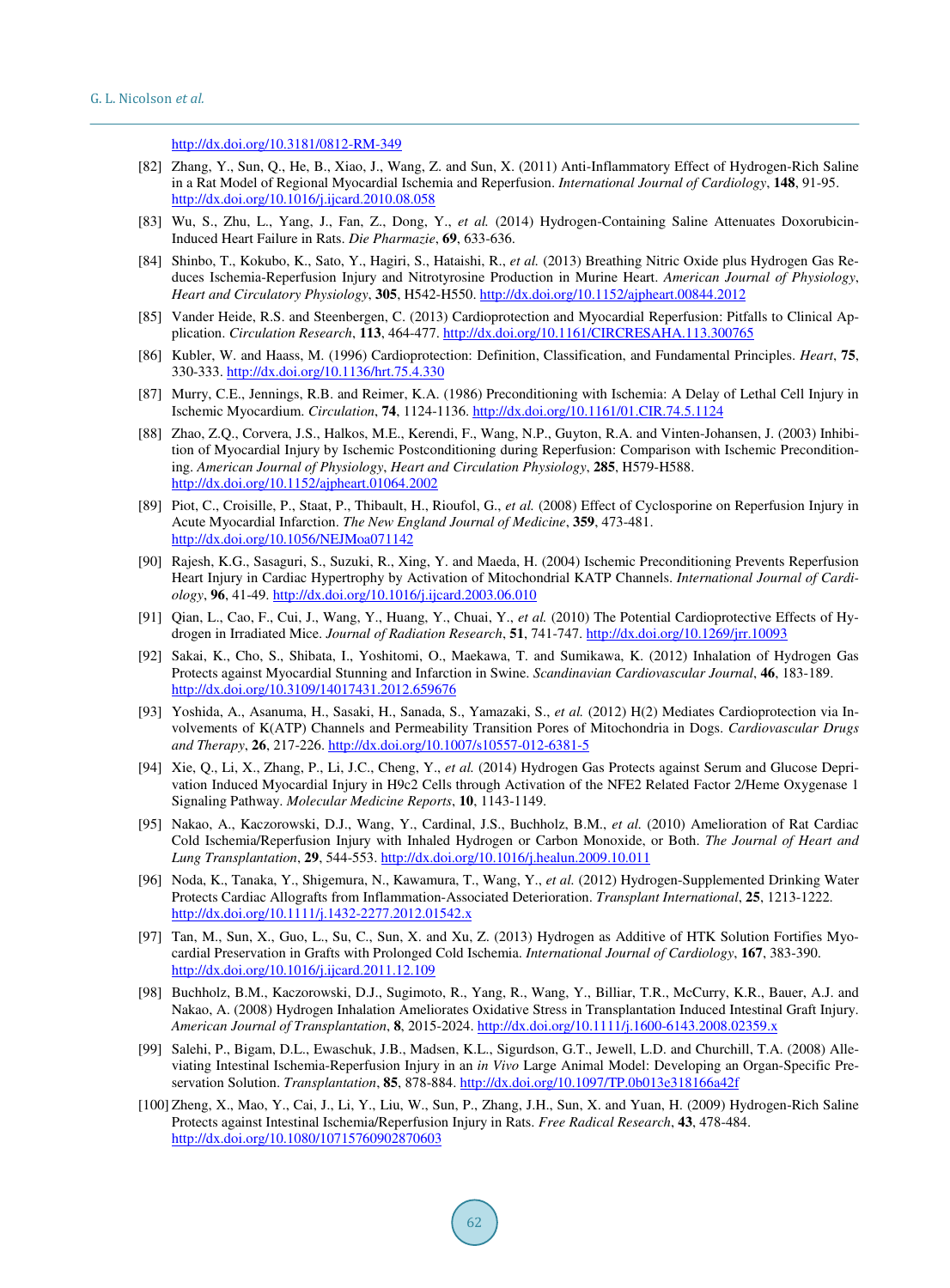http://dx.doi.org/10.3181/0812-RM-349

[82] Zhang, Y., Sun, Q., He, B., Xiao, J., Wang, Z. and Sun, X. (2011) Anti-Inflammatory Effect of Hydrogen-Rich Saline in a Rat Model of Regional Myocardial Ischemia and Reperfusion. *International Journal of Cardiology*, **148**, 91-95. http://dx.doi.org/10.1016/j.ijcard.2010.08.058

[83] Wu, S., Zhu, L., Yang, J., Fan, Z., Dong, Y., *et al.* (2014) Hydrogen-Containing Saline Attenuates Doxorubicin-Induced Heart Failure in Rats. *Die Pharmazie*, **69**, 633-636.

[84] Shinbo, T., Kokubo, K., Sato, Y., Hagiri, S., Hataishi, R., *et al.* (2013) Breathing Nitric Oxide plus Hydrogen Gas Reduces Ischemia-Reperfusion Injury and Nitrotyrosine Production in Murine Heart. *American Journal of Physiology*, *Heart and Circulatory Physiology*, **305**, H542-H550. http://dx.doi.org/10.1152/ajpheart.00844.2012

[85] Vander Heide, R.S. and Steenbergen, C. (2013) Cardioprotection and Myocardial Reperfusion: Pitfalls to Clinical Application. *Circulation Research*, **113**, 464-477. http://dx.doi.org/10.1161/CIRCRESAHA.113.300765

[86] Kubler, W. and Haass, M. (1996) Cardioprotection: Definition, Classification, and Fundamental Principles. *Heart*, **75**, 330-333. http://dx.doi.org/10.1136/hrt.75.4.330

[87] Murry, C.E., Jennings, R.B. and Reimer, K.A. (1986) Preconditioning with Ischemia: A Delay of Lethal Cell Injury in Ischemic Myocardium. *Circulation*, **74**, 1124-1136. http://dx.doi.org/10.1161/01.CIR.74.5.1124

[88] Zhao, Z.Q., Corvera, J.S., Halkos, M.E., Kerendi, F., Wang, N.P., Guyton, R.A. and Vinten-Johansen, J. (2003) Inhibition of Myocardial Injury by Ischemic Postconditioning during Reperfusion: Comparison with Ischemic Preconditioning. *American Journal of Physiology*, *Heart and Circulation Physiology*, **285**, H579-H588. http://dx.doi.org/10.1152/ajpheart.01064.2002

[89] Piot, C., Croisille, P., Staat, P., Thibault, H., Rioufol, G., *et al.* (2008) Effect of Cyclosporine on Reperfusion Injury in Acute Myocardial Infarction. *The New England Journal of Medicine*, **359**, 473-481. http://dx.doi.org/10.1056/NEJMoa071142

[90] Rajesh, K.G., Sasaguri, S., Suzuki, R., Xing, Y. and Maeda, H. (2004) Ischemic Preconditioning Prevents Reperfusion Heart Injury in Cardiac Hypertrophy by Activation of Mitochondrial KATP Channels. *International Journal of Cardiology*, **96**, 41-49. http://dx.doi.org/10.1016/j.ijcard.2003.06.010

[91] Qian, L., Cao, F., Cui, J., Wang, Y., Huang, Y., Chuai, Y., *et al.* (2010) The Potential Cardioprotective Effects of Hydrogen in Irradiated Mice. *Journal of Radiation Research*, **51**, 741-747. http://dx.doi.org/10.1269/jrr.10093

[92] Sakai, K., Cho, S., Shibata, I., Yoshitomi, O., Maekawa, T. and Sumikawa, K. (2012) Inhalation of Hydrogen Gas Protects against Myocardial Stunning and Infarction in Swine. *Scandinavian Cardiovascular Journal*, **46**, 183-189. http://dx.doi.org/10.3109/14017431.2012.659676

[93] Yoshida, A., Asanuma, H., Sasaki, H., Sanada, S., Yamazaki, S., *et al.* (2012) H(2) Mediates Cardioprotection via Involvements of K(ATP) Channels and Permeability Transition Pores of Mitochondria in Dogs. *Cardiovascular Drugs and Therapy*, **26**, 217-226. http://dx.doi.org/10.1007/s10557-012-6381-5

[94] Xie, Q., Li, X., Zhang, P., Li, J.C., Cheng, Y., *et al.* (2014) Hydrogen Gas Protects against Serum and Glucose Deprivation Induced Myocardial Injury in H9c2 Cells through Activation of the NFE2 Related Factor 2/Heme Oxygenase 1 Signaling Pathway. *Molecular Medicine Reports*, **10**, 1143-1149.

[95] Nakao, A., Kaczorowski, D.J., Wang, Y., Cardinal, J.S., Buchholz, B.M., *et al.* (2010) Amelioration of Rat Cardiac Cold Ischemia/Reperfusion Injury with Inhaled Hydrogen or Carbon Monoxide, or Both. *The Journal of Heart and Lung Transplantation*, **29**, 544-553. http://dx.doi.org/10.1016/j.healun.2009.10.011

[96] Noda, K., Tanaka, Y., Shigemura, N., Kawamura, T., Wang, Y., *et al.* (2012) Hydrogen-Supplemented Drinking Water Protects Cardiac Allografts from Inflammation-Associated Deterioration. *Transplant International*, **25**, 1213-1222. http://dx.doi.org/10.1111/j.1432-2277.2012.01542.x

[97] Tan, M., Sun, X., Guo, L., Su, C., Sun, X. and Xu, Z. (2013) Hydrogen as Additive of HTK Solution Fortifies Myocardial Preservation in Grafts with Prolonged Cold Ischemia. *International Journal of Cardiology*, **167**, 383-390. http://dx.doi.org/10.1016/j.ijcard.2011.12.109

[98] Buchholz, B.M., Kaczorowski, D.J., Sugimoto, R., Yang, R., Wang, Y., Billiar, T.R., McCurry, K.R., Bauer, A.J. and Nakao, A. (2008) Hydrogen Inhalation Ameliorates Oxidative Stress in Transplantation Induced Intestinal Graft Injury. *American Journal of Transplantation*, **8**, 2015-2024. http://dx.doi.org/10.1111/j.1600-6143.2008.02359.x

[99] Salehi, P., Bigam, D.L., Ewaschuk, J.B., Madsen, K.L., Sigurdson, G.T., Jewell, L.D. and Churchill, T.A. (2008) Alleviating Intestinal Ischemia-Reperfusion Injury in an *in Vivo* Large Animal Model: Developing an Organ-Specific Preservation Solution. *Transplantation*, **85**, 878-884. http://dx.doi.org/10.1097/TP.0b013e318166a42f

[100] Zheng, X., Mao, Y., Cai, J., Li, Y., Liu, W., Sun, P., Zhang, J.H., Sun, X. and Yuan, H. (2009) Hydrogen-Rich Saline Protects against Intestinal Ischemia/Reperfusion Injury in Rats. *Free Radical Research*, **43**, 478-484. http://dx.doi.org/10.1080/10715760902870603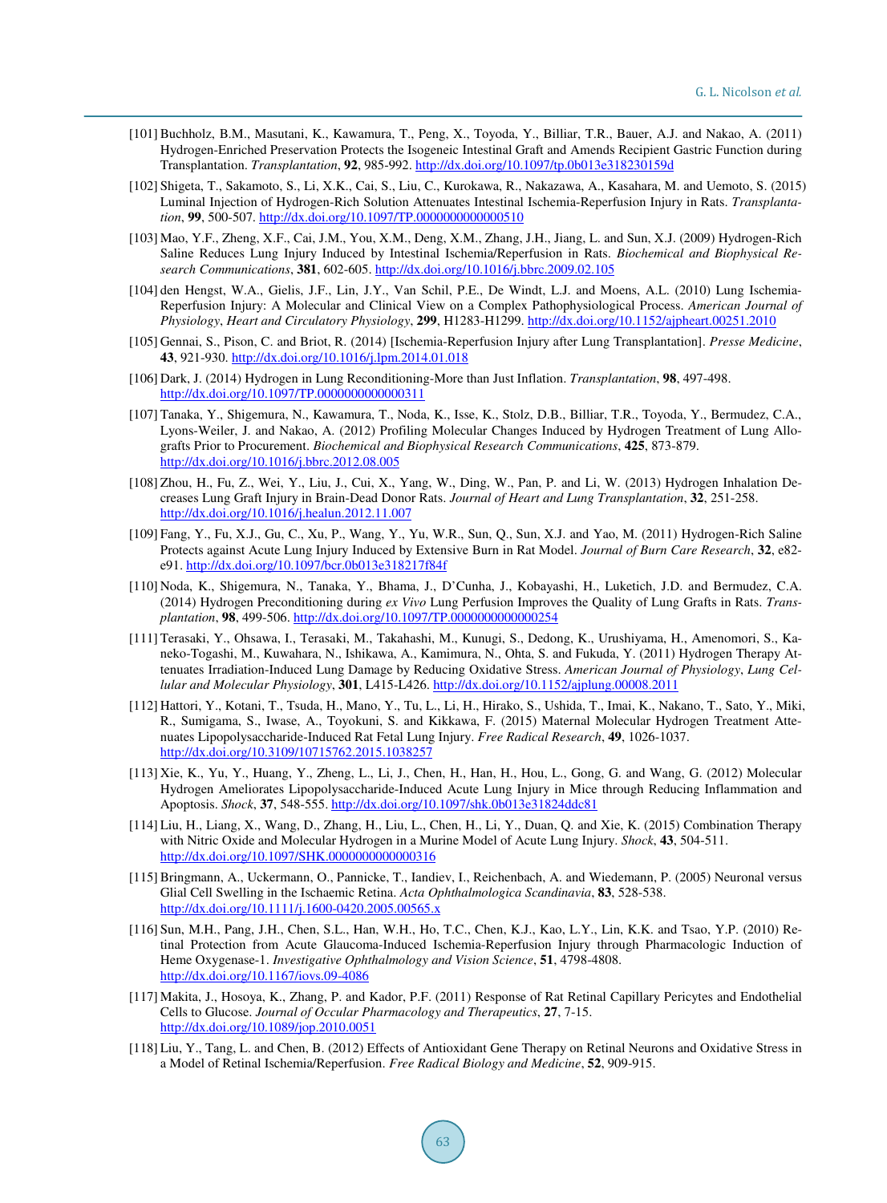[101] Buchholz, B.M., Masutani, K., Kawamura, T., Peng, X., Toyoda, Y., Billiar, T.R., Bauer, A.J. and Nakao, A. (2011) Hydrogen-Enriched Preservation Protects the Isogeneic Intestinal Graft and Amends Recipient Gastric Function during Transplantation. *Transplantation*, **92**, 985-992. http://dx.doi.org/10.1097/tp.0b013e318230159d

[102] Shigeta, T., Sakamoto, S., Li, X.K., Cai, S., Liu, C., Kurokawa, R., Nakazawa, A., Kasahara, M. and Uemoto, S. (2015) Luminal Injection of Hydrogen-Rich Solution Attenuates Intestinal Ischemia-Reperfusion Injury in Rats. *Transplantation*, **99**, 500-507. http://dx.doi.org/10.1097/TP.0000000000000510

[103] Mao, Y.F., Zheng, X.F., Cai, J.M., You, X.M., Deng, X.M., Zhang, J.H., Jiang, L. and Sun, X.J. (2009) Hydrogen-Rich Saline Reduces Lung Injury Induced by Intestinal Ischemia/Reperfusion in Rats. *Biochemical and Biophysical Research Communications*, **381**, 602-605. http://dx.doi.org/10.1016/j.bbrc.2009.02.105

[104] den Hengst, W.A., Gielis, J.F., Lin, J.Y., Van Schil, P.E., De Windt, L.J. and Moens, A.L. (2010) Lung Ischemia-Reperfusion Injury: A Molecular and Clinical View on a Complex Pathophysiological Process. *American Journal of Physiology*, *Heart and Circulatory Physiology*, **299**, H1283-H1299. http://dx.doi.org/10.1152/ajpheart.00251.2010

[105] Gennai, S., Pison, C. and Briot, R. (2014) [Ischemia-Reperfusion Injury after Lung Transplantation]. *Presse Medicine*, **43**, 921-930. http://dx.doi.org/10.1016/j.lpm.2014.01.018

[106] Dark, J. (2014) Hydrogen in Lung Reconditioning-More than Just Inflation. *Transplantation*, **98**, 497-498. http://dx.doi.org/10.1097/TP.0000000000000311

[107] Tanaka, Y., Shigemura, N., Kawamura, T., Noda, K., Isse, K., Stolz, D.B., Billiar, T.R., Toyoda, Y., Bermudez, C.A., Lyons-Weiler, J. and Nakao, A. (2012) Profiling Molecular Changes Induced by Hydrogen Treatment of Lung Allografts Prior to Procurement. *Biochemical and Biophysical Research Communications*, **425**, 873-879. http://dx.doi.org/10.1016/j.bbrc.2012.08.005

[108] Zhou, H., Fu, Z., Wei, Y., Liu, J., Cui, X., Yang, W., Ding, W., Pan, P. and Li, W. (2013) Hydrogen Inhalation Decreases Lung Graft Injury in Brain-Dead Donor Rats. *Journal of Heart and Lung Transplantation*, **32**, 251-258. http://dx.doi.org/10.1016/j.healun.2012.11.007

[109] Fang, Y., Fu, X.J., Gu, C., Xu, P., Wang, Y., Yu, W.R., Sun, Q., Sun, X.J. and Yao, M. (2011) Hydrogen-Rich Saline Protects against Acute Lung Injury Induced by Extensive Burn in Rat Model. *Journal of Burn Care Research*, **32**, e82-e91. http://dx.doi.org/10.1097/bcr.0b013e318217f84f

[110] Noda, K., Shigemura, N., Tanaka, Y., Bhama, J., D'Cunha, J., Kobayashi, H., Luketich, J.D. and Bermudez, C.A. (2014) Hydrogen Preconditioning during *ex Vivo* Lung Perfusion Improves the Quality of Lung Grafts in Rats. *Transplantation*, **98**, 499-506. http://dx.doi.org/10.1097/TP.0000000000000254

[111] Terasaki, Y., Ohsawa, I., Terasaki, M., Takahashi, M., Kunugi, S., Dedong, K., Urushiyama, H., Amenomori, S., Kaneko-Togashi, M., Kuwahara, N., Ishikawa, A., Kamimura, N., Ohta, S. and Fukuda, Y. (2011) Hydrogen Therapy Attenuates Irradiation-Induced Lung Damage by Reducing Oxidative Stress. *American Journal of Physiology*, *Lung Cellular and Molecular Physiology*, **301**, L415-L426. http://dx.doi.org/10.1152/ajplung.00008.2011

[112] Hattori, Y., Kotani, T., Tsuda, H., Mano, Y., Tu, L., Li, H., Hirako, S., Ushida, T., Imai, K., Nakano, T., Sato, Y., Miki, R., Sumigama, S., Iwase, A., Toyokuni, S. and Kikkawa, F. (2015) Maternal Molecular Hydrogen Treatment Attenuates Lipopolysaccharide-Induced Rat Fetal Lung Injury. *Free Radical Research*, **49**, 1026-1037. http://dx.doi.org/10.3109/10715762.2015.1038257

[113] Xie, K., Yu, Y., Huang, Y., Zheng, L., Li, J., Chen, H., Han, H., Hou, L., Gong, G. and Wang, G. (2012) Molecular Hydrogen Ameliorates Lipopolysaccharide-Induced Acute Lung Injury in Mice through Reducing Inflammation and Apoptosis. *Shock*, **37**, 548-555. http://dx.doi.org/10.1097/shk.0b013e31824ddc81

[114] Liu, H., Liang, X., Wang, D., Zhang, H., Liu, L., Chen, H., Li, Y., Duan, Q. and Xie, K. (2015) Combination Therapy with Nitric Oxide and Molecular Hydrogen in a Murine Model of Acute Lung Injury. *Shock*, **43**, 504-511. http://dx.doi.org/10.1097/SHK.0000000000000316

[115] Bringmann, A., Uckermann, O., Pannicke, T., Iandiev, I., Reichenbach, A. and Wiedemann, P. (2005) Neuronal versus Glial Cell Swelling in the Ischaemic Retina. *Acta Ophthalmologica Scandinavia*, **83**, 528-538. http://dx.doi.org/10.1111/j.1600-0420.2005.00565.x

[116] Sun, M.H., Pang, J.H., Chen, S.L., Han, W.H., Ho, T.C., Chen, K.J., Kao, L.Y., Lin, K.K. and Tsao, Y.P. (2010) Retinal Protection from Acute Glaucoma-Induced Ischemia-Reperfusion Injury through Pharmacologic Induction of Heme Oxygenase-1. *Investigative Ophthalmology and Vision Science*, **51**, 4798-4808. http://dx.doi.org/10.1167/iovs.09-4086

[117] Makita, J., Hosoya, K., Zhang, P. and Kador, P.F. (2011) Response of Rat Retinal Capillary Pericytes and Endothelial Cells to Glucose. *Journal of Occular Pharmacology and Therapeutics*, **27**, 7-15. http://dx.doi.org/10.1089/jop.2010.0051

[118] Liu, Y., Tang, L. and Chen, B. (2012) Effects of Antioxidant Gene Therapy on Retinal Neurons and Oxidative Stress in a Model of Retinal Ischemia/Reperfusion. *Free Radical Biology and Medicine*, **52**, 909-915.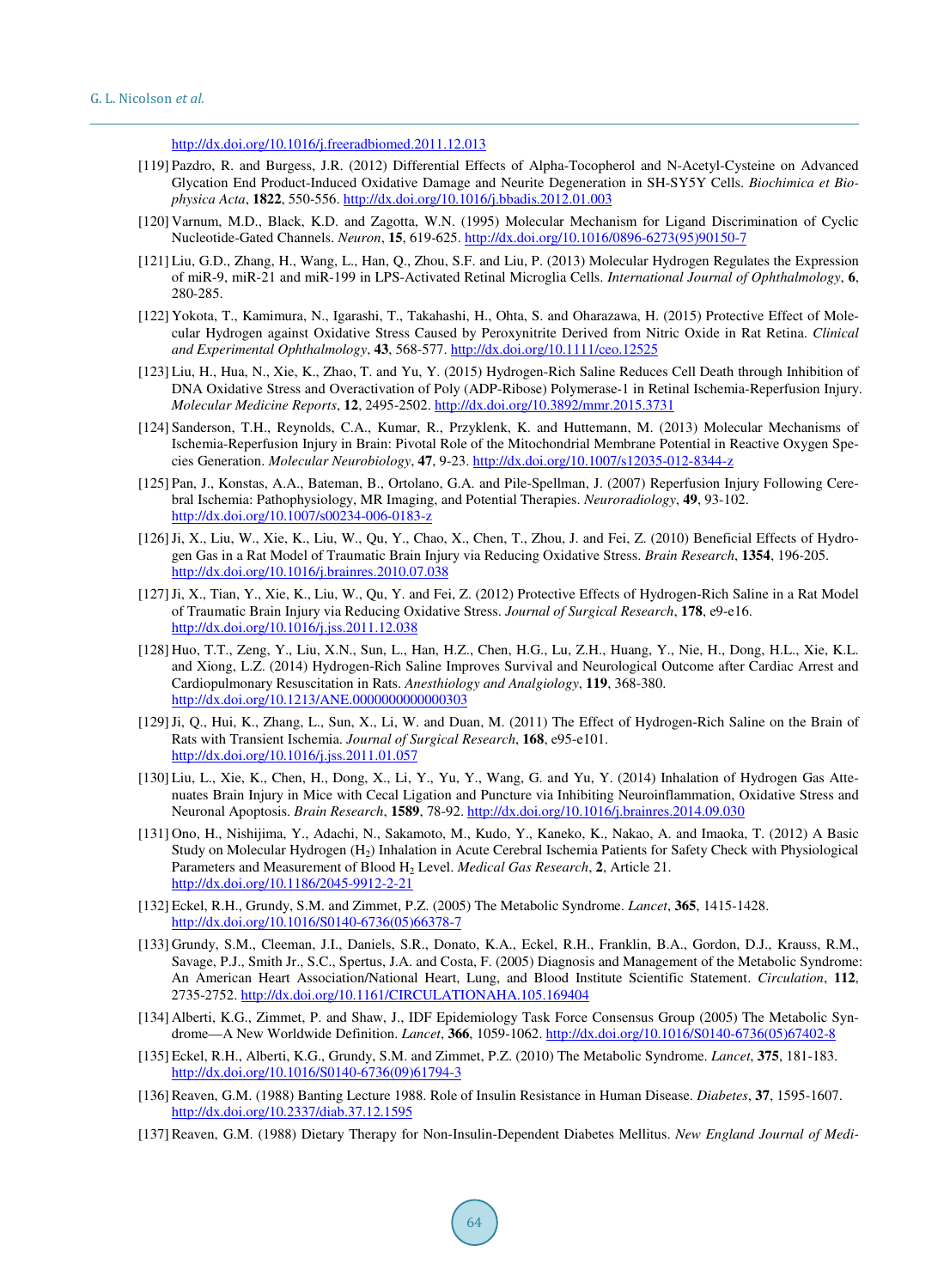http://dx.doi.org/10.1016/j.freeradbiomed.2011.12.013

[119] Pazdro, R. and Burgess, J.R. (2012) Differential Effects of Alpha-Tocopherol and N-Acetyl-Cysteine on Advanced Glycation End Product-Induced Oxidative Damage and Neurite Degeneration in SH-SY5Y Cells. *Biochimica et Biophysica Acta*, **1822**, 550-556. http://dx.doi.org/10.1016/j.bbadis.2012.01.003

[120] Varnum, M.D., Black, K.D. and Zagotta, W.N. (1995) Molecular Mechanism for Ligand Discrimination of Cyclic Nucleotide-Gated Channels. *Neuron*, **15**, 619-625. http://dx.doi.org/10.1016/0896-6273(95)90150-7

[121] Liu, G.D., Zhang, H., Wang, L., Han, Q., Zhou, S.F. and Liu, P. (2013) Molecular Hydrogen Regulates the Expression of miR-9, miR-21 and miR-199 in LPS-Activated Retinal Microglia Cells. *International Journal of Ophthalmology*, **6**, 280-285.

[122] Yokota, T., Kamimura, N., Igarashi, T., Takahashi, H., Ohta, S. and Oharazawa, H. (2015) Protective Effect of Molecular Hydrogen against Oxidative Stress Caused by Peroxynitrite Derived from Nitric Oxide in Rat Retina. *Clinical and Experimental Ophthalmology*, **43**, 568-577. http://dx.doi.org/10.1111/ceo.12525

[123] Liu, H., Hua, N., Xie, K., Zhao, T. and Yu, Y. (2015) Hydrogen-Rich Saline Reduces Cell Death through Inhibition of DNA Oxidative Stress and Overactivation of Poly (ADP-Ribose) Polymerase-1 in Retinal Ischemia-Reperfusion Injury. *Molecular Medicine Reports*, **12**, 2495-2502. http://dx.doi.org/10.3892/mmr.2015.3731

[124] Sanderson, T.H., Reynolds, C.A., Kumar, R., Przyklenk, K. and Huttemann, M. (2013) Molecular Mechanisms of Ischemia-Reperfusion Injury in Brain: Pivotal Role of the Mitochondrial Membrane Potential in Reactive Oxygen Species Generation. *Molecular Neurobiology*, **47**, 9-23. http://dx.doi.org/10.1007/s12035-012-8344-z

[125] Pan, J., Konstas, A.A., Bateman, B., Ortolano, G.A. and Pile-Spellman, J. (2007) Reperfusion Injury Following Cerebral Ischemia: Pathophysiology, MR Imaging, and Potential Therapies. *Neuroradiology*, **49**, 93-102. http://dx.doi.org/10.1007/s00234-006-0183-z

[126] Ji, X., Liu, W., Xie, K., Liu, W., Qu, Y., Chao, X., Chen, T., Zhou, J. and Fei, Z. (2010) Beneficial Effects of Hydrogen Gas in a Rat Model of Traumatic Brain Injury via Reducing Oxidative Stress. *Brain Research*, **1354**, 196-205. http://dx.doi.org/10.1016/j.brainres.2010.07.038

[127] Ji, X., Tian, Y., Xie, K., Liu, W., Qu, Y. and Fei, Z. (2012) Protective Effects of Hydrogen-Rich Saline in a Rat Model of Traumatic Brain Injury via Reducing Oxidative Stress. *Journal of Surgical Research*, **178**, e9-e16. http://dx.doi.org/10.1016/j.jss.2011.12.038

[128] Huo, T.T., Zeng, Y., Liu, X.N., Sun, L., Han, H.Z., Chen, H.G., Lu, Z.H., Huang, Y., Nie, H., Dong, H.L., Xie, K.L. and Xiong, L.Z. (2014) Hydrogen-Rich Saline Improves Survival and Neurological Outcome after Cardiac Arrest and Cardiopulmonary Resuscitation in Rats. *Anesthiology and Analgiology*, **119**, 368-380. http://dx.doi.org/10.1213/ANE.0000000000000303

[129] Ji, Q., Hui, K., Zhang, L., Sun, X., Li, W. and Duan, M. (2011) The Effect of Hydrogen-Rich Saline on the Brain of Rats with Transient Ischemia. *Journal of Surgical Research*, **168**, e95-e101. http://dx.doi.org/10.1016/j.jss.2011.01.057

[130] Liu, L., Xie, K., Chen, H., Dong, X., Li, Y., Yu, Y., Wang, G. and Yu, Y. (2014) Inhalation of Hydrogen Gas Attenuates Brain Injury in Mice with Cecal Ligation and Puncture via Inhibiting Neuroinflammation, Oxidative Stress and Neuronal Apoptosis. *Brain Research*, **1589**, 78-92. http://dx.doi.org/10.1016/j.brainres.2014.09.030

[131] Ono, H., Nishijima, Y., Adachi, N., Sakamoto, M., Kudo, Y., Kaneko, K., Nakao, A. and Imaoka, T. (2012) A Basic Study on Molecular Hydrogen ($H_2$) Inhalation in Acute Cerebral Ischemia Patients for Safety Check with Physiological Parameters and Measurement of Blood $H_2$ Level. *Medical Gas Research*, **2**, Article 21. http://dx.doi.org/10.1186/2045-9912-2-21

[132] Eckel, R.H., Grundy, S.M. and Zimmet, P.Z. (2005) The Metabolic Syndrome. *Lancet*, **365**, 1415-1428. http://dx.doi.org/10.1016/S0140-6736(05)66378-7

[133] Grundy, S.M., Cleeman, J.I., Daniels, S.R., Donato, K.A., Eckel, R.H., Franklin, B.A., Gordon, D.J., Krauss, R.M., Savage, P.J., Smith Jr., S.C., Spertus, J.A. and Costa, F. (2005) Diagnosis and Management of the Metabolic Syndrome: An American Heart Association/National Heart, Lung, and Blood Institute Scientific Statement. *Circulation*, **112**, 2735-2752. http://dx.doi.org/10.1161/CIRCULATIONAHA.105.169404

[134] Alberti, K.G., Zimmet, P. and Shaw, J., IDF Epidemiology Task Force Consensus Group (2005) The Metabolic Syndrome—A New Worldwide Definition. *Lancet*, **366**, 1059-1062. http://dx.doi.org/10.1016/S0140-6736(05)67402-8

[135] Eckel, R.H., Alberti, K.G., Grundy, S.M. and Zimmet, P.Z. (2010) The Metabolic Syndrome. *Lancet*, **375**, 181-183. http://dx.doi.org/10.1016/S0140-6736(09)61794-3

[136] Reaven, G.M. (1988) Banting Lecture 1988. Role of Insulin Resistance in Human Disease. *Diabetes*, **37**, 1595-1607. http://dx.doi.org/10.2337/diab.37.12.1595

[137] Reaven, G.M. (1988) Dietary Therapy for Non-Insulin-Dependent Diabetes Mellitus. *New England Journal of Medi-*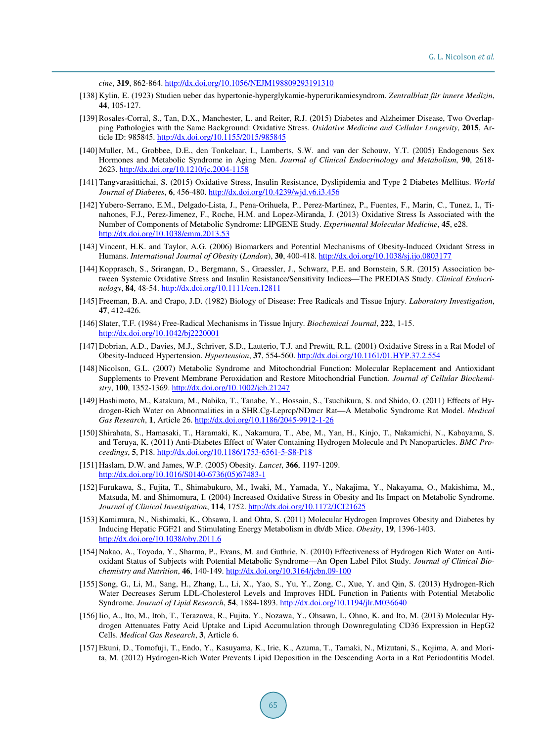*cine*, **319**, 862-864. http://dx.doi.org/10.1056/NEJM198809293191310

[138] Kylin, E. (1923) Studien ueber das hypertonie-hyperglykamie-hyperurikamiesyndrom. *Zentralblatt für innere Medizin*, **44**, 105-127.

[139] Rosales-Corral, S., Tan, D.X., Manchester, L. and Reiter, R.J. (2015) Diabetes and Alzheimer Disease, Two Overlapping Pathologies with the Same Background: Oxidative Stress. *Oxidative Medicine and Cellular Longevity*, **2015**, Article ID: 985845. http://dx.doi.org/10.1155/2015/985845

[140] Muller, M., Grobbee, D.E., den Tonkelaar, I., Lamberts, S.W. and van der Schouw, Y.T. (2005) Endogenous Sex Hormones and Metabolic Syndrome in Aging Men. *Journal of Clinical Endocrinology and Metabolism*, **90**, 2618-2623. http://dx.doi.org/10.1210/jc.2004-1158

[141] Tangvarasittichai, S. (2015) Oxidative Stress, Insulin Resistance, Dyslipidemia and Type 2 Diabetes Mellitus. *World Journal of Diabetes*, **6**, 456-480. http://dx.doi.org/10.4239/wjd.v6.i3.456

[142] Yubero-Serrano, E.M., Delgado-Lista, J., Pena-Orihuela, P., Perez-Martinez, P., Fuentes, F., Marin, C., Tunez, I., Tinahones, F.J., Perez-Jimenez, F., Roche, H.M. and Lopez-Miranda, J. (2013) Oxidative Stress Is Associated with the Number of Components of Metabolic Syndrome: LIPGENE Study. *Experimental Molecular Medicine*, **45**, e28. http://dx.doi.org/10.1038/emm.2013.53

[143] Vincent, H.K. and Taylor, A.G. (2006) Biomarkers and Potential Mechanisms of Obesity-Induced Oxidant Stress in Humans. *International Journal of Obesity* (*London*), **30**, 400-418. http://dx.doi.org/10.1038/sj.ijo.0803177

[144] Kopprasch, S., Srirangan, D., Bergmann, S., Graessler, J., Schwarz, P.E. and Bornstein, S.R. (2015) Association between Systemic Oxidative Stress and Insulin Resistance/Sensitivity Indices—The PREDIAS Study. *Clinical Endocrinology*, **84**, 48-54. http://dx.doi.org/10.1111/cen.12811

[145] Freeman, B.A. and Crapo, J.D. (1982) Biology of Disease: Free Radicals and Tissue Injury. *Laboratory Investigation*, **47**, 412-426.

[146] Slater, T.F. (1984) Free-Radical Mechanisms in Tissue Injury. *Biochemical Journal*, **222**, 1-15. http://dx.doi.org/10.1042/bj2220001

[147] Dobrian, A.D., Davies, M.J., Schriver, S.D., Lauterio, T.J. and Prewitt, R.L. (2001) Oxidative Stress in a Rat Model of Obesity-Induced Hypertension. *Hypertension*, **37**, 554-560. http://dx.doi.org/10.1161/01.HYP.37.2.554

[148] Nicolson, G.L. (2007) Metabolic Syndrome and Mitochondrial Function: Molecular Replacement and Antioxidant Supplements to Prevent Membrane Peroxidation and Restore Mitochondrial Function. *Journal of Cellular Biochemistry*, **100**, 1352-1369. http://dx.doi.org/10.1002/jcb.21247

[149] Hashimoto, M., Katakura, M., Nabika, T., Tanabe, Y., Hossain, S., Tsuchikura, S. and Shido, O. (2011) Effects of Hydrogen-Rich Water on Abnormalities in a SHR.Cg-Leprcp/NDmcr Rat—A Metabolic Syndrome Rat Model. *Medical Gas Research*, **1**, Article 26. http://dx.doi.org/10.1186/2045-9912-1-26

[150] Shirahata, S., Hamasaki, T., Haramaki, K., Nakamura, T., Abe, M., Yan, H., Kinjo, T., Nakamichi, N., Kabayama, S. and Teruya, K. (2011) Anti-Diabetes Effect of Water Containing Hydrogen Molecule and Pt Nanoparticles. *BMC Proceedings*, **5**, P18. http://dx.doi.org/10.1186/1753-6561-5-S8-P18

[151] Haslam, D.W. and James, W.P. (2005) Obesity. *Lancet*, **366**, 1197-1209. http://dx.doi.org/10.1016/S0140-6736(05)67483-1

[152] Furukawa, S., Fujita, T., Shimabukuro, M., Iwaki, M., Yamada, Y., Nakajima, Y., Nakayama, O., Makishima, M., Matsuda, M. and Shimomura, I. (2004) Increased Oxidative Stress in Obesity and Its Impact on Metabolic Syndrome. *Journal of Clinical Investigation*, **114**, 1752. http://dx.doi.org/10.1172/JCI21625

[153] Kamimura, N., Nishimaki, K., Ohsawa, I. and Ohta, S. (2011) Molecular Hydrogen Improves Obesity and Diabetes by Inducing Hepatic FGF21 and Stimulating Energy Metabolism in db/db Mice. *Obesity*, **19**, 1396-1403. http://dx.doi.org/10.1038/oby.2011.6

[154] Nakao, A., Toyoda, Y., Sharma, P., Evans, M. and Guthrie, N. (2010) Effectiveness of Hydrogen Rich Water on Antioxidant Status of Subjects with Potential Metabolic Syndrome—An Open Label Pilot Study. *Journal of Clinical Biochemistry and Nutrition*, **46**, 140-149. http://dx.doi.org/10.3164/jcbn.09-100

[155] Song, G., Li, M., Sang, H., Zhang, L., Li, X., Yao, S., Yu, Y., Zong, C., Xue, Y. and Qin, S. (2013) Hydrogen-Rich Water Decreases Serum LDL-Cholesterol Levels and Improves HDL Function in Patients with Potential Metabolic Syndrome. *Journal of Lipid Research*, **54**, 1884-1893. http://dx.doi.org/10.1194/jlr.M036640

[156] Iio, A., Ito, M., Itoh, T., Terazawa, R., Fujita, Y., Nozawa, Y., Ohsawa, I., Ohno, K. and Ito, M. (2013) Molecular Hydrogen Attenuates Fatty Acid Uptake and Lipid Accumulation through Downregulating CD36 Expression in HepG2 Cells. *Medical Gas Research*, **3**, Article 6.

[157] Ekuni, D., Tomofuji, T., Endo, Y., Kasuyama, K., Irie, K., Azuma, T., Tamaki, N., Mizutani, S., Kojima, A. and Morita, M. (2012) Hydrogen-Rich Water Prevents Lipid Deposition in the Descending Aorta in a Rat Periodontitis Model.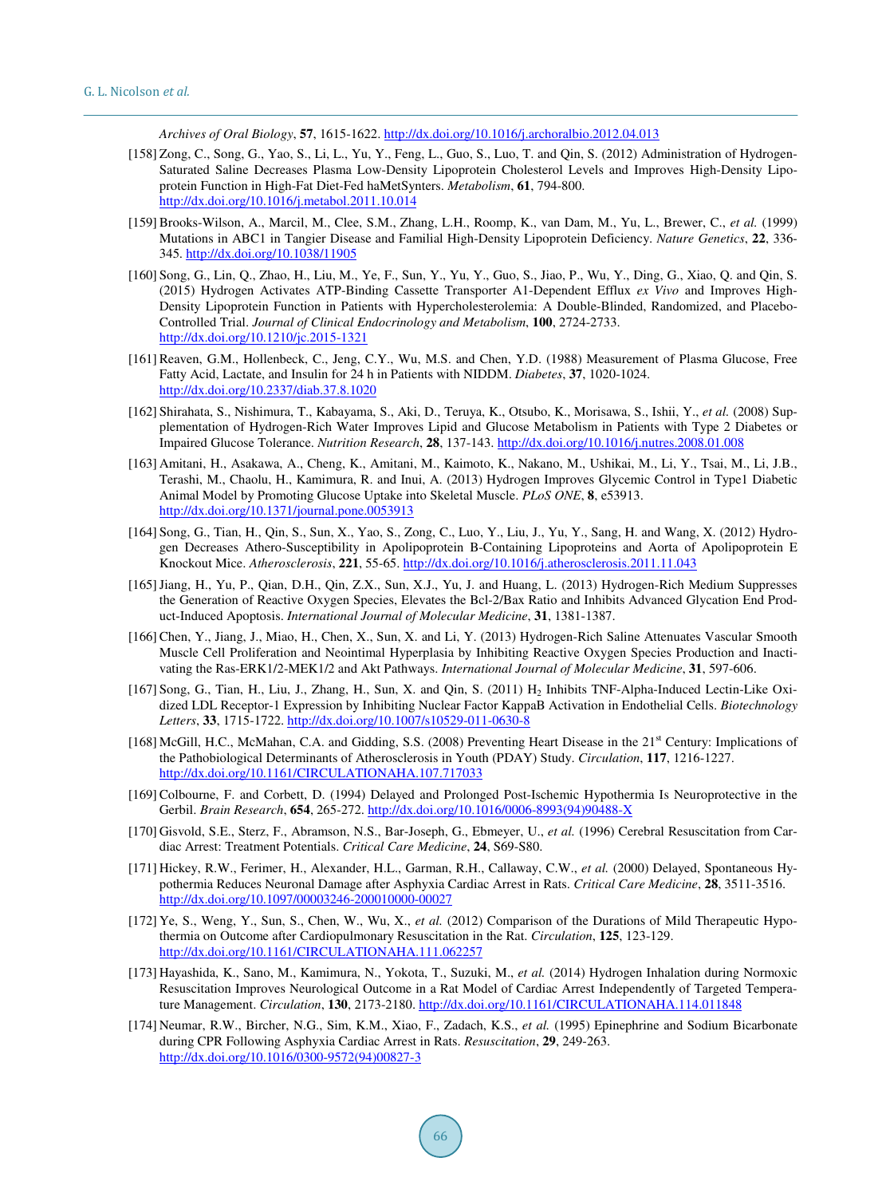*Archives of Oral Biology*, **57**, 1615-1622. http://dx.doi.org/10.1016/j.archoralbio.2012.04.013

[158] Zong, C., Song, G., Yao, S., Li, L., Yu, Y., Feng, L., Guo, S., Luo, T. and Qin, S. (2012) Administration of Hydrogen-Saturated Saline Decreases Plasma Low-Density Lipoprotein Cholesterol Levels and Improves High-Density Lipoprotein Function in High-Fat Diet-Fed haMetSynters. *Metabolism*, **61**, 794-800. http://dx.doi.org/10.1016/j.metabol.2011.10.014

[159] Brooks-Wilson, A., Marcil, M., Clee, S.M., Zhang, L.H., Roomp, K., van Dam, M., Yu, L., Brewer, C., *et al.* (1999) Mutations in ABC1 in Tangier Disease and Familial High-Density Lipoprotein Deficiency. *Nature Genetics*, **22**, 336-345. http://dx.doi.org/10.1038/11905

[160] Song, G., Lin, Q., Zhao, H., Liu, M., Ye, F., Sun, Y., Yu, Y., Guo, S., Jiao, P., Wu, Y., Ding, G., Xiao, Q. and Qin, S. (2015) Hydrogen Activates ATP-Binding Cassette Transporter A1-Dependent Efflux *ex Vivo* and Improves High-Density Lipoprotein Function in Patients with Hypercholesterolemia: A Double-Blinded, Randomized, and Placebo-Controlled Trial. *Journal of Clinical Endocrinology and Metabolism*, **100**, 2724-2733. http://dx.doi.org/10.1210/jc.2015-1321

[161] Reaven, G.M., Hollenbeck, C., Jeng, C.Y., Wu, M.S. and Chen, Y.D. (1988) Measurement of Plasma Glucose, Free Fatty Acid, Lactate, and Insulin for 24 h in Patients with NIDDM. *Diabetes*, **37**, 1020-1024. http://dx.doi.org/10.2337/diab.37.8.1020

[162] Shirahata, S., Nishimura, T., Kabayama, S., Aki, D., Teruya, K., Otsubo, K., Morisawa, S., Ishii, Y., *et al.* (2008) Supplementation of Hydrogen-Rich Water Improves Lipid and Glucose Metabolism in Patients with Type 2 Diabetes or Impaired Glucose Tolerance. *Nutrition Research*, **28**, 137-143. http://dx.doi.org/10.1016/j.nutres.2008.01.008

[163] Amitani, H., Asakawa, A., Cheng, K., Amitani, M., Kaimoto, K., Nakano, M., Ushikai, M., Li, Y., Tsai, M., Li, J.B., Terashi, M., Chaolu, H., Kamimura, R. and Inui, A. (2013) Hydrogen Improves Glycemic Control in Type1 Diabetic Animal Model by Promoting Glucose Uptake into Skeletal Muscle. *PLoS ONE*, **8**, e53913. http://dx.doi.org/10.1371/journal.pone.0053913

[164] Song, G., Tian, H., Qin, S., Sun, X., Yao, S., Zong, C., Luo, Y., Liu, J., Yu, Y., Sang, H. and Wang, X. (2012) Hydrogen Decreases Athero-Susceptibility in Apolipoprotein B-Containing Lipoproteins and Aorta of Apolipoprotein E Knockout Mice. *Atherosclerosis*, **221**, 55-65. http://dx.doi.org/10.1016/j.atherosclerosis.2011.11.043

[165] Jiang, H., Yu, P., Qian, D.H., Qin, Z.X., Sun, X.J., Yu, J. and Huang, L. (2013) Hydrogen-Rich Medium Suppresses the Generation of Reactive Oxygen Species, Elevates the Bcl-2/Bax Ratio and Inhibits Advanced Glycation End Product-Induced Apoptosis. *International Journal of Molecular Medicine*, **31**, 1381-1387.

[166] Chen, Y., Jiang, J., Miao, H., Chen, X., Sun, X. and Li, Y. (2013) Hydrogen-Rich Saline Attenuates Vascular Smooth Muscle Cell Proliferation and Neointimal Hyperplasia by Inhibiting Reactive Oxygen Species Production and Inactivating the Ras-ERK1/2-MEK1/2 and Akt Pathways. *International Journal of Molecular Medicine*, **31**, 597-606.

[167] Song, G., Tian, H., Liu, J., Zhang, H., Sun, X. and Qin, S. (2011) $H_2$ Inhibits TNF-Alpha-Induced Lectin-Like Oxidized LDL Receptor-1 Expression by Inhibiting Nuclear Factor KappaB Activation in Endothelial Cells. *Biotechnology Letters*, **33**, 1715-1722. http://dx.doi.org/10.1007/s10529-011-0630-8

[168] McGill, H.C., McMahan, C.A. and Gidding, S.S. (2008) Preventing Heart Disease in the 21st Century: Implications of the Pathobiological Determinants of Atherosclerosis in Youth (PDAY) Study. *Circulation*, **117**, 1216-1227. http://dx.doi.org/10.1161/CIRCULATIONAHA.107.717033

[169] Colbourne, F. and Corbett, D. (1994) Delayed and Prolonged Post-Ischemic Hypothermia Is Neuroprotective in the Gerbil. *Brain Research*, **654**, 265-272. http://dx.doi.org/10.1016/0006-8993(94)90488-X

[170] Gisvold, S.E., Sterz, F., Abramson, N.S., Bar-Joseph, G., Ebmeyer, U., *et al.* (1996) Cerebral Resuscitation from Cardiac Arrest: Treatment Potentials. *Critical Care Medicine*, **24**, S69-S80.

[171] Hickey, R.W., Ferimer, H., Alexander, H.L., Garman, R.H., Callaway, C.W., *et al.* (2000) Delayed, Spontaneous Hypothermia Reduces Neuronal Damage after Asphyxia Cardiac Arrest in Rats. *Critical Care Medicine*, **28**, 3511-3516. http://dx.doi.org/10.1097/00003246-200010000-00027

[172] Ye, S., Weng, Y., Sun, S., Chen, W., Wu, X., *et al.* (2012) Comparison of the Durations of Mild Therapeutic Hypothermia on Outcome after Cardiopulmonary Resuscitation in the Rat. *Circulation*, **125**, 123-129. http://dx.doi.org/10.1161/CIRCULATIONAHA.111.062257

[173] Hayashida, K., Sano, M., Kamimura, N., Yokota, T., Suzuki, M., *et al.* (2014) Hydrogen Inhalation during Normoxic Resuscitation Improves Neurological Outcome in a Rat Model of Cardiac Arrest Independently of Targeted Temperature Management. *Circulation*, **130**, 2173-2180. http://dx.doi.org/10.1161/CIRCULATIONAHA.114.011848

[174] Neumar, R.W., Bircher, N.G., Sim, K.M., Xiao, F., Zadach, K.S., *et al.* (1995) Epinephrine and Sodium Bicarbonate during CPR Following Asphyxia Cardiac Arrest in Rats. *Resuscitation*, **29**, 249-263. http://dx.doi.org/10.1016/0300-9572(94)00827-3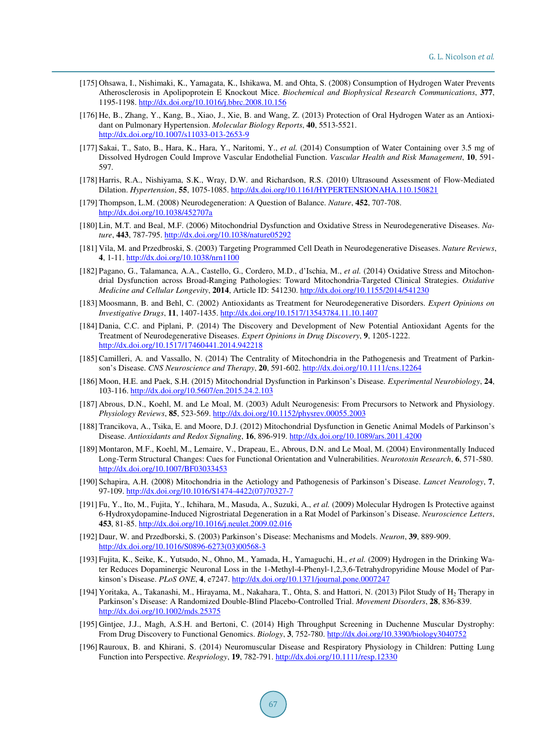[175] Ohsawa, I., Nishimaki, K., Yamagata, K., Ishikawa, M. and Ohta, S. (2008) Consumption of Hydrogen Water Prevents Atherosclerosis in Apolipoprotein E Knockout Mice. *Biochemical and Biophysical Research Communications*, **377**, 1195-1198. http://dx.doi.org/10.1016/j.bbrc.2008.10.156

[176] He, B., Zhang, Y., Kang, B., Xiao, J., Xie, B. and Wang, Z. (2013) Protection of Oral Hydrogen Water as an Antioxidant on Pulmonary Hypertension. *Molecular Biology Reports*, **40**, 5513-5521. http://dx.doi.org/10.1007/s11033-013-2653-9

[177] Sakai, T., Sato, B., Hara, K., Hara, Y., Naritomi, Y., *et al.* (2014) Consumption of Water Containing over 3.5 mg of Dissolved Hydrogen Could Improve Vascular Endothelial Function. *Vascular Health and Risk Management*, **10**, 591-597.

[178] Harris, R.A., Nishiyama, S.K., Wray, D.W. and Richardson, R.S. (2010) Ultrasound Assessment of Flow-Mediated Dilation. *Hypertension*, **55**, 1075-1085. http://dx.doi.org/10.1161/HYPERTENSIONAHA.110.150821

[179] Thompson, L.M. (2008) Neurodegeneration: A Question of Balance. *Nature*, **452**, 707-708. http://dx.doi.org/10.1038/452707a

[180] Lin, M.T. and Beal, M.F. (2006) Mitochondrial Dysfunction and Oxidative Stress in Neurodegenerative Diseases. *Nature*, **443**, 787-795. http://dx.doi.org/10.1038/nature05292

[181] Vila, M. and Przedbroski, S. (2003) Targeting Programmed Cell Death in Neurodegenerative Diseases. *Nature Reviews*, **4**, 1-11. http://dx.doi.org/10.1038/nrn1100

[182] Pagano, G., Talamanca, A.A., Castello, G., Cordero, M.D., d'Ischia, M., *et al.* (2014) Oxidative Stress and Mitochondrial Dysfunction across Broad-Ranging Pathologies: Toward Mitochondria-Targeted Clinical Strategies. *Oxidative Medicine and Cellular Longevity*, **2014**, Article ID: 541230. http://dx.doi.org/10.1155/2014/541230

[183] Moosmann, B. and Behl, C. (2002) Antioxidants as Treatment for Neurodegenerative Disorders. *Expert Opinions on Investigative Drugs*, **11**, 1407-1435. http://dx.doi.org/10.1517/13543784.11.10.1407

[184] Dania, C.C. and Piplani, P. (2014) The Discovery and Development of New Potential Antioxidant Agents for the Treatment of Neurodegenerative Diseases. *Expert Opinions in Drug Discovery*, **9**, 1205-1222. http://dx.doi.org/10.1517/17460441.2014.942218

[185] Camilleri, A. and Vassallo, N. (2014) The Centrality of Mitochondria in the Pathogenesis and Treatment of Parkinson's Disease. *CNS Neuroscience and Therapy*, **20**, 591-602. http://dx.doi.org/10.1111/cns.12264

[186] Moon, H.E. and Paek, S.H. (2015) Mitochondrial Dysfunction in Parkinson's Disease. *Experimental Neurobiology*, **24**, 103-116. http://dx.doi.org/10.5607/en.2015.24.2.103

[187] Abrous, D.N., Koehl, M. and Le Moal, M. (2003) Adult Neurogenesis: From Precursors to Network and Physiology. *Physiology Reviews*, **85**, 523-569. http://dx.doi.org/10.1152/physrev.00055.2003

[188] Trancikova, A., Tsika, E. and Moore, D.J. (2012) Mitochondrial Dysfunction in Genetic Animal Models of Parkinson's Disease. *Antioxidants and Redox Signaling*, **16**, 896-919. http://dx.doi.org/10.1089/ars.2011.4200

[189] Montaron, M.F., Koehl, M., Lemaire, V., Drapeau, E., Abrous, D.N. and Le Moal, M. (2004) Environmentally Induced Long-Term Structural Changes: Cues for Functional Orientation and Vulnerabilities. *Neurotoxin Research*, **6**, 571-580. http://dx.doi.org/10.1007/BF03033453

[190] Schapira, A.H. (2008) Mitochondria in the Aetiology and Pathogenesis of Parkinson's Disease. *Lancet Neurology*, **7**, 97-109. http://dx.doi.org/10.1016/S1474-4422(07)70327-7

[191] Fu, Y., Ito, M., Fujita, Y., Ichihara, M., Masuda, A., Suzuki, A., *et al.* (2009) Molecular Hydrogen Is Protective against 6-Hydroxydopamine-Induced Nigrostriatal Degeneration in a Rat Model of Parkinson's Disease. *Neuroscience Letters*, **453**, 81-85. http://dx.doi.org/10.1016/j.neulet.2009.02.016

[192] Daur, W. and Przedborski, S. (2003) Parkinson's Disease: Mechanisms and Models. *Neuron*, **39**, 889-909. http://dx.doi.org/10.1016/S0896-6273(03)00568-3

[193] Fujita, K., Seike, K., Yutsudo, N., Ohno, M., Yamada, H., Yamaguchi, H., *et al.* (2009) Hydrogen in the Drinking Water Reduces Dopaminergic Neuronal Loss in the 1-Methyl-4-Phenyl-1,2,3,6-Tetrahydropyridine Mouse Model of Parkinson's Disease. *PLoS ONE*, **4**, e7247. http://dx.doi.org/10.1371/journal.pone.0007247

[194] Yoritaka, A., Takanashi, M., Hirayama, M., Nakahara, T., Ohta, S. and Hattori, N. (2013) Pilot Study of $H_2$ Therapy in Parkinson's Disease: A Randomized Double-Blind Placebo-Controlled Trial. *Movement Disorders*, **28**, 836-839. http://dx.doi.org/10.1002/mds.25375

[195] Gintjee, J.J., Magh, A.S.H. and Bertoni, C. (2014) High Throughput Screening in Duchenne Muscular Dystrophy: From Drug Discovery to Functional Genomics. *Biology*, **3**, 752-780. http://dx.doi.org/10.3390/biology3040752

[196] Rauroux, B. and Khirani, S. (2014) Neuromuscular Disease and Respiratory Physiology in Children: Putting Lung Function into Perspective. *Respriology*, **19**, 782-791. http://dx.doi.org/10.1111/resp.12330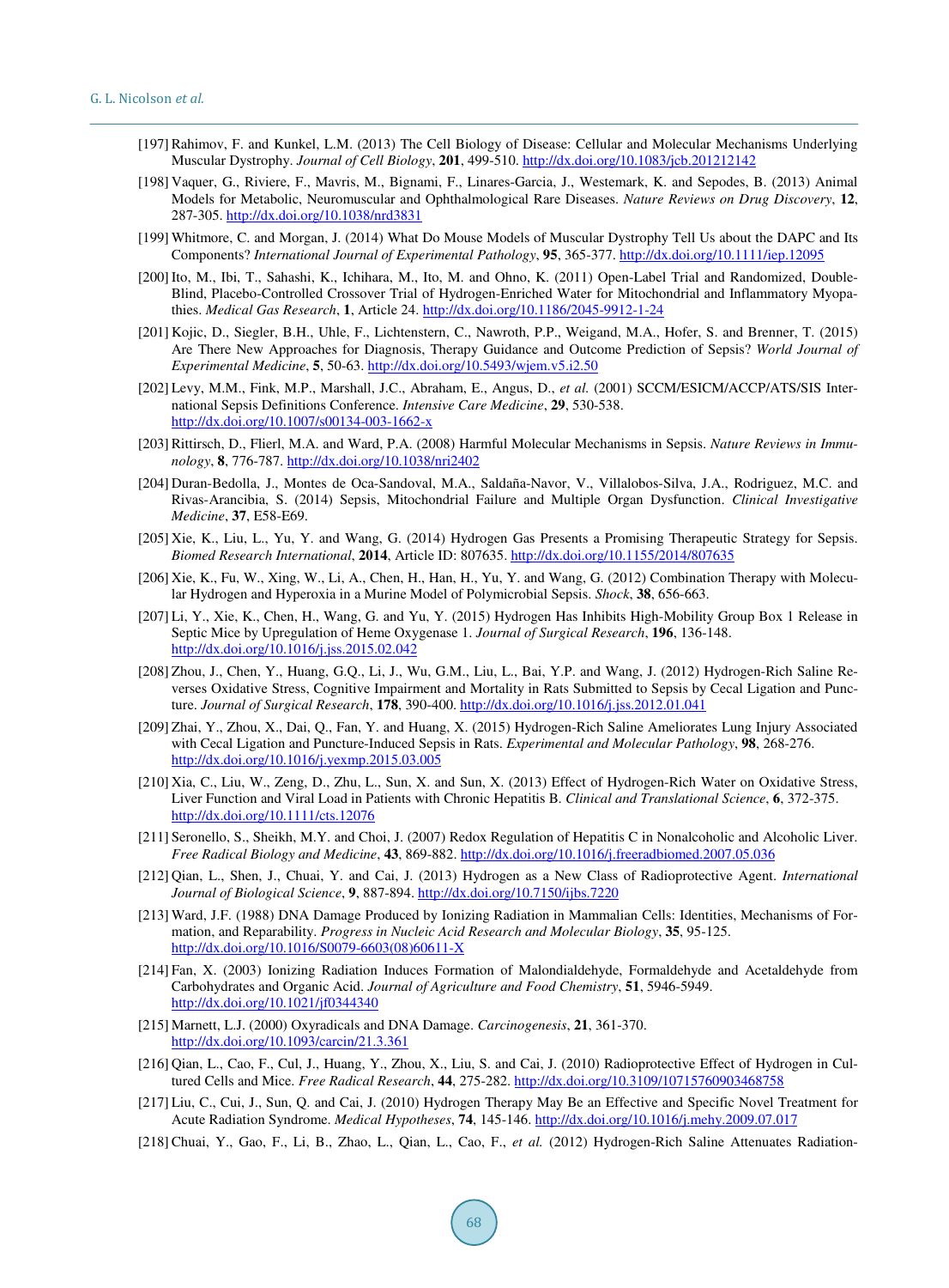[197] Rahimov, F. and Kunkel, L.M. (2013) The Cell Biology of Disease: Cellular and Molecular Mechanisms Underlying Muscular Dystrophy. *Journal of Cell Biology*, **201**, 499-510. http://dx.doi.org/10.1083/jcb.201212142

[198] Vaquer, G., Riviere, F., Mavris, M., Bignami, F., Linares-Garcia, J., Westemark, K. and Sepodes, B. (2013) Animal Models for Metabolic, Neuromuscular and Ophthalmological Rare Diseases. *Nature Reviews on Drug Discovery*, **12**, 287-305. http://dx.doi.org/10.1038/nrd3831

[199] Whitmore, C. and Morgan, J. (2014) What Do Mouse Models of Muscular Dystrophy Tell Us about the DAPC and Its Components? *International Journal of Experimental Pathology*, **95**, 365-377. http://dx.doi.org/10.1111/iep.12095

[200] Ito, M., Ibi, T., Sahashi, K., Ichihara, M., Ito, M. and Ohno, K. (2011) Open-Label Trial and Randomized, Double-Blind, Placebo-Controlled Crossover Trial of Hydrogen-Enriched Water for Mitochondrial and Inflammatory Myopathies. *Medical Gas Research*, **1**, Article 24. http://dx.doi.org/10.1186/2045-9912-1-24

[201] Kojic, D., Siegler, B.H., Uhle, F., Lichtenstern, C., Nawroth, P.P., Weigand, M.A., Hofer, S. and Brenner, T. (2015) Are There New Approaches for Diagnosis, Therapy Guidance and Outcome Prediction of Sepsis? *World Journal of Experimental Medicine*, **5**, 50-63. http://dx.doi.org/10.5493/wjem.v5.i2.50

[202] Levy, M.M., Fink, M.P., Marshall, J.C., Abraham, E., Angus, D., *et al.* (2001) SCCM/ESICM/ACCP/ATS/SIS International Sepsis Definitions Conference. *Intensive Care Medicine*, **29**, 530-538. http://dx.doi.org/10.1007/s00134-003-1662-x

[203] Rittirsch, D., Flierl, M.A. and Ward, P.A. (2008) Harmful Molecular Mechanisms in Sepsis. *Nature Reviews in Immunology*, **8**, 776-787. http://dx.doi.org/10.1038/nri2402

[204] Duran-Bedolla, J., Montes de Oca-Sandoval, M.A., Saldaña-Navor, V., Villalobos-Silva, J.A., Rodriguez, M.C. and Rivas-Arancibia, S. (2014) Sepsis, Mitochondrial Failure and Multiple Organ Dysfunction. *Clinical Investigative Medicine*, **37**, E58-E69.

[205] Xie, K., Liu, L., Yu, Y. and Wang, G. (2014) Hydrogen Gas Presents a Promising Therapeutic Strategy for Sepsis. *Biomed Research International*, **2014**, Article ID: 807635. http://dx.doi.org/10.1155/2014/807635

[206] Xie, K., Fu, W., Xing, W., Li, A., Chen, H., Han, H., Yu, Y. and Wang, G. (2012) Combination Therapy with Molecular Hydrogen and Hyperoxia in a Murine Model of Polymicrobial Sepsis. *Shock*, **38**, 656-663.

[207] Li, Y., Xie, K., Chen, H., Wang, G. and Yu, Y. (2015) Hydrogen Has Inhibits High-Mobility Group Box 1 Release in Septic Mice by Upregulation of Heme Oxygenase 1. *Journal of Surgical Research*, **196**, 136-148. http://dx.doi.org/10.1016/j.jss.2015.02.042

[208] Zhou, J., Chen, Y., Huang, G.Q., Li, J., Wu, G.M., Liu, L., Bai, Y.P. and Wang, J. (2012) Hydrogen-Rich Saline Reverses Oxidative Stress, Cognitive Impairment and Mortality in Rats Submitted to Sepsis by Cecal Ligation and Puncture. *Journal of Surgical Research*, **178**, 390-400. http://dx.doi.org/10.1016/j.jss.2012.01.041

[209] Zhai, Y., Zhou, X., Dai, Q., Fan, Y. and Huang, X. (2015) Hydrogen-Rich Saline Ameliorates Lung Injury Associated with Cecal Ligation and Puncture-Induced Sepsis in Rats. *Experimental and Molecular Pathology*, **98**, 268-276. http://dx.doi.org/10.1016/j.yexmp.2015.03.005

[210] Xia, C., Liu, W., Zeng, D., Zhu, L., Sun, X. and Sun, X. (2013) Effect of Hydrogen-Rich Water on Oxidative Stress, Liver Function and Viral Load in Patients with Chronic Hepatitis B. *Clinical and Translational Science*, **6**, 372-375. http://dx.doi.org/10.1111/cts.12076

[211] Seronello, S., Sheikh, M.Y. and Choi, J. (2007) Redox Regulation of Hepatitis C in Nonalcoholic and Alcoholic Liver. *Free Radical Biology and Medicine*, **43**, 869-882. http://dx.doi.org/10.1016/j.freeradbiomed.2007.05.036

[212] Qian, L., Shen, J., Chuai, Y. and Cai, J. (2013) Hydrogen as a New Class of Radioprotective Agent. *International Journal of Biological Science*, **9**, 887-894. http://dx.doi.org/10.7150/ijbs.7220

[213] Ward, J.F. (1988) DNA Damage Produced by Ionizing Radiation in Mammalian Cells: Identities, Mechanisms of Formation, and Reparability. *Progress in Nucleic Acid Research and Molecular Biology*, **35**, 95-125. http://dx.doi.org/10.1016/S0079-6603(08)60611-X

[214] Fan, X. (2003) Ionizing Radiation Induces Formation of Malondialdehyde, Formaldehyde and Acetaldehyde from Carbohydrates and Organic Acid. *Journal of Agriculture and Food Chemistry*, **51**, 5946-5949. http://dx.doi.org/10.1021/jf0344340

[215] Marnett, L.J. (2000) Oxyradicals and DNA Damage. *Carcinogenesis*, **21**, 361-370. http://dx.doi.org/10.1093/carcin/21.3.361

[216] Qian, L., Cao, F., Cul, J., Huang, Y., Zhou, X., Liu, S. and Cai, J. (2010) Radioprotective Effect of Hydrogen in Cultured Cells and Mice. *Free Radical Research*, **44**, 275-282. http://dx.doi.org/10.3109/10715760903468758

[217] Liu, C., Cui, J., Sun, Q. and Cai, J. (2010) Hydrogen Therapy May Be an Effective and Specific Novel Treatment for Acute Radiation Syndrome. *Medical Hypotheses*, **74**, 145-146. http://dx.doi.org/10.1016/j.mehy.2009.07.017

[218] Chuai, Y., Gao, F., Li, B., Zhao, L., Qian, L., Cao, F., *et al.* (2012) Hydrogen-Rich Saline Attenuates Radiation-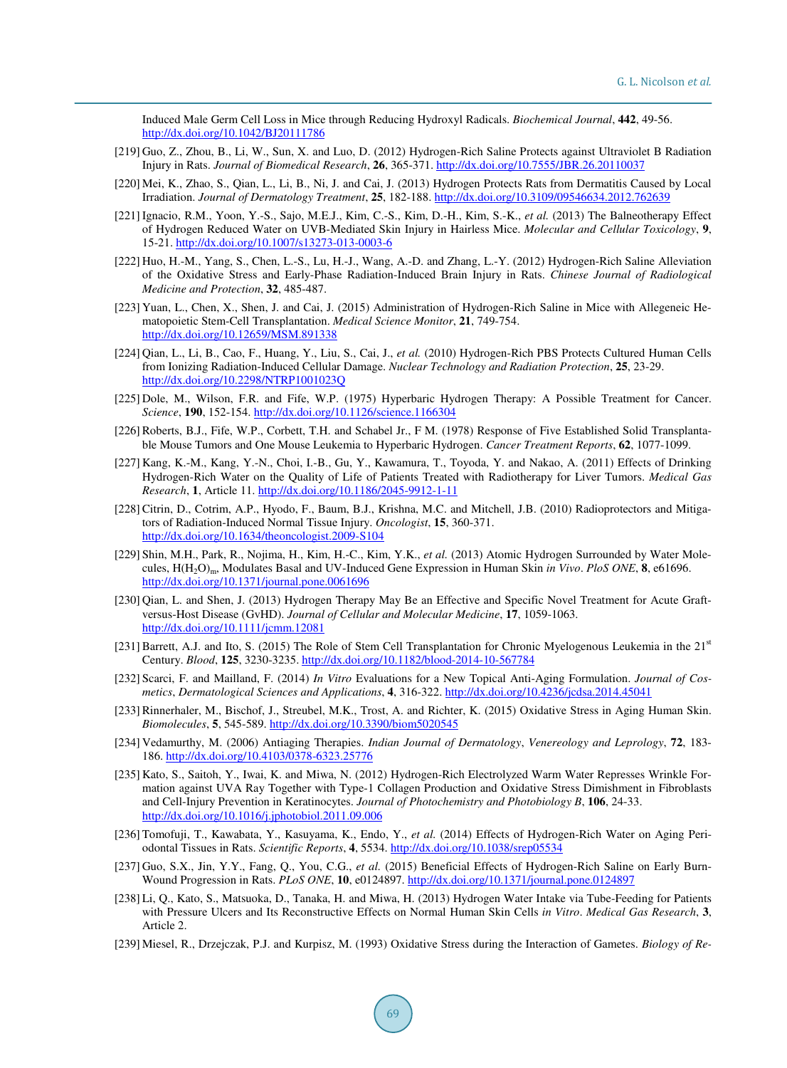Induced Male Germ Cell Loss in Mice through Reducing Hydroxyl Radicals. *Biochemical Journal*, **442**, 49-56. http://dx.doi.org/10.1042/BJ20111786

[219] Guo, Z., Zhou, B., Li, W., Sun, X. and Luo, D. (2012) Hydrogen-Rich Saline Protects against Ultraviolet B Radiation Injury in Rats. *Journal of Biomedical Research*, **26**, 365-371. http://dx.doi.org/10.7555/JBR.26.20110037

[220] Mei, K., Zhao, S., Qian, L., Li, B., Ni, J. and Cai, J. (2013) Hydrogen Protects Rats from Dermatitis Caused by Local Irradiation. *Journal of Dermatology Treatment*, **25**, 182-188. http://dx.doi.org/10.3109/09546634.2012.762639

[221] Ignacio, R.M., Yoon, Y.-S., Sajo, M.E.J., Kim, C.-S., Kim, D.-H., Kim, S.-K., *et al.* (2013) The Balneotherapy Effect of Hydrogen Reduced Water on UVB-Mediated Skin Injury in Hairless Mice. *Molecular and Cellular Toxicology*, **9**, 15-21. http://dx.doi.org/10.1007/s13273-013-0003-6

[222] Huo, H.-M., Yang, S., Chen, L.-S., Lu, H.-J., Wang, A.-D. and Zhang, L.-Y. (2012) Hydrogen-Rich Saline Alleviation of the Oxidative Stress and Early-Phase Radiation-Induced Brain Injury in Rats. *Chinese Journal of Radiological Medicine and Protection*, **32**, 485-487.

[223] Yuan, L., Chen, X., Shen, J. and Cai, J. (2015) Administration of Hydrogen-Rich Saline in Mice with Allegeneic Hematopoietic Stem-Cell Transplantation. *Medical Science Monitor*, **21**, 749-754. http://dx.doi.org/10.12659/MSM.891338

[224] Qian, L., Li, B., Cao, F., Huang, Y., Liu, S., Cai, J., *et al.* (2010) Hydrogen-Rich PBS Protects Cultured Human Cells from Ionizing Radiation-Induced Cellular Damage. *Nuclear Technology and Radiation Protection*, **25**, 23-29. http://dx.doi.org/10.2298/NTRP1001023Q

[225] Dole, M., Wilson, F.R. and Fife, W.P. (1975) Hyperbaric Hydrogen Therapy: A Possible Treatment for Cancer. *Science*, **190**, 152-154. http://dx.doi.org/10.1126/science.1166304

[226] Roberts, B.J., Fife, W.P., Corbett, T.H. and Schabel Jr., F M. (1978) Response of Five Established Solid Transplantable Mouse Tumors and One Mouse Leukemia to Hyperbaric Hydrogen. *Cancer Treatment Reports*, **62**, 1077-1099.

[227] Kang, K.-M., Kang, Y.-N., Choi, I.-B., Gu, Y., Kawamura, T., Toyoda, Y. and Nakao, A. (2011) Effects of Drinking Hydrogen-Rich Water on the Quality of Life of Patients Treated with Radiotherapy for Liver Tumors. *Medical Gas Research*, **1**, Article 11. http://dx.doi.org/10.1186/2045-9912-1-11

[228] Citrin, D., Cotrim, A.P., Hyodo, F., Baum, B.J., Krishna, M.C. and Mitchell, J.B. (2010) Radioprotectors and Mitigators of Radiation-Induced Normal Tissue Injury. *Oncologist*, **15**, 360-371. http://dx.doi.org/10.1634/theoncologist.2009-S104

[229] Shin, M.H., Park, R., Nojima, H., Kim, H.-C., Kim, Y.K., *et al.* (2013) Atomic Hydrogen Surrounded by Water Molecules, $H(H_2O)_m$, Modulates Basal and UV-Induced Gene Expression in Human Skin *in Vivo*. *PloS ONE*, **8**, e61696. http://dx.doi.org/10.1371/journal.pone.0061696

[230] Qian, L. and Shen, J. (2013) Hydrogen Therapy May Be an Effective and Specific Novel Treatment for Acute Graft-versus-Host Disease (GvHD). *Journal of Cellular and Molecular Medicine*, **17**, 1059-1063. http://dx.doi.org/10.1111/jcmm.12081

[231] Barrett, A.J. and Ito, S. (2015) The Role of Stem Cell Transplantation for Chronic Myelogenous Leukemia in the 21st Century. *Blood*, **125**, 3230-3235. http://dx.doi.org/10.1182/blood-2014-10-567784

[232] Scarci, F. and Mailland, F. (2014) *In Vitro* Evaluations for a New Topical Anti-Aging Formulation. *Journal of Cosmetics*, *Dermatological Sciences and Applications*, **4**, 316-322. http://dx.doi.org/10.4236/jcdsa.2014.45041

[233] Rinnerhaler, M., Bischof, J., Streubel, M.K., Trost, A. and Richter, K. (2015) Oxidative Stress in Aging Human Skin. *Biomolecules*, **5**, 545-589. http://dx.doi.org/10.3390/biom5020545

[234] Vedamurthy, M. (2006) Antiaging Therapies. *Indian Journal of Dermatology*, *Venereology and Leprology*, **72**, 183-186. http://dx.doi.org/10.4103/0378-6323.25776

[235] Kato, S., Saitoh, Y., Iwai, K. and Miwa, N. (2012) Hydrogen-Rich Electrolyzed Warm Water Represses Wrinkle Formation against UVA Ray Together with Type-1 Collagen Production and Oxidative Stress Dimishment in Fibroblasts and Cell-Injury Prevention in Keratinocytes. *Journal of Photochemistry and Photobiology B*, **106**, 24-33. http://dx.doi.org/10.1016/j.jphotobiol.2011.09.006

[236] Tomofuji, T., Kawabata, Y., Kasuyama, K., Endo, Y., *et al.* (2014) Effects of Hydrogen-Rich Water on Aging Periodontal Tissues in Rats. *Scientific Reports*, **4**, 5534. http://dx.doi.org/10.1038/srep05534

[237] Guo, S.X., Jin, Y.Y., Fang, Q., You, C.G., *et al.* (2015) Beneficial Effects of Hydrogen-Rich Saline on Early Burn-Wound Progression in Rats. *PLoS ONE*, **10**, e0124897. http://dx.doi.org/10.1371/journal.pone.0124897

[238] Li, Q., Kato, S., Matsuoka, D., Tanaka, H. and Miwa, H. (2013) Hydrogen Water Intake via Tube-Feeding for Patients with Pressure Ulcers and Its Reconstructive Effects on Normal Human Skin Cells *in Vitro*. *Medical Gas Research*, **3**, Article 2.

[239] Miesel, R., Drzejczak, P.J. and Kurpisz, M. (1993) Oxidative Stress during the Interaction of Gametes. *Biology of Re-*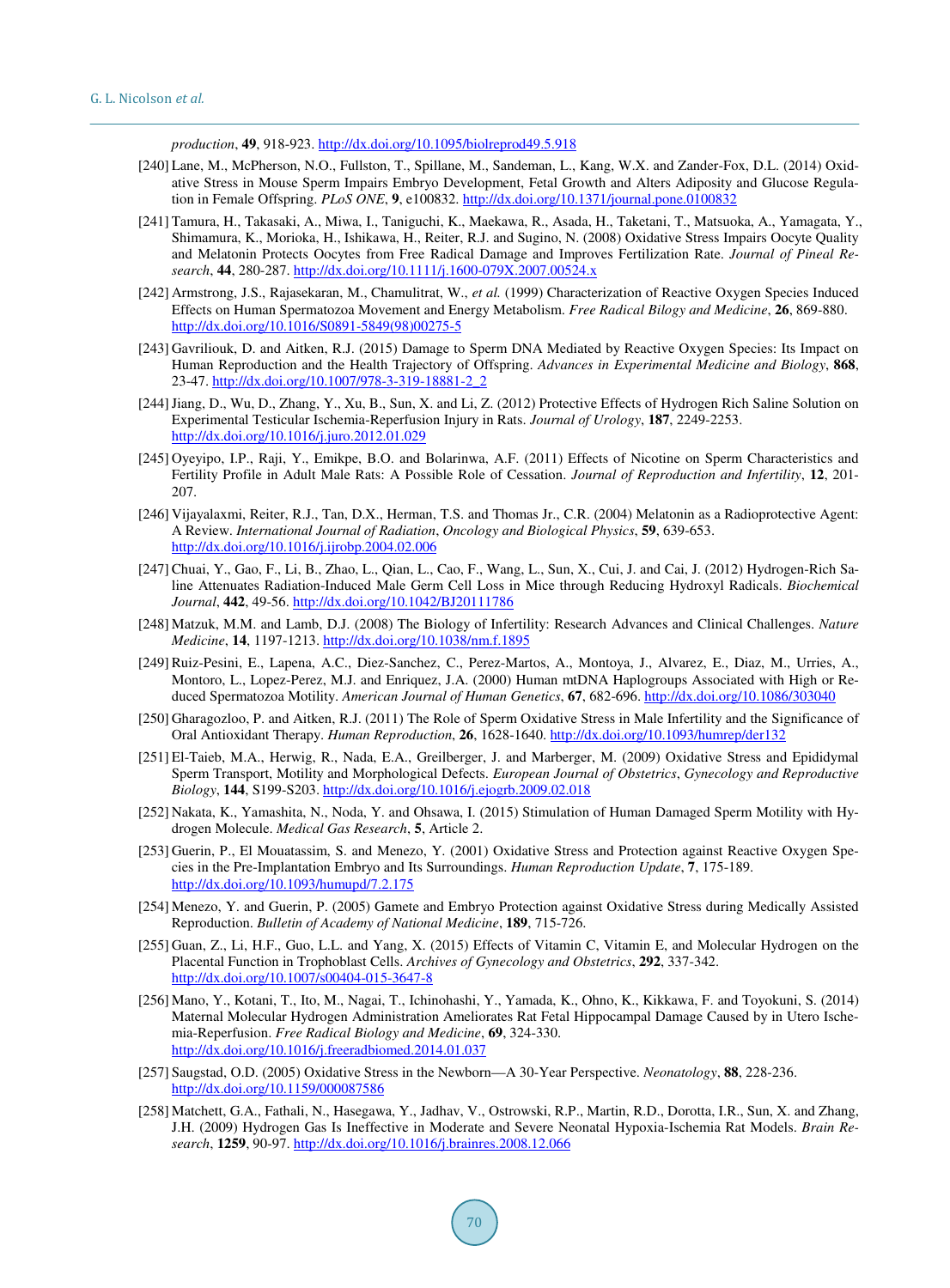*production*, **49**, 918-923. http://dx.doi.org/10.1095/biolreprod49.5.918

[240] Lane, M., McPherson, N.O., Fullston, T., Spillane, M., Sandeman, L., Kang, W.X. and Zander-Fox, D.L. (2014) Oxidative Stress in Mouse Sperm Impairs Embryo Development, Fetal Growth and Alters Adiposity and Glucose Regulation in Female Offspring. *PLoS ONE*, **9**, e100832. http://dx.doi.org/10.1371/journal.pone.0100832

[241] Tamura, H., Takasaki, A., Miwa, I., Taniguchi, K., Maekawa, R., Asada, H., Taketani, T., Matsuoka, A., Yamagata, Y., Shimamura, K., Morioka, H., Ishikawa, H., Reiter, R.J. and Sugino, N. (2008) Oxidative Stress Impairs Oocyte Quality and Melatonin Protects Oocytes from Free Radical Damage and Improves Fertilization Rate. *Journal of Pineal Research*, **44**, 280-287. http://dx.doi.org/10.1111/j.1600-079X.2007.00524.x

[242] Armstrong, J.S., Rajasekaran, M., Chamulitrat, W., *et al.* (1999) Characterization of Reactive Oxygen Species Induced Effects on Human Spermatozoa Movement and Energy Metabolism. *Free Radical Bilogy and Medicine*, **26**, 869-880. http://dx.doi.org/10.1016/S0891-5849(98)00275-5

[243] Gavriliouk, D. and Aitken, R.J. (2015) Damage to Sperm DNA Mediated by Reactive Oxygen Species: Its Impact on Human Reproduction and the Health Trajectory of Offspring. *Advances in Experimental Medicine and Biology*, **868**, 23-47. http://dx.doi.org/10.1007/978-3-319-18881-2_2

[244] Jiang, D., Wu, D., Zhang, Y., Xu, B., Sun, X. and Li, Z. (2012) Protective Effects of Hydrogen Rich Saline Solution on Experimental Testicular Ischemia-Reperfusion Injury in Rats. *Journal of Urology*, **187**, 2249-2253. http://dx.doi.org/10.1016/j.juro.2012.01.029

[245] Oyeyipo, I.P., Raji, Y., Emikpe, B.O. and Bolarinwa, A.F. (2011) Effects of Nicotine on Sperm Characteristics and Fertility Profile in Adult Male Rats: A Possible Role of Cessation. *Journal of Reproduction and Infertility*, **12**, 201-207.

[246] Vijayalaxmi, Reiter, R.J., Tan, D.X., Herman, T.S. and Thomas Jr., C.R. (2004) Melatonin as a Radioprotective Agent: A Review. *International Journal of Radiation*, *Oncology and Biological Physics*, **59**, 639-653. http://dx.doi.org/10.1016/j.ijrobp.2004.02.006

[247] Chuai, Y., Gao, F., Li, B., Zhao, L., Qian, L., Cao, F., Wang, L., Sun, X., Cui, J. and Cai, J. (2012) Hydrogen-Rich Saline Attenuates Radiation-Induced Male Germ Cell Loss in Mice through Reducing Hydroxyl Radicals. *Biochemical Journal*, **442**, 49-56. http://dx.doi.org/10.1042/BJ20111786

[248] Matzuk, M.M. and Lamb, D.J. (2008) The Biology of Infertility: Research Advances and Clinical Challenges. *Nature Medicine*, **14**, 1197-1213. http://dx.doi.org/10.1038/nm.f.1895

[249] Ruiz-Pesini, E., Lapena, A.C., Diez-Sanchez, C., Perez-Martos, A., Montoya, J., Alvarez, E., Diaz, M., Urries, A., Montoro, L., Lopez-Perez, M.J. and Enriquez, J.A. (2000) Human mtDNA Haplogroups Associated with High or Reduced Spermatozoa Motility. *American Journal of Human Genetics*, **67**, 682-696. http://dx.doi.org/10.1086/303040

[250] Gharagozloo, P. and Aitken, R.J. (2011) The Role of Sperm Oxidative Stress in Male Infertility and the Significance of Oral Antioxidant Therapy. *Human Reproduction*, **26**, 1628-1640. http://dx.doi.org/10.1093/humrep/der132

[251] El-Taieb, M.A., Herwig, R., Nada, E.A., Greilberger, J. and Marberger, M. (2009) Oxidative Stress and Epididymal Sperm Transport, Motility and Morphological Defects. *European Journal of Obstetrics*, *Gynecology and Reproductive Biology*, **144**, S199-S203. http://dx.doi.org/10.1016/j.ejogrb.2009.02.018

[252] Nakata, K., Yamashita, N., Noda, Y. and Ohsawa, I. (2015) Stimulation of Human Damaged Sperm Motility with Hydrogen Molecule. *Medical Gas Research*, **5**, Article 2.

[253] Guerin, P., El Mouatassim, S. and Menezo, Y. (2001) Oxidative Stress and Protection against Reactive Oxygen Species in the Pre-Implantation Embryo and Its Surroundings. *Human Reproduction Update*, **7**, 175-189. http://dx.doi.org/10.1093/humupd/7.2.175

[254] Menezo, Y. and Guerin, P. (2005) Gamete and Embryo Protection against Oxidative Stress during Medically Assisted Reproduction. *Bulletin of Academy of National Medicine*, **189**, 715-726.

[255] Guan, Z., Li, H.F., Guo, L.L. and Yang, X. (2015) Effects of Vitamin C, Vitamin E, and Molecular Hydrogen on the Placental Function in Trophoblast Cells. *Archives of Gynecology and Obstetrics*, **292**, 337-342. http://dx.doi.org/10.1007/s00404-015-3647-8

[256] Mano, Y., Kotani, T., Ito, M., Nagai, T., Ichinohashi, Y., Yamada, K., Ohno, K., Kikkawa, F. and Toyokuni, S. (2014) Maternal Molecular Hydrogen Administration Ameliorates Rat Fetal Hippocampal Damage Caused by in Utero Ischemia-Reperfusion. *Free Radical Biology and Medicine*, **69**, 324-330. http://dx.doi.org/10.1016/j.freeradbiomed.2014.01.037

[257] Saugstad, O.D. (2005) Oxidative Stress in the Newborn—A 30-Year Perspective. *Neonatology*, **88**, 228-236. http://dx.doi.org/10.1159/000087586

[258] Matchett, G.A., Fathali, N., Hasegawa, Y., Jadhav, V., Ostrowski, R.P., Martin, R.D., Dorotta, I.R., Sun, X. and Zhang, J.H. (2009) Hydrogen Gas Is Ineffective in Moderate and Severe Neonatal Hypoxia-Ischemia Rat Models. *Brain Research*, **1259**, 90-97. http://dx.doi.org/10.1016/j.brainres.2008.12.066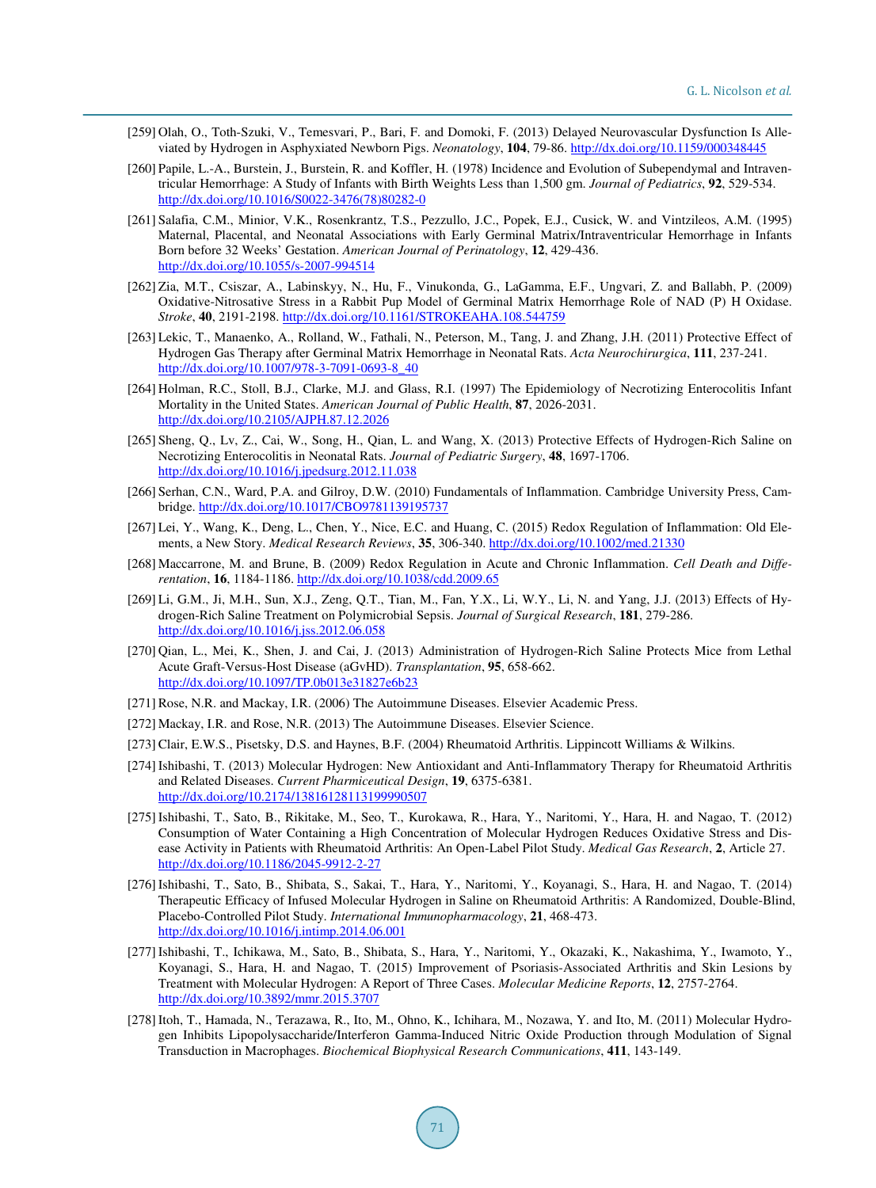[259] Olah, O., Toth-Szuki, V., Temesvari, P., Bari, F. and Domoki, F. (2013) Delayed Neurovascular Dysfunction Is Alleviated by Hydrogen in Asphyxiated Newborn Pigs. *Neonatology*, **104**, 79-86. http://dx.doi.org/10.1159/000348445

[260] Papile, L.-A., Burstein, J., Burstein, R. and Koffler, H. (1978) Incidence and Evolution of Subependymal and Intraventricular Hemorrhage: A Study of Infants with Birth Weights Less than 1,500 gm. *Journal of Pediatrics*, **92**, 529-534. http://dx.doi.org/10.1016/S0022-3476(78)80282-0

[261] Salafia, C.M., Minior, V.K., Rosenkrantz, T.S., Pezzullo, J.C., Popek, E.J., Cusick, W. and Vintzileos, A.M. (1995) Maternal, Placental, and Neonatal Associations with Early Germinal Matrix/Intraventricular Hemorrhage in Infants Born before 32 Weeks' Gestation. *American Journal of Perinatology*, **12**, 429-436. http://dx.doi.org/10.1055/s-2007-994514

[262] Zia, M.T., Csiszar, A., Labinskyy, N., Hu, F., Vinukonda, G., LaGamma, E.F., Ungvari, Z. and Ballabh, P. (2009) Oxidative-Nitrosative Stress in a Rabbit Pup Model of Germinal Matrix Hemorrhage Role of NAD (P) H Oxidase. *Stroke*, **40**, 2191-2198. http://dx.doi.org/10.1161/STROKEAHA.108.544759

[263] Lekic, T., Manaenko, A., Rolland, W., Fathali, N., Peterson, M., Tang, J. and Zhang, J.H. (2011) Protective Effect of Hydrogen Gas Therapy after Germinal Matrix Hemorrhage in Neonatal Rats. *Acta Neurochirurgica*, **111**, 237-241. http://dx.doi.org/10.1007/978-3-7091-0693-8_40

[264] Holman, R.C., Stoll, B.J., Clarke, M.J. and Glass, R.I. (1997) The Epidemiology of Necrotizing Enterocolitis Infant Mortality in the United States. *American Journal of Public Health*, **87**, 2026-2031. http://dx.doi.org/10.2105/AJPH.87.12.2026

[265] Sheng, Q., Lv, Z., Cai, W., Song, H., Qian, L. and Wang, X. (2013) Protective Effects of Hydrogen-Rich Saline on Necrotizing Enterocolitis in Neonatal Rats. *Journal of Pediatric Surgery*, **48**, 1697-1706. http://dx.doi.org/10.1016/j.jpedsurg.2012.11.038

[266] Serhan, C.N., Ward, P.A. and Gilroy, D.W. (2010) Fundamentals of Inflammation. Cambridge University Press, Cambridge. http://dx.doi.org/10.1017/CBO9781139195737

[267] Lei, Y., Wang, K., Deng, L., Chen, Y., Nice, E.C. and Huang, C. (2015) Redox Regulation of Inflammation: Old Elements, a New Story. *Medical Research Reviews*, **35**, 306-340. http://dx.doi.org/10.1002/med.21330

[268] Maccarrone, M. and Brune, B. (2009) Redox Regulation in Acute and Chronic Inflammation. *Cell Death and Differentation*, **16**, 1184-1186. http://dx.doi.org/10.1038/cdd.2009.65

[269] Li, G.M., Ji, M.H., Sun, X.J., Zeng, Q.T., Tian, M., Fan, Y.X., Li, W.Y., Li, N. and Yang, J.J. (2013) Effects of Hydrogen-Rich Saline Treatment on Polymicrobial Sepsis. *Journal of Surgical Research*, **181**, 279-286. http://dx.doi.org/10.1016/j.jss.2012.06.058

[270] Qian, L., Mei, K., Shen, J. and Cai, J. (2013) Administration of Hydrogen-Rich Saline Protects Mice from Lethal Acute Graft-Versus-Host Disease (aGvHD). *Transplantation*, **95**, 658-662. http://dx.doi.org/10.1097/TP.0b013e31827e6b23

[271] Rose, N.R. and Mackay, I.R. (2006) The Autoimmune Diseases. Elsevier Academic Press.

[272] Mackay, I.R. and Rose, N.R. (2013) The Autoimmune Diseases. Elsevier Science.

[273] Clair, E.W.S., Pisetsky, D.S. and Haynes, B.F. (2004) Rheumatoid Arthritis. Lippincott Williams & Wilkins.

[274] Ishibashi, T. (2013) Molecular Hydrogen: New Antioxidant and Anti-Inflammatory Therapy for Rheumatoid Arthritis and Related Diseases. *Current Pharmaceutical Design*, **19**, 6375-6381. http://dx.doi.org/10.2174/13816128113199990507

[275] Ishibashi, T., Sato, B., Rikitake, M., Seo, T., Kurokawa, R., Hara, Y., Naritomi, Y., Hara, H. and Nagao, T. (2012) Consumption of Water Containing a High Concentration of Molecular Hydrogen Reduces Oxidative Stress and Disease Activity in Patients with Rheumatoid Arthritis: An Open-Label Pilot Study. *Medical Gas Research*, **2**, Article 27. http://dx.doi.org/10.1186/2045-9912-2-27

[276] Ishibashi, T., Sato, B., Shibata, S., Sakai, T., Hara, Y., Naritomi, Y., Koyanagi, S., Hara, H. and Nagao, T. (2014) Therapeutic Efficacy of Infused Molecular Hydrogen in Saline on Rheumatoid Arthritis: A Randomized, Double-Blind, Placebo-Controlled Pilot Study. *International Immunopharmacology*, **21**, 468-473. http://dx.doi.org/10.1016/j.intimp.2014.06.001

[277] Ishibashi, T., Ichikawa, M., Sato, B., Shibata, S., Hara, Y., Naritomi, Y., Okazaki, K., Nakashima, Y., Iwamoto, Y., Koyanagi, S., Hara, H. and Nagao, T. (2015) Improvement of Psoriasis-Associated Arthritis and Skin Lesions by Treatment with Molecular Hydrogen: A Report of Three Cases. *Molecular Medicine Reports*, **12**, 2757-2764. http://dx.doi.org/10.3892/mmr.2015.3707

[278] Itoh, T., Hamada, N., Terazawa, R., Ito, M., Ohno, K., Ichihara, M., Nozawa, Y. and Ito, M. (2011) Molecular Hydrogen Inhibits Lipopolysaccharide/Interferon Gamma-Induced Nitric Oxide Production through Modulation of Signal Transduction in Macrophages. *Biochemical Biophysical Research Communications*, **411**, 143-149.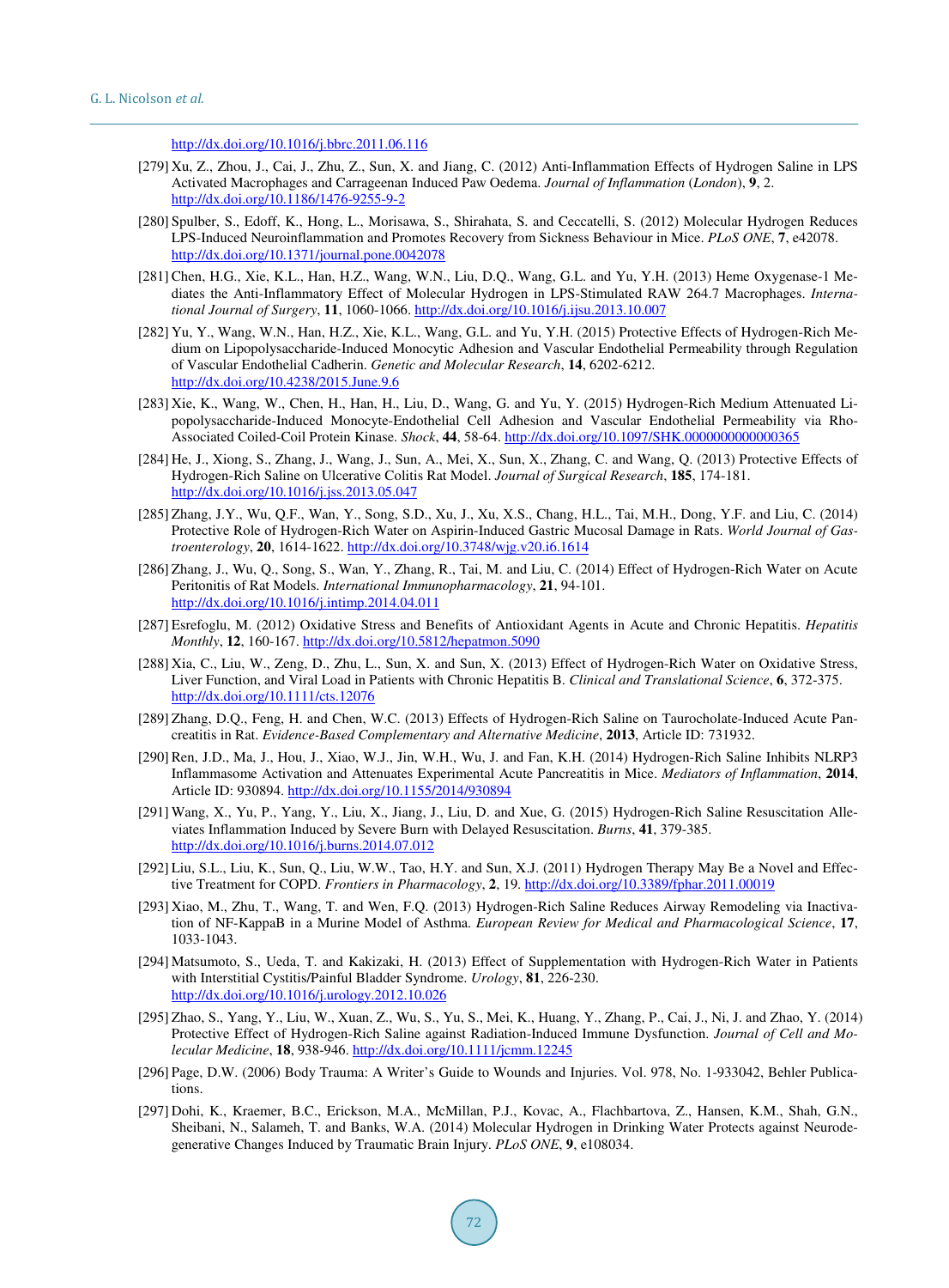http://dx.doi.org/10.1016/j.bbrc.2011.06.116

[279] Xu, Z., Zhou, J., Cai, J., Zhu, Z., Sun, X. and Jiang, C. (2012) Anti-Inflammation Effects of Hydrogen Saline in LPS Activated Macrophages and Carrageenan Induced Paw Oedema. *Journal of Inflammation* (*London*), **9**, 2. http://dx.doi.org/10.1186/1476-9255-9-2

[280] Spulber, S., Edoff, K., Hong, L., Morisawa, S., Shirahata, S. and Ceccatelli, S. (2012) Molecular Hydrogen Reduces LPS-Induced Neuroinflammation and Promotes Recovery from Sickness Behaviour in Mice. *PLoS ONE*, **7**, e42078. http://dx.doi.org/10.1371/journal.pone.0042078

[281] Chen, H.G., Xie, K.L., Han, H.Z., Wang, W.N., Liu, D.Q., Wang, G.L. and Yu, Y.H. (2013) Heme Oxygenase-1 Mediates the Anti-Inflammatory Effect of Molecular Hydrogen in LPS-Stimulated RAW 264.7 Macrophages. *International Journal of Surgery*, **11**, 1060-1066. http://dx.doi.org/10.1016/j.ijsu.2013.10.007

[282] Yu, Y., Wang, W.N., Han, H.Z., Xie, K.L., Wang, G.L. and Yu, Y.H. (2015) Protective Effects of Hydrogen-Rich Medium on Lipopolysaccharide-Induced Monocytic Adhesion and Vascular Endothelial Permeability through Regulation of Vascular Endothelial Cadherin. *Genetic and Molecular Research*, **14**, 6202-6212. http://dx.doi.org/10.4238/2015.June.9.6

[283] Xie, K., Wang, W., Chen, H., Han, H., Liu, D., Wang, G. and Yu, Y. (2015) Hydrogen-Rich Medium Attenuated Lipopolysaccharide-Induced Monocyte-Endothelial Cell Adhesion and Vascular Endothelial Permeability via Rho-Associated Coiled-Coil Protein Kinase. *Shock*, **44**, 58-64. http://dx.doi.org/10.1097/SHK.0000000000000365

[284] He, J., Xiong, S., Zhang, J., Wang, J., Sun, A., Mei, X., Sun, X., Zhang, C. and Wang, Q. (2013) Protective Effects of Hydrogen-Rich Saline on Ulcerative Colitis Rat Model. *Journal of Surgical Research*, **185**, 174-181. http://dx.doi.org/10.1016/j.jss.2013.05.047

[285] Zhang, J.Y., Wu, Q.F., Wan, Y., Song, S.D., Xu, J., Xu, X.S., Chang, H.L., Tai, M.H., Dong, Y.F. and Liu, C. (2014) Protective Role of Hydrogen-Rich Water on Aspirin-Induced Gastric Mucosal Damage in Rats. *World Journal of Gastroenterology*, **20**, 1614-1622. http://dx.doi.org/10.3748/wjg.v20.i6.1614

[286] Zhang, J., Wu, Q., Song, S., Wan, Y., Zhang, R., Tai, M. and Liu, C. (2014) Effect of Hydrogen-Rich Water on Acute Peritonitis of Rat Models. *International Immunopharmacology*, **21**, 94-101. http://dx.doi.org/10.1016/j.intimp.2014.04.011

[287] Esrefoglu, M. (2012) Oxidative Stress and Benefits of Antioxidant Agents in Acute and Chronic Hepatitis. *Hepatitis Monthly*, **12**, 160-167. http://dx.doi.org/10.5812/hepatmon.5090

[288] Xia, C., Liu, W., Zeng, D., Zhu, L., Sun, X. and Sun, X. (2013) Effect of Hydrogen-Rich Water on Oxidative Stress, Liver Function, and Viral Load in Patients with Chronic Hepatitis B. *Clinical and Translational Science*, **6**, 372-375. http://dx.doi.org/10.1111/cts.12076

[289] Zhang, D.Q., Feng, H. and Chen, W.C. (2013) Effects of Hydrogen-Rich Saline on Taurocholate-Induced Acute Pancreatitis in Rat. *Evidence-Based Complementary and Alternative Medicine*, **2013**, Article ID: 731932.

[290] Ren, J.D., Ma, J., Hou, J., Xiao, W.J., Jin, W.H., Wu, J. and Fan, K.H. (2014) Hydrogen-Rich Saline Inhibits NLRP3 Inflammasome Activation and Attenuates Experimental Acute Pancreatitis in Mice. *Mediators of Inflammation*, **2014**, Article ID: 930894. http://dx.doi.org/10.1155/2014/930894

[291] Wang, X., Yu, P., Yang, Y., Liu, X., Jiang, J., Liu, D. and Xue, G. (2015) Hydrogen-Rich Saline Resuscitation Alleviates Inflammation Induced by Severe Burn with Delayed Resuscitation. *Burns*, **41**, 379-385. http://dx.doi.org/10.1016/j.burns.2014.07.012

[292] Liu, S.L., Liu, K., Sun, Q., Liu, W.W., Tao, H.Y. and Sun, X.J. (2011) Hydrogen Therapy May Be a Novel and Effective Treatment for COPD. *Frontiers in Pharmacology*, **2**, 19. http://dx.doi.org/10.3389/fphar.2011.00019

[293] Xiao, M., Zhu, T., Wang, T. and Wen, F.Q. (2013) Hydrogen-Rich Saline Reduces Airway Remodeling via Inactivation of NF-KappaB in a Murine Model of Asthma. *European Review for Medical and Pharmacological Science*, **17**, 1033-1043.

[294] Matsumoto, S., Ueda, T. and Kakizaki, H. (2013) Effect of Supplementation with Hydrogen-Rich Water in Patients with Interstitial Cystitis/Painful Bladder Syndrome. *Urology*, **81**, 226-230. http://dx.doi.org/10.1016/j.urology.2012.10.026

[295] Zhao, S., Yang, Y., Liu, W., Xuan, Z., Wu, S., Yu, S., Mei, K., Huang, Y., Zhang, P., Cai, J., Ni, J. and Zhao, Y. (2014) Protective Effect of Hydrogen-Rich Saline against Radiation-Induced Immune Dysfunction. *Journal of Cell and Molecular Medicine*, **18**, 938-946. http://dx.doi.org/10.1111/jcmm.12245

[296] Page, D.W. (2006) Body Trauma: A Writer's Guide to Wounds and Injuries. Vol. 978, No. 1-933042, Behler Publications.

[297] Dohi, K., Kraemer, B.C., Erickson, M.A., McMillan, P.J., Kovac, A., Flachbartova, Z., Hansen, K.M., Shah, G.N., Sheibani, N., Salameh, T. and Banks, W.A. (2014) Molecular Hydrogen in Drinking Water Protects against Neurodegenerative Changes Induced by Traumatic Brain Injury. *PLoS ONE*, **9**, e108034.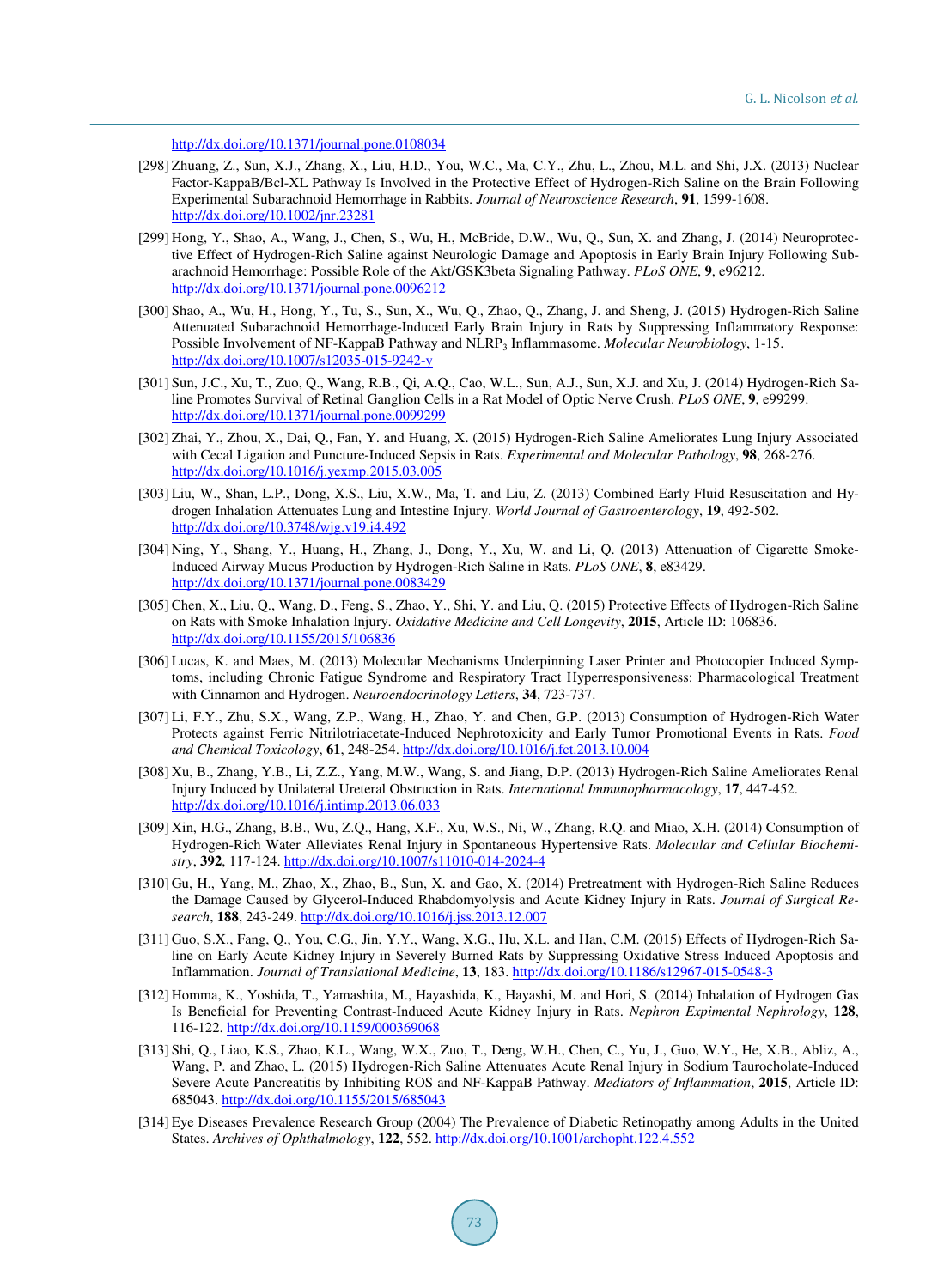http://dx.doi.org/10.1371/journal.pone.0108034

[298] Zhuang, Z., Sun, X.J., Zhang, X., Liu, H.D., You, W.C., Ma, C.Y., Zhu, L., Zhou, M.L. and Shi, J.X. (2013) Nuclear Factor-KappaB/Bcl-XL Pathway Is Involved in the Protective Effect of Hydrogen-Rich Saline on the Brain Following Experimental Subarachnoid Hemorrhage in Rabbits. *Journal of Neuroscience Research*, **91**, 1599-1608. http://dx.doi.org/10.1002/jnr.23281

[299] Hong, Y., Shao, A., Wang, J., Chen, S., Wu, H., McBride, D.W., Wu, Q., Sun, X. and Zhang, J. (2014) Neuroprotective Effect of Hydrogen-Rich Saline against Neurologic Damage and Apoptosis in Early Brain Injury Following Subarachnoid Hemorrhage: Possible Role of the Akt/GSK3beta Signaling Pathway. *PLoS ONE*, **9**, e96212. http://dx.doi.org/10.1371/journal.pone.0096212

[300] Shao, A., Wu, H., Hong, Y., Tu, S., Sun, X., Wu, Q., Zhao, Q., Zhang, J. and Sheng, J. (2015) Hydrogen-Rich Saline Attenuated Subarachnoid Hemorrhage-Induced Early Brain Injury in Rats by Suppressing Inflammatory Response: Possible Involvement of NF-KappaB Pathway and $NLRP_3$ Inflammasome. *Molecular Neurobiology*, 1-15. http://dx.doi.org/10.1007/s12035-015-9242-y

[301] Sun, J.C., Xu, T., Zuo, Q., Wang, R.B., Qi, A.Q., Cao, W.L., Sun, A.J., Sun, X.J. and Xu, J. (2014) Hydrogen-Rich Saline Promotes Survival of Retinal Ganglion Cells in a Rat Model of Optic Nerve Crush. *PLoS ONE*, **9**, e99299. http://dx.doi.org/10.1371/journal.pone.0099299

[302] Zhai, Y., Zhou, X., Dai, Q., Fan, Y. and Huang, X. (2015) Hydrogen-Rich Saline Ameliorates Lung Injury Associated with Cecal Ligation and Puncture-Induced Sepsis in Rats. *Experimental and Molecular Pathology*, **98**, 268-276. http://dx.doi.org/10.1016/j.yexmp.2015.03.005

[303] Liu, W., Shan, L.P., Dong, X.S., Liu, X.W., Ma, T. and Liu, Z. (2013) Combined Early Fluid Resuscitation and Hydrogen Inhalation Attenuates Lung and Intestine Injury. *World Journal of Gastroenterology*, **19**, 492-502. http://dx.doi.org/10.3748/wjg.v19.i4.492

[304] Ning, Y., Shang, Y., Huang, H., Zhang, J., Dong, Y., Xu, W. and Li, Q. (2013) Attenuation of Cigarette Smoke-Induced Airway Mucus Production by Hydrogen-Rich Saline in Rats. *PLoS ONE*, **8**, e83429. http://dx.doi.org/10.1371/journal.pone.0083429

[305] Chen, X., Liu, Q., Wang, D., Feng, S., Zhao, Y., Shi, Y. and Liu, Q. (2015) Protective Effects of Hydrogen-Rich Saline on Rats with Smoke Inhalation Injury. *Oxidative Medicine and Cell Longevity*, **2015**, Article ID: 106836. http://dx.doi.org/10.1155/2015/106836

[306] Lucas, K. and Maes, M. (2013) Molecular Mechanisms Underpinning Laser Printer and Photocopier Induced Symptoms, including Chronic Fatigue Syndrome and Respiratory Tract Hyperresponsiveness: Pharmacological Treatment with Cinnamon and Hydrogen. *Neuroendocrinology Letters*, **34**, 723-737.

[307] Li, F.Y., Zhu, S.X., Wang, Z.P., Wang, H., Zhao, Y. and Chen, G.P. (2013) Consumption of Hydrogen-Rich Water Protects against Ferric Nitrilotriacetate-Induced Nephrotoxicity and Early Tumor Promotional Events in Rats. *Food and Chemical Toxicology*, **61**, 248-254. http://dx.doi.org/10.1016/j.fct.2013.10.004

[308] Xu, B., Zhang, Y.B., Li, Z.Z., Yang, M.W., Wang, S. and Jiang, D.P. (2013) Hydrogen-Rich Saline Ameliorates Renal Injury Induced by Unilateral Ureteral Obstruction in Rats. *International Immunopharmacology*, **17**, 447-452. http://dx.doi.org/10.1016/j.intimp.2013.06.033

[309] Xin, H.G., Zhang, B.B., Wu, Z.Q., Hang, X.F., Xu, W.S., Ni, W., Zhang, R.Q. and Miao, X.H. (2014) Consumption of Hydrogen-Rich Water Alleviates Renal Injury in Spontaneous Hypertensive Rats. *Molecular and Cellular Biochemistry*, **392**, 117-124. http://dx.doi.org/10.1007/s11010-014-2024-4

[310] Gu, H., Yang, M., Zhao, X., Zhao, B., Sun, X. and Gao, X. (2014) Pretreatment with Hydrogen-Rich Saline Reduces the Damage Caused by Glycerol-Induced Rhabdomyolysis and Acute Kidney Injury in Rats. *Journal of Surgical Research*, **188**, 243-249. http://dx.doi.org/10.1016/j.jss.2013.12.007

[311] Guo, S.X., Fang, Q., You, C.G., Jin, Y.Y., Wang, X.G., Hu, X.L. and Han, C.M. (2015) Effects of Hydrogen-Rich Saline on Early Acute Kidney Injury in Severely Burned Rats by Suppressing Oxidative Stress Induced Apoptosis and Inflammation. *Journal of Translational Medicine*, **13**, 183. http://dx.doi.org/10.1186/s12967-015-0548-3

[312] Homma, K., Yoshida, T., Yamashita, M., Hayashida, K., Hayashi, M. and Hori, S. (2014) Inhalation of Hydrogen Gas Is Beneficial for Preventing Contrast-Induced Acute Kidney Injury in Rats. *Nephron Expimental Nephrology*, **128**, 116-122. http://dx.doi.org/10.1159/000369068

[313] Shi, Q., Liao, K.S., Zhao, K.L., Wang, W.X., Zuo, T., Deng, W.H., Chen, C., Yu, J., Guo, W.Y., He, X.B., Abliz, A., Wang, P. and Zhao, L. (2015) Hydrogen-Rich Saline Attenuates Acute Renal Injury in Sodium Taurocholate-Induced Severe Acute Pancreatitis by Inhibiting ROS and NF-KappaB Pathway. *Mediators of Inflammation*, **2015**, Article ID: 685043. http://dx.doi.org/10.1155/2015/685043

[314] Eye Diseases Prevalence Research Group (2004) The Prevalence of Diabetic Retinopathy among Adults in the United States. *Archives of Ophthalmology*, **122**, 552. http://dx.doi.org/10.1001/archopht.122.4.552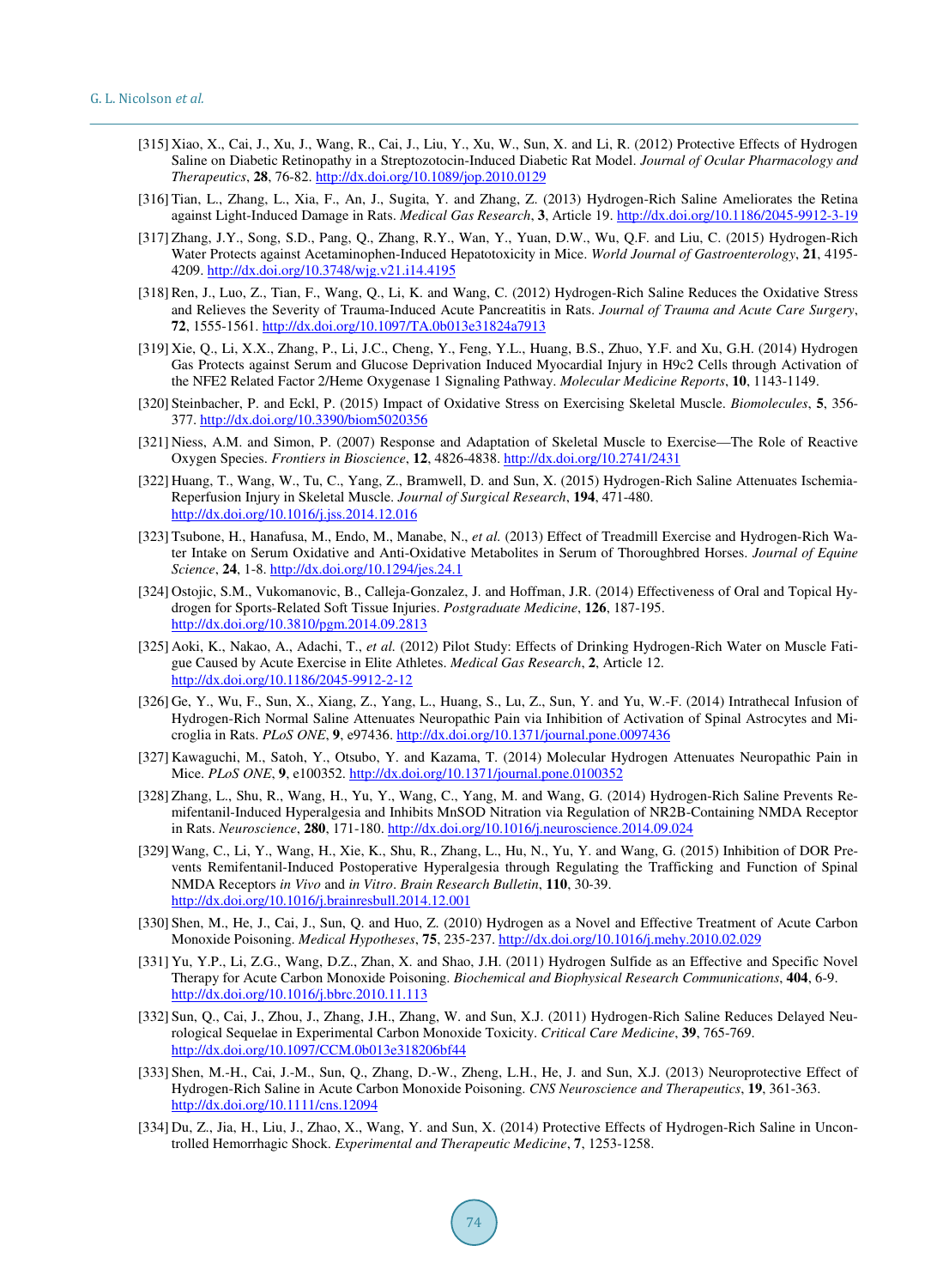[315] Xiao, X., Cai, J., Xu, J., Wang, R., Cai, J., Liu, Y., Xu, W., Sun, X. and Li, R. (2012) Protective Effects of Hydrogen Saline on Diabetic Retinopathy in a Streptozotocin-Induced Diabetic Rat Model. *Journal of Ocular Pharmacology and Therapeutics*, **28**, 76-82. http://dx.doi.org/10.1089/jop.2010.0129

[316] Tian, L., Zhang, L., Xia, F., An, J., Sugita, Y. and Zhang, Z. (2013) Hydrogen-Rich Saline Ameliorates the Retina against Light-Induced Damage in Rats. *Medical Gas Research*, **3**, Article 19. http://dx.doi.org/10.1186/2045-9912-3-19

[317] Zhang, J.Y., Song, S.D., Pang, Q., Zhang, R.Y., Wan, Y., Yuan, D.W., Wu, Q.F. and Liu, C. (2015) Hydrogen-Rich Water Protects against Acetaminophen-Induced Hepatotoxicity in Mice. *World Journal of Gastroenterology*, **21**, 4195-4209. http://dx.doi.org/10.3748/wjg.v21.i14.4195

[318] Ren, J., Luo, Z., Tian, F., Wang, Q., Li, K. and Wang, C. (2012) Hydrogen-Rich Saline Reduces the Oxidative Stress and Relieves the Severity of Trauma-Induced Acute Pancreatitis in Rats. *Journal of Trauma and Acute Care Surgery*, **72**, 1555-1561. http://dx.doi.org/10.1097/TA.0b013e31824a7913

[319] Xie, Q., Li, X.X., Zhang, P., Li, J.C., Cheng, Y., Feng, Y.L., Huang, B.S., Zhuo, Y.F. and Xu, G.H. (2014) Hydrogen Gas Protects against Serum and Glucose Deprivation Induced Myocardial Injury in H9c2 Cells through Activation of the NFE2 Related Factor 2/Heme Oxygenase 1 Signaling Pathway. *Molecular Medicine Reports*, **10**, 1143-1149.

[320] Steinbacher, P. and Eckl, P. (2015) Impact of Oxidative Stress on Exercising Skeletal Muscle. *Biomolecules*, **5**, 356-377. http://dx.doi.org/10.3390/biom5020356

[321] Niess, A.M. and Simon, P. (2007) Response and Adaptation of Skeletal Muscle to Exercise—The Role of Reactive Oxygen Species. *Frontiers in Bioscience*, **12**, 4826-4838. http://dx.doi.org/10.2741/2431

[322] Huang, T., Wang, W., Tu, C., Yang, Z., Bramwell, D. and Sun, X. (2015) Hydrogen-Rich Saline Attenuates Ischemia-Reperfusion Injury in Skeletal Muscle. *Journal of Surgical Research*, **194**, 471-480. http://dx.doi.org/10.1016/j.jss.2014.12.016

[323] Tsubone, H., Hanafusa, M., Endo, M., Manabe, N., *et al.* (2013) Effect of Treadmill Exercise and Hydrogen-Rich Water Intake on Serum Oxidative and Anti-Oxidative Metabolites in Serum of Thoroughbred Horses. *Journal of Equine Science*, **24**, 1-8. http://dx.doi.org/10.1294/jes.24.1

[324] Ostojic, S.M., Vukomanovic, B., Calleja-Gonzalez, J. and Hoffman, J.R. (2014) Effectiveness of Oral and Topical Hydrogen for Sports-Related Soft Tissue Injuries. *Postgraduate Medicine*, **126**, 187-195. http://dx.doi.org/10.3810/pgm.2014.09.2813

[325] Aoki, K., Nakao, A., Adachi, T., *et al.* (2012) Pilot Study: Effects of Drinking Hydrogen-Rich Water on Muscle Fatigue Caused by Acute Exercise in Elite Athletes. *Medical Gas Research*, **2**, Article 12. http://dx.doi.org/10.1186/2045-9912-2-12

[326] Ge, Y., Wu, F., Sun, X., Xiang, Z., Yang, L., Huang, S., Lu, Z., Sun, Y. and Yu, W.-F. (2014) Intrathecal Infusion of Hydrogen-Rich Normal Saline Attenuates Neuropathic Pain via Inhibition of Activation of Spinal Astrocytes and Microglia in Rats. *PLoS ONE*, **9**, e97436. http://dx.doi.org/10.1371/journal.pone.0097436

[327] Kawaguchi, M., Satoh, Y., Otsubo, Y. and Kazama, T. (2014) Molecular Hydrogen Attenuates Neuropathic Pain in Mice. *PLoS ONE*, **9**, e100352. http://dx.doi.org/10.1371/journal.pone.0100352

[328] Zhang, L., Shu, R., Wang, H., Yu, Y., Wang, C., Yang, M. and Wang, G. (2014) Hydrogen-Rich Saline Prevents Remifentanil-Induced Hyperalgesia and Inhibits MnSOD Nitration via Regulation of NR2B-Containing NMDA Receptor in Rats. *Neuroscience*, **280**, 171-180. http://dx.doi.org/10.1016/j.neuroscience.2014.09.024

[329] Wang, C., Li, Y., Wang, H., Xie, K., Shu, R., Zhang, L., Hu, N., Yu, Y. and Wang, G. (2015) Inhibition of DOR Prevents Remifentanil-Induced Postoperative Hyperalgesia through Regulating the Trafficking and Function of Spinal NMDA Receptors *in Vivo* and *in Vitro*. *Brain Research Bulletin*, **110**, 30-39. http://dx.doi.org/10.1016/j.brainresbull.2014.12.001

[330] Shen, M., He, J., Cai, J., Sun, Q. and Huo, Z. (2010) Hydrogen as a Novel and Effective Treatment of Acute Carbon Monoxide Poisoning. *Medical Hypotheses*, **75**, 235-237. http://dx.doi.org/10.1016/j.mehy.2010.02.029

[331] Yu, Y.P., Li, Z.G., Wang, D.Z., Zhan, X. and Shao, J.H. (2011) Hydrogen Sulfide as an Effective and Specific Novel Therapy for Acute Carbon Monoxide Poisoning. *Biochemical and Biophysical Research Communications*, **404**, 6-9. http://dx.doi.org/10.1016/j.bbrc.2010.11.113

[332] Sun, Q., Cai, J., Zhou, J., Zhang, J.H., Zhang, W. and Sun, X.J. (2011) Hydrogen-Rich Saline Reduces Delayed Neurological Sequelae in Experimental Carbon Monoxide Toxicity. *Critical Care Medicine*, **39**, 765-769. http://dx.doi.org/10.1097/CCM.0b013e318206bf44

[333] Shen, M.-H., Cai, J.-M., Sun, Q., Zhang, D.-W., Zheng, L.H., He, J. and Sun, X.J. (2013) Neuroprotective Effect of Hydrogen-Rich Saline in Acute Carbon Monoxide Poisoning. *CNS Neuroscience and Therapeutics*, **19**, 361-363. http://dx.doi.org/10.1111/cns.12094

[334] Du, Z., Jia, H., Liu, J., Zhao, X., Wang, Y. and Sun, X. (2014) Protective Effects of Hydrogen-Rich Saline in Uncontrolled Hemorrhagic Shock. *Experimental and Therapeutic Medicine*, **7**, 1253-1258.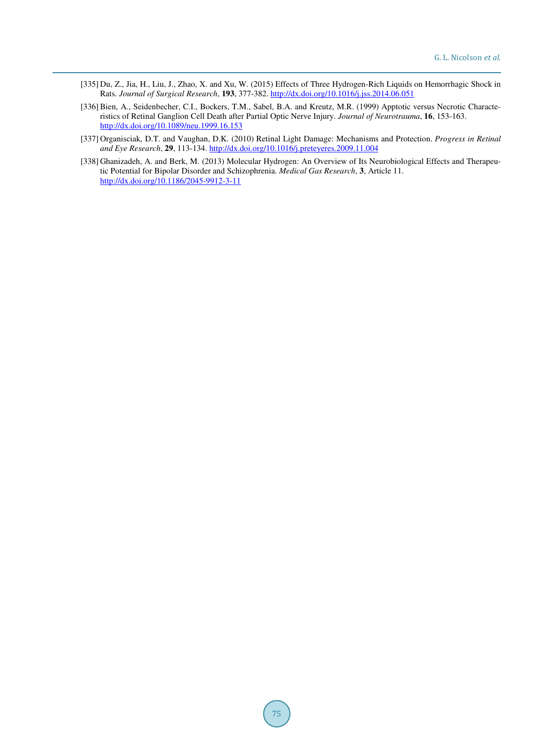[335] Du, Z., Jia, H., Liu, J., Zhao, X. and Xu, W. (2015) Effects of Three Hydrogen-Rich Liquids on Hemorrhagic Shock in Rats. *Journal of Surgical Research*, **193**, 377-382. http://dx.doi.org/10.1016/j.jss.2014.06.051

[336] Bien, A., Seidenbecher, C.I., Bockers, T.M., Sabel, B.A. and Kreutz, M.R. (1999) Apptotic versus Necrotic Characteristics of Retinal Ganglion Cell Death after Partial Optic Nerve Injury. *Journal of Neurotrauma*, **16**, 153-163. http://dx.doi.org/10.1089/neu.1999.16.153

[337] Organisciak, D.T. and Vaughan, D.K. (2010) Retinal Light Damage: Mechanisms and Protection. *Progress in Retinal and Eye Research*, **29**, 113-134. http://dx.doi.org/10.1016/j.preteyeres.2009.11.004

[338] Ghanizadeh, A. and Berk, M. (2013) Molecular Hydrogen: An Overview of Its Neurobiological Effects and Therapeutic Potential for Bipolar Disorder and Schizophrenia. *Medical Gas Research*, **3**, Article 11. http://dx.doi.org/10.1186/2045-9912-3-11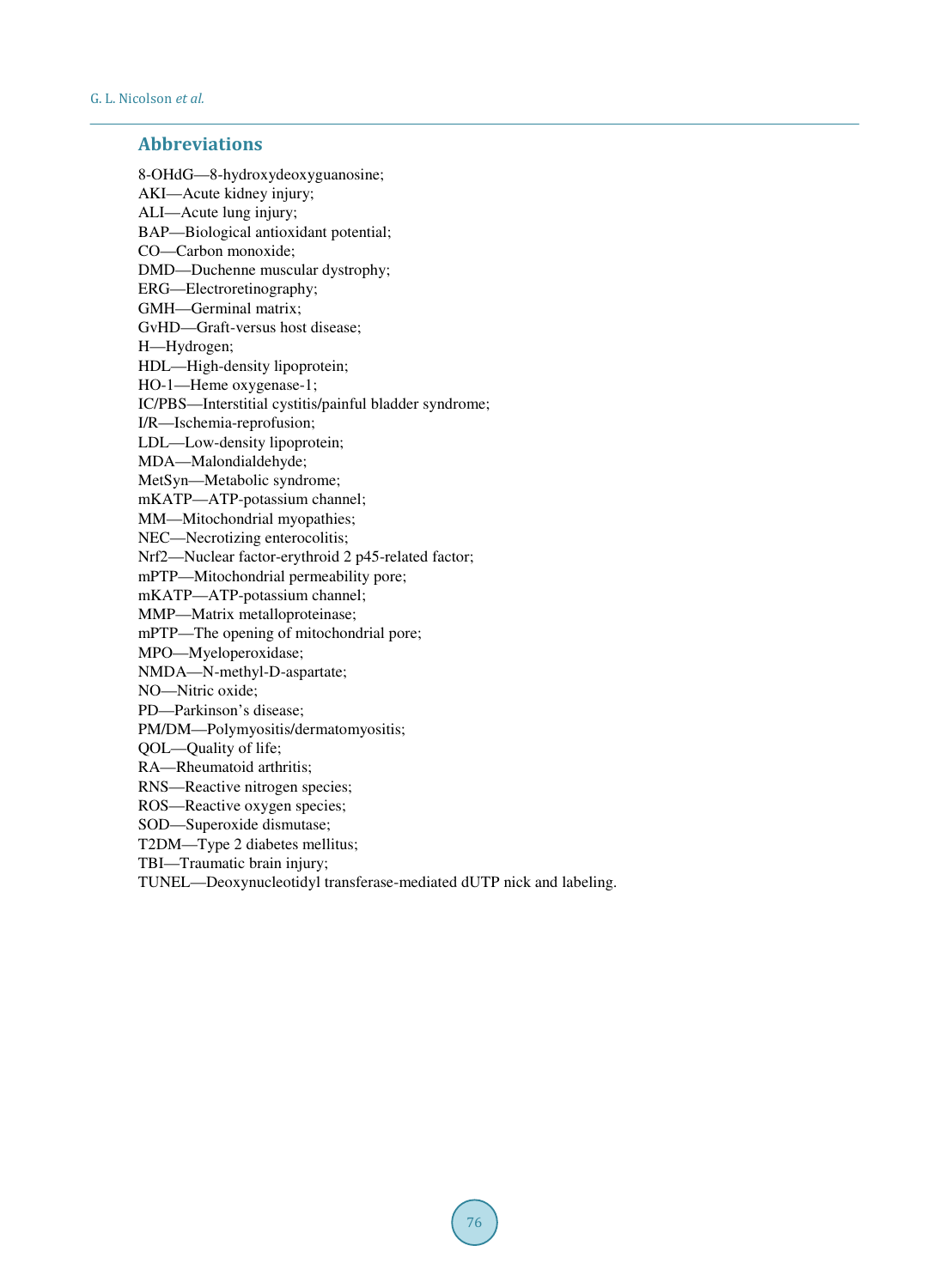## Abbreviations

8-OHdG—8-hydroxydeoxyguanosine;
AKI—Acute kidney injury;
ALI—Acute lung injury;
BAP—Biological antioxidant potential;
CO—Carbon monoxide;
DMD—Duchenne muscular dystrophy;
ERG—Electroretinography;
GMH—Germinal matrix;
GvHD—Graft-versus host disease;
H—Hydrogen;
HDL—High-density lipoprotein;
HO-1—Heme oxygenase-1;
IC/PBS—Interstitial cystitis/painful bladder syndrome;
I/R—Ischemia-reprofusion;
LDL—Low-density lipoprotein;
MDA—Malondialdehyde;
MetSyn—Metabolic syndrome;
mKATP—ATP-potassium channel;
MM—Mitochondrial myopathies;
NEC—Necrotizing enterocolitis;
Nrf2—Nuclear factor-erythroid 2 p45-related factor;
mPTP—Mitochondrial permeability pore;
mKATP—ATP-potassium channel;
MMP—Matrix metalloproteinase;
mPTP—The opening of mitochondrial pore;
MPO—Myeloperoxidase;
NMDA—N-methyl-D-aspartate;
NO—Nitric oxide;
PD—Parkinson's disease;
PM/DM—Polymyositis/dermatomyositis;
QOL—Quality of life;
RA—Rheumatoid arthritis;
RNS—Reactive nitrogen species;
ROS—Reactive oxygen species;
SOD—Superoxide dismutase;
T2DM—Type 2 diabetes mellitus;
TBI—Traumatic brain injury;
TUNEL—Deoxynucleotidyl transferase-mediated dUTP nick and labeling.